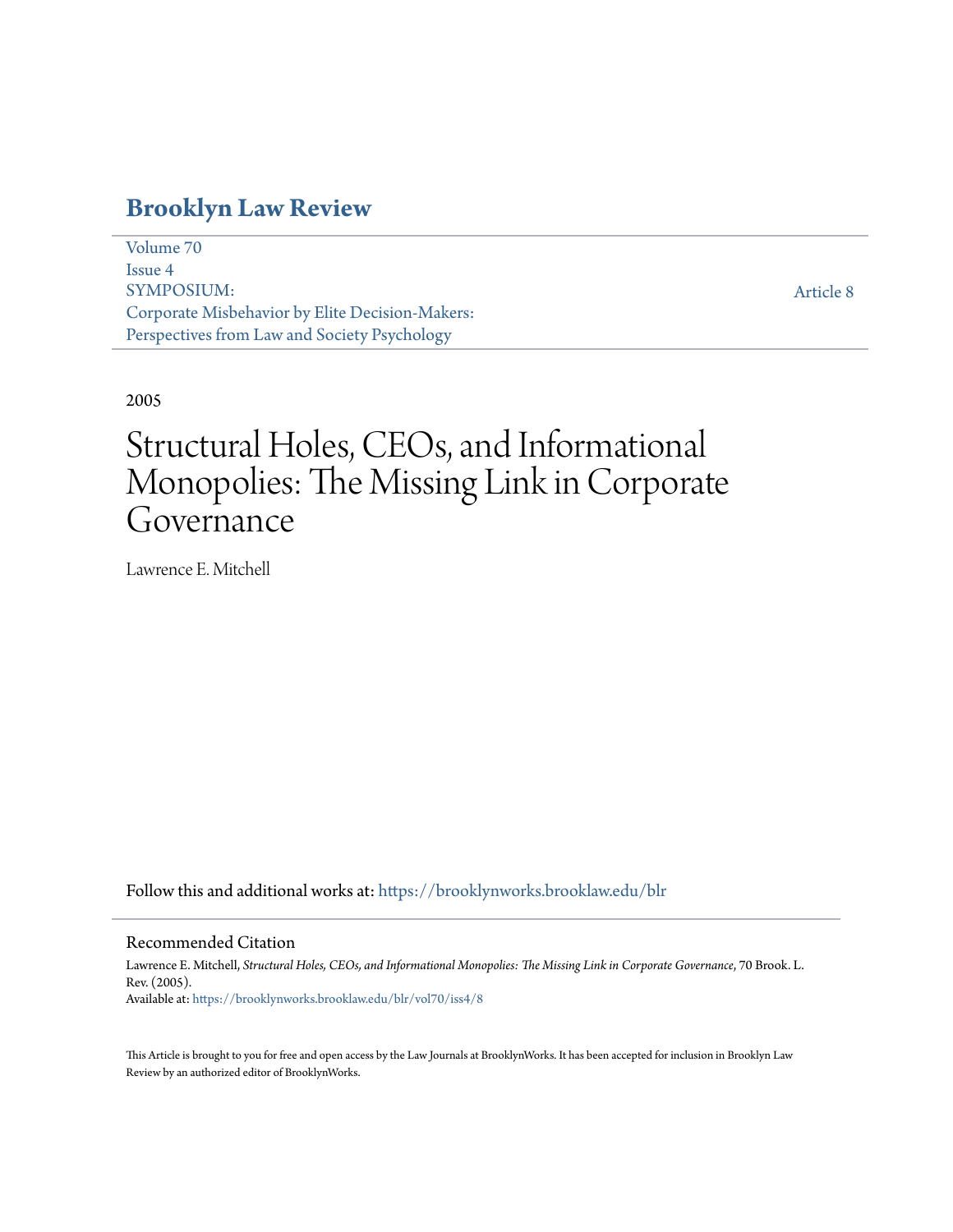# Brooklyn Law Review

Volume 70
Issue 4
SYMPOSIUM:
Corporate Misbehavior by Elite Decision-Makers:
Perspectives from Law and Society Psychology

Article 8

2005

# Structural Holes, CEOs, and Informational Monopolies: The Missing Link in Corporate Governance

Lawrence E. Mitchell

Follow this and additional works at: https://brooklynworks.brooklaw.edu/blr

## Recommended Citation

Lawrence E. Mitchell, *Structural Holes, CEOs, and Informational Monopolies: The Missing Link in Corporate Governance*, 70 Brook. L. Rev. (2005).
Available at: https://brooklynworks.brooklaw.edu/blr/vol70/iss4/8

This Article is brought to you for free and open access by the Law Journals at BrooklynWorks. It has been accepted for inclusion in Brooklyn Law Review by an authorized editor of BrooklynWorks.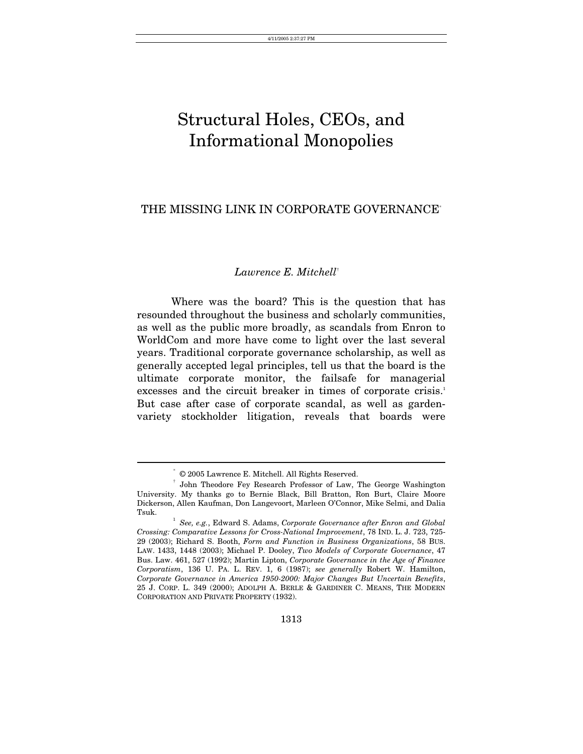# Structural Holes, CEOs, and Informational Monopolies

## THE MISSING LINK IN CORPORATE GOVERNANCE[*]

*Lawrence E. Mitchell*[†]

Where was the board? This is the question that has resounded throughout the business and scholarly communities, as well as the public more broadly, as scandals from Enron to WorldCom and more have come to light over the last several years. Traditional corporate governance scholarship, as well as generally accepted legal principles, tell us that the board is the ultimate corporate monitor, the failsafe for managerial excesses and the circuit breaker in times of corporate crisis.[1] But case after case of corporate scandal, as well as garden-variety stockholder litigation, reveals that boards were

---

[*] © 2005 Lawrence E. Mitchell. All Rights Reserved.

[†] John Theodore Fey Research Professor of Law, The George Washington University. My thanks go to Bernie Black, Bill Bratton, Ron Burt, Claire Moore Dickerson, Allen Kaufman, Don Langevoort, Marleen O'Connor, Mike Selmi, and Dalia Tsuk.

[1] *See, e.g.*, Edward S. Adams, *Corporate Governance after Enron and Global Crossing: Comparative Lessons for Cross-National Improvement*, 78 IND. L. J. 723, 725-29 (2003); Richard S. Booth, *Form and Function in Business Organizations*, 58 BUS. LAW. 1433, 1448 (2003); Michael P. Dooley, *Two Models of Corporate Governance*, 47 Bus. Law. 461, 527 (1992); Martin Lipton, *Corporate Governance in the Age of Finance Corporatism*, 136 U. PA. L. REV. 1, 6 (1987); *see generally* Robert W. Hamilton, *Corporate Governance in America 1950-2000: Major Changes But Uncertain Benefits*, 25 J. CORP. L. 349 (2000); ADOLPH A. BERLE & GARDINER C. MEANS, THE MODERN CORPORATION AND PRIVATE PROPERTY (1932).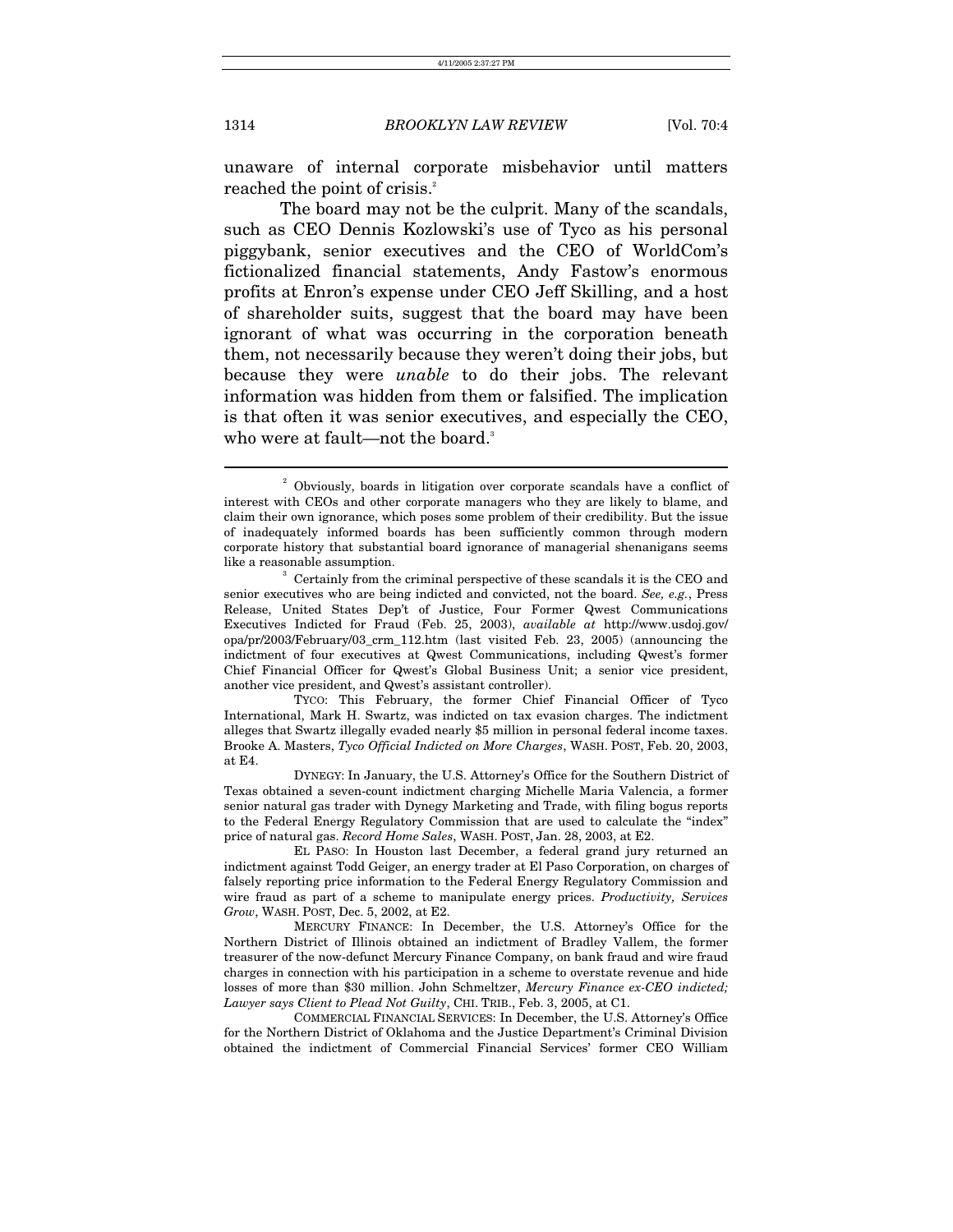unaware of internal corporate misbehavior until matters reached the point of crisis.[2]

The board may not be the culprit. Many of the scandals, such as CEO Dennis Kozlowski's use of Tyco as his personal piggybank, senior executives and the CEO of WorldCom's fictionalized financial statements, Andy Fastow's enormous profits at Enron's expense under CEO Jeff Skilling, and a host of shareholder suits, suggest that the board may have been ignorant of what was occurring in the corporation beneath them, not necessarily because they weren't doing their jobs, but because they were *unable* to do their jobs. The relevant information was hidden from them or falsified. The implication is that often it was senior executives, and especially the CEO, who were at fault—not the board.[3]

---

[2] Obviously, boards in litigation over corporate scandals have a conflict of interest with CEOs and other corporate managers who they are likely to blame, and claim their own ignorance, which poses some problem of their credibility. But the issue of inadequately informed boards has been sufficiently common through modern corporate history that substantial board ignorance of managerial shenanigans seems like a reasonable assumption.

[3] Certainly from the criminal perspective of these scandals it is the CEO and senior executives who are being indicted and convicted, not the board. *See, e.g.*, Press Release, United States Dep't of Justice, Four Former Qwest Communications Executives Indicted for Fraud (Feb. 25, 2003), *available at* http://www.usdoj.gov/opa/pr/2003/February/03_crm_112.htm (last visited Feb. 23, 2005) (announcing the indictment of four executives at Qwest Communications, including Qwest's former Chief Financial Officer for Qwest's Global Business Unit; a senior vice president, another vice president, and Qwest's assistant controller).

TYCO: This February, the former Chief Financial Officer of Tyco International, Mark H. Swartz, was indicted on tax evasion charges. The indictment alleges that Swartz illegally evaded nearly $5 million in personal federal income taxes. Brooke A. Masters, *Tyco Official Indicted on More Charges*, WASH. POST, Feb. 20, 2003, at E4.

DYNEGY: In January, the U.S. Attorney's Office for the Southern District of Texas obtained a seven-count indictment charging Michelle Maria Valencia, a former senior natural gas trader with Dynegy Marketing and Trade, with filing bogus reports to the Federal Energy Regulatory Commission that are used to calculate the "index" price of natural gas. *Record Home Sales*, WASH. POST, Jan. 28, 2003, at E2.

EL PASO: In Houston last December, a federal grand jury returned an indictment against Todd Geiger, an energy trader at El Paso Corporation, on charges of falsely reporting price information to the Federal Energy Regulatory Commission and wire fraud as part of a scheme to manipulate energy prices. *Productivity, Services Grow*, WASH. POST, Dec. 5, 2002, at E2.

MERCURY FINANCE: In December, the U.S. Attorney's Office for the Northern District of Illinois obtained an indictment of Bradley Vallem, the former treasurer of the now-defunct Mercury Finance Company, on bank fraud and wire fraud charges in connection with his participation in a scheme to overstate revenue and hide losses of more than $30 million. John Schmeltzer, *Mercury Finance ex-CEO indicted; Lawyer says Client to Plead Not Guilty*, CHI. TRIB., Feb. 3, 2005, at C1.

COMMERCIAL FINANCIAL SERVICES: In December, the U.S. Attorney's Office for the Northern District of Oklahoma and the Justice Department's Criminal Division obtained the indictment of Commercial Financial Services' former CEO William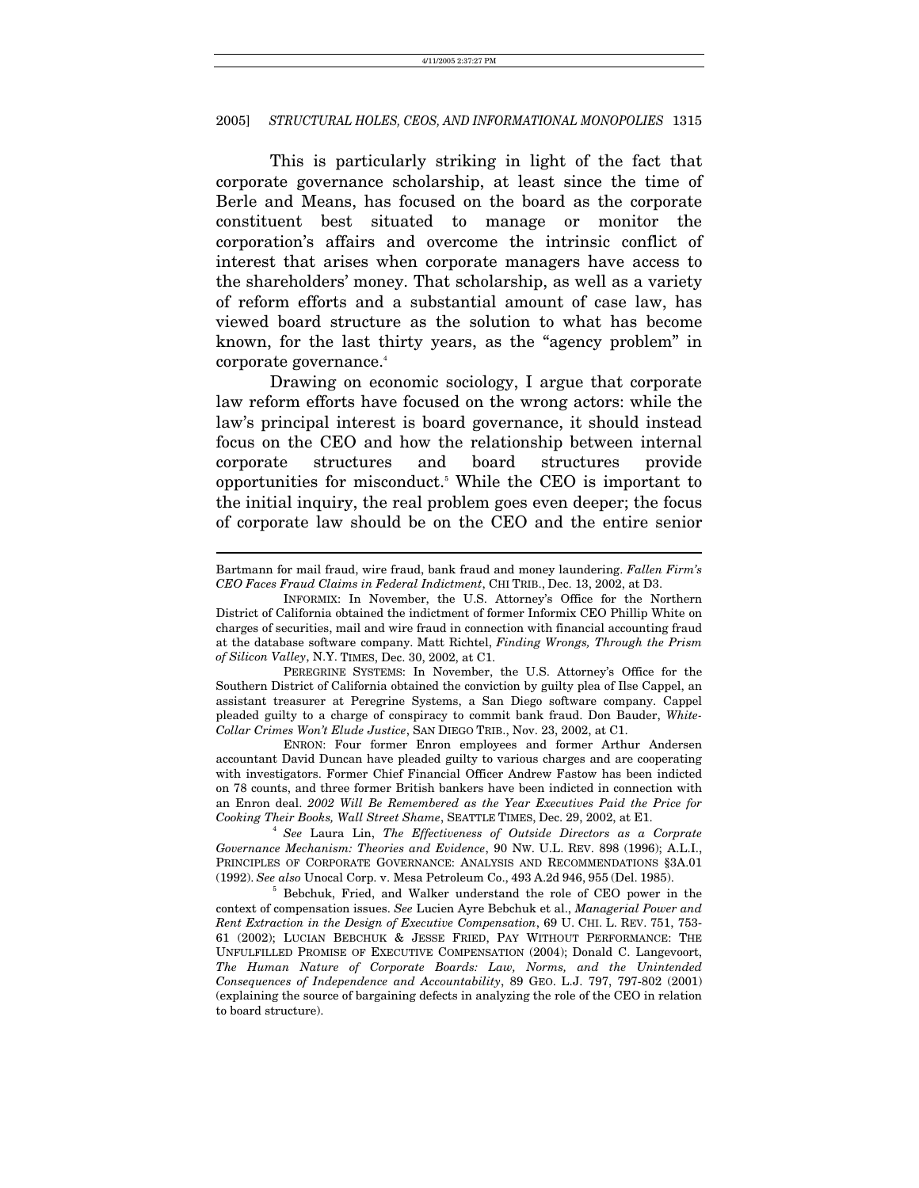This is particularly striking in light of the fact that corporate governance scholarship, at least since the time of Berle and Means, has focused on the board as the corporate constituent best situated to manage or monitor the corporation's affairs and overcome the intrinsic conflict of interest that arises when corporate managers have access to the shareholders' money. That scholarship, as well as a variety of reform efforts and a substantial amount of case law, has viewed board structure as the solution to what has become known, for the last thirty years, as the "agency problem" in corporate governance.[4]

Drawing on economic sociology, I argue that corporate law reform efforts have focused on the wrong actors: while the law's principal interest is board governance, it should instead focus on the CEO and how the relationship between internal corporate structures and board structures provide opportunities for misconduct.[5] While the CEO is important to the initial inquiry, the real problem goes even deeper; the focus of corporate law should be on the CEO and the entire senior

---

Bartmann for mail fraud, wire fraud, bank fraud and money laundering. *Fallen Firm's CEO Faces Fraud Claims in Federal Indictment*, CHI TRIB., Dec. 13, 2002, at D3.

INFORMIX: In November, the U.S. Attorney's Office for the Northern District of California obtained the indictment of former Informix CEO Phillip White on charges of securities, mail and wire fraud in connection with financial accounting fraud at the database software company. Matt Richtel, *Finding Wrongs, Through the Prism of Silicon Valley*, N.Y. TIMES, Dec. 30, 2002, at C1.

PEREGRINE SYSTEMS: In November, the U.S. Attorney's Office for the Southern District of California obtained the conviction by guilty plea of Ilse Cappel, an assistant treasurer at Peregrine Systems, a San Diego software company. Cappel pleaded guilty to a charge of conspiracy to commit bank fraud. Don Bauder, *White-Collar Crimes Won't Elude Justice*, SAN DIEGO TRIB., Nov. 23, 2002, at C1.

ENRON: Four former Enron employees and former Arthur Andersen accountant David Duncan have pleaded guilty to various charges and are cooperating with investigators. Former Chief Financial Officer Andrew Fastow has been indicted on 78 counts, and three former British bankers have been indicted in connection with an Enron deal. *2002 Will Be Remembered as the Year Executives Paid the Price for Cooking Their Books, Wall Street Shame*, SEATTLE TIMES, Dec. 29, 2002, at E1.

[4] *See* Laura Lin, *The Effectiveness of Outside Directors as a Corprate Governance Mechanism: Theories and Evidence*, 90 NW. U.L. REV. 898 (1996); A.L.I., PRINCIPLES OF CORPORATE GOVERNANCE: ANALYSIS AND RECOMMENDATIONS §3A.01 (1992). *See also* Unocal Corp. v. Mesa Petroleum Co., 493 A.2d 946, 955 (Del. 1985).

[5] Bebchuk, Fried, and Walker understand the role of CEO power in the context of compensation issues. *See* Lucien Ayre Bebchuk et al., *Managerial Power and Rent Extraction in the Design of Executive Compensation*, 69 U. CHI. L. REV. 751, 753-61 (2002); LUCIAN BEBCHUK & JESSE FRIED, PAY WITHOUT PERFORMANCE: THE UNFULFILLED PROMISE OF EXECUTIVE COMPENSATION (2004); Donald C. Langevoort, *The Human Nature of Corporate Boards: Law, Norms, and the Unintended Consequences of Independence and Accountability*, 89 GEO. L.J. 797, 797-802 (2001) (explaining the source of bargaining defects in analyzing the role of the CEO in relation to board structure).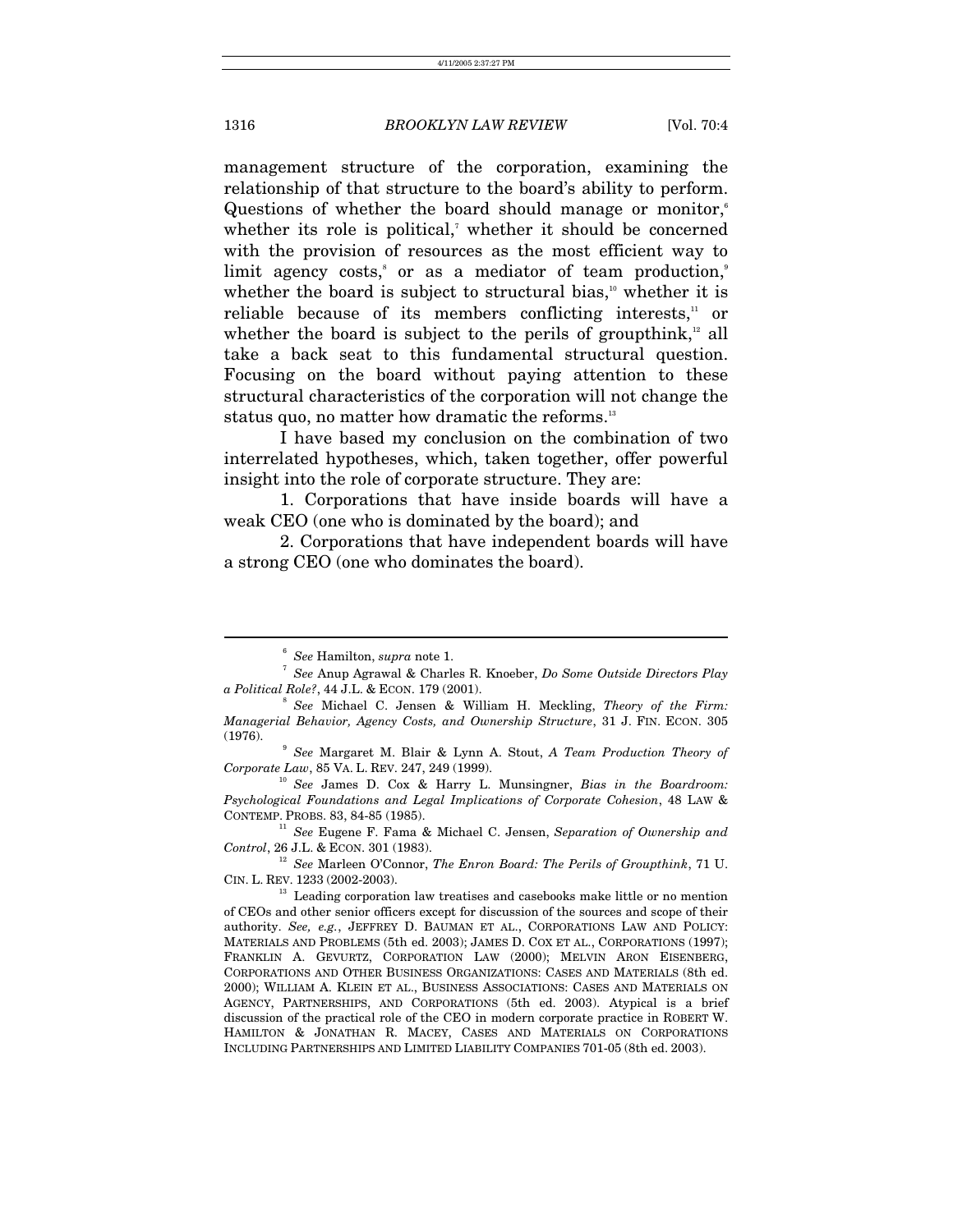management structure of the corporation, examining the relationship of that structure to the board's ability to perform. Questions of whether the board should manage or monitor,[6] whether its role is political,[7] whether it should be concerned with the provision of resources as the most efficient way to limit agency costs,[8] or as a mediator of team production,[9] whether the board is subject to structural bias,[10] whether it is reliable because of its members conflicting interests,[11] or whether the board is subject to the perils of groupthink,[12] all take a back seat to this fundamental structural question. Focusing on the board without paying attention to these structural characteristics of the corporation will not change the status quo, no matter how dramatic the reforms.[13]

I have based my conclusion on the combination of two interrelated hypotheses, which, taken together, offer powerful insight into the role of corporate structure. They are:

1. Corporations that have inside boards will have a weak CEO (one who is dominated by the board); and

2. Corporations that have independent boards will have a strong CEO (one who dominates the board).

---

[6] *See* Hamilton, *supra* note 1.

[7] *See* Anup Agrawal & Charles R. Knoeber, *Do Some Outside Directors Play a Political Role?*, 44 J.L. & ECON. 179 (2001).

[8] *See* Michael C. Jensen & William H. Meckling, *Theory of the Firm: Managerial Behavior, Agency Costs, and Ownership Structure*, 31 J. FIN. ECON. 305 (1976).

[9] *See* Margaret M. Blair & Lynn A. Stout, *A Team Production Theory of Corporate Law*, 85 VA. L. REV. 247, 249 (1999).

[10] *See* James D. Cox & Harry L. Munsingner, *Bias in the Boardroom: Psychological Foundations and Legal Implications of Corporate Cohesion*, 48 LAW & CONTEMP. PROBS. 83, 84-85 (1985).

[11] *See* Eugene F. Fama & Michael C. Jensen, *Separation of Ownership and Control*, 26 J.L. & ECON. 301 (1983).

[12] *See* Marleen O'Connor, *The Enron Board: The Perils of Groupthink*, 71 U. CIN. L. REV. 1233 (2002-2003).

[13] Leading corporation law treatises and casebooks make little or no mention of CEOs and other senior officers except for discussion of the sources and scope of their authority. *See, e.g.*, JEFFREY D. BAUMAN ET AL., CORPORATIONS LAW AND POLICY: MATERIALS AND PROBLEMS (5th ed. 2003); JAMES D. COX ET AL., CORPORATIONS (1997); FRANKLIN A. GEVURTZ, CORPORATION LAW (2000); MELVIN ARON EISENBERG, CORPORATIONS AND OTHER BUSINESS ORGANIZATIONS: CASES AND MATERIALS (8th ed. 2000); WILLIAM A. KLEIN ET AL., BUSINESS ASSOCIATIONS: CASES AND MATERIALS ON AGENCY, PARTNERSHIPS, AND CORPORATIONS (5th ed. 2003). Atypical is a brief discussion of the practical role of the CEO in modern corporate practice in ROBERT W. HAMILTON & JONATHAN R. MACEY, CASES AND MATERIALS ON CORPORATIONS INCLUDING PARTNERSHIPS AND LIMITED LIABILITY COMPANIES 701-05 (8th ed. 2003).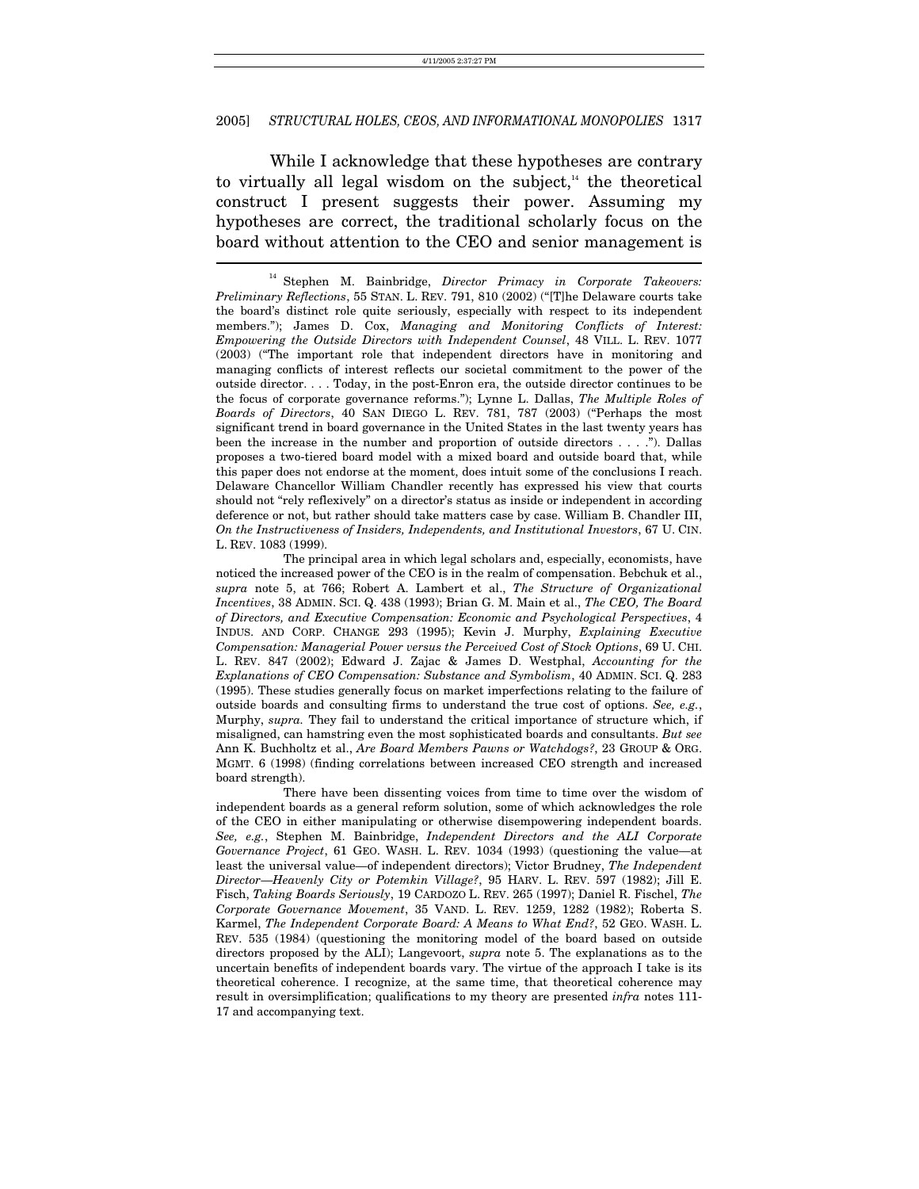While I acknowledge that these hypotheses are contrary to virtually all legal wisdom on the subject,[14] the theoretical construct I present suggests their power. Assuming my hypotheses are correct, the traditional scholarly focus on the board without attention to the CEO and senior management is

---

[14] Stephen M. Bainbridge, *Director Primacy in Corporate Takeovers: Preliminary Reflections*, 55 STAN. L. REV. 791, 810 (2002) ("[T]he Delaware courts take the board's distinct role quite seriously, especially with respect to its independent members."); James D. Cox, *Managing and Monitoring Conflicts of Interest: Empowering the Outside Directors with Independent Counsel*, 48 VILL. L. REV. 1077 (2003) ("The important role that independent directors have in monitoring and managing conflicts of interest reflects our societal commitment to the power of the outside director. . . . Today, in the post-Enron era, the outside director continues to be the focus of corporate governance reforms."); Lynne L. Dallas, *The Multiple Roles of Boards of Directors*, 40 SAN DIEGO L. REV. 781, 787 (2003) ("Perhaps the most significant trend in board governance in the United States in the last twenty years has been the increase in the number and proportion of outside directors . . . ."). Dallas proposes a two-tiered board model with a mixed board and outside board that, while this paper does not endorse at the moment, does intuit some of the conclusions I reach. Delaware Chancellor William Chandler recently has expressed his view that courts should not "rely reflexively" on a director's status as inside or independent in according deference or not, but rather should take matters case by case. William B. Chandler III, *On the Instructiveness of Insiders, Independents, and Institutional Investors*, 67 U. CIN. L. REV. 1083 (1999).

The principal area in which legal scholars and, especially, economists, have noticed the increased power of the CEO is in the realm of compensation. Bebchuk et al., *supra* note 5, at 766; Robert A. Lambert et al., *The Structure of Organizational Incentives*, 38 ADMIN. SCI. Q. 438 (1993); Brian G. M. Main et al., *The CEO, The Board of Directors, and Executive Compensation: Economic and Psychological Perspectives*, 4 INDUS. AND CORP. CHANGE 293 (1995); Kevin J. Murphy, *Explaining Executive Compensation: Managerial Power versus the Perceived Cost of Stock Options*, 69 U. CHI. L. REV. 847 (2002); Edward J. Zajac & James D. Westphal, *Accounting for the Explanations of CEO Compensation: Substance and Symbolism*, 40 ADMIN. SCI. Q. 283 (1995). These studies generally focus on market imperfections relating to the failure of outside boards and consulting firms to understand the true cost of options. *See, e.g.*, Murphy, *supra*. They fail to understand the critical importance of structure which, if misaligned, can hamstring even the most sophisticated boards and consultants. *But see* Ann K. Buchholtz et al., *Are Board Members Pawns or Watchdogs?*, 23 GROUP & ORG. MGMT. 6 (1998) (finding correlations between increased CEO strength and increased board strength).

There have been dissenting voices from time to time over the wisdom of independent boards as a general reform solution, some of which acknowledges the role of the CEO in either manipulating or otherwise disempowering independent boards. *See, e.g.*, Stephen M. Bainbridge, *Independent Directors and the ALI Corporate Governance Project*, 61 GEO. WASH. L. REV. 1034 (1993) (questioning the value—at least the universal value—of independent directors); Victor Brudney, *The Independent Director—Heavenly City or Potemkin Village?*, 95 HARV. L. REV. 597 (1982); Jill E. Fisch, *Taking Boards Seriously*, 19 CARDOZO L. REV. 265 (1997); Daniel R. Fischel, *The Corporate Governance Movement*, 35 VAND. L. REV. 1259, 1282 (1982); Roberta S. Karmel, *The Independent Corporate Board: A Means to What End?*, 52 GEO. WASH. L. REV. 535 (1984) (questioning the monitoring model of the board based on outside directors proposed by the ALI); Langevoort, *supra* note 5. The explanations as to the uncertain benefits of independent boards vary. The virtue of the approach I take is its theoretical coherence. I recognize, at the same time, that theoretical coherence may result in oversimplification; qualifications to my theory are presented *infra* notes 111-17 and accompanying text.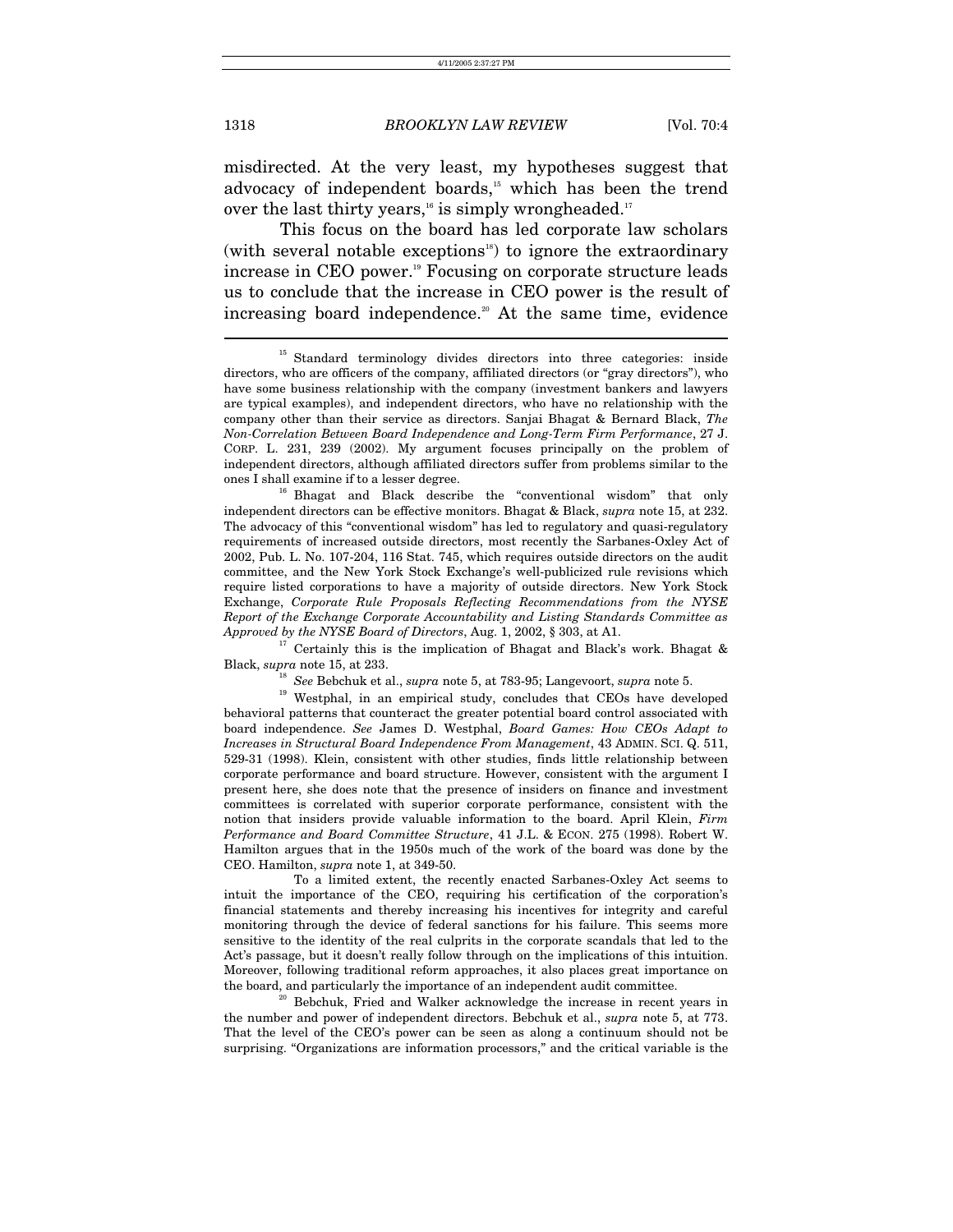misdirected. At the very least, my hypotheses suggest that advocacy of independent boards,[15] which has been the trend over the last thirty years,[16] is simply wrongheaded.[17]

This focus on the board has led corporate law scholars (with several notable exceptions[18]) to ignore the extraordinary increase in CEO power.[19] Focusing on corporate structure leads us to conclude that the increase in CEO power is the result of increasing board independence.[20] At the same time, evidence

---

[15] Standard terminology divides directors into three categories: inside directors, who are officers of the company, affiliated directors (or "gray directors"), who have some business relationship with the company (investment bankers and lawyers are typical examples), and independent directors, who have no relationship with the company other than their service as directors. Sanjai Bhagat & Bernard Black, *The Non-Correlation Between Board Independence and Long-Term Firm Performance*, 27 J. CORP. L. 231, 239 (2002). My argument focuses principally on the problem of independent directors, although affiliated directors suffer from problems similar to the ones I shall examine if to a lesser degree.

[16] Bhagat and Black describe the "conventional wisdom" that only independent directors can be effective monitors. Bhagat & Black, *supra* note 15, at 232. The advocacy of this "conventional wisdom" has led to regulatory and quasi-regulatory requirements of increased outside directors, most recently the Sarbanes-Oxley Act of 2002, Pub. L. No. 107-204, 116 Stat. 745, which requires outside directors on the audit committee, and the New York Stock Exchange's well-publicized rule revisions which require listed corporations to have a majority of outside directors. New York Stock Exchange, *Corporate Rule Proposals Reflecting Recommendations from the NYSE Report of the Exchange Corporate Accountability and Listing Standards Committee as Approved by the NYSE Board of Directors*, Aug. 1, 2002, § 303, at A1.

[17] Certainly this is the implication of Bhagat and Black's work. Bhagat & Black, *supra* note 15, at 233.

[18] *See* Bebchuk et al., *supra* note 5, at 783-95; Langevoort, *supra* note 5.

[19] Westphal, in an empirical study, concludes that CEOs have developed behavioral patterns that counteract the greater potential board control associated with board independence. *See* James D. Westphal, *Board Games: How CEOs Adapt to Increases in Structural Board Independence From Management*, 43 ADMIN. SCI. Q. 511, 529-31 (1998). Klein, consistent with other studies, finds little relationship between corporate performance and board structure. However, consistent with the argument I present here, she does note that the presence of insiders on finance and investment committees is correlated with superior corporate performance, consistent with the notion that insiders provide valuable information to the board. April Klein, *Firm Performance and Board Committee Structure*, 41 J.L. & ECON. 275 (1998). Robert W. Hamilton argues that in the 1950s much of the work of the board was done by the CEO. Hamilton, *supra* note 1, at 349-50.

To a limited extent, the recently enacted Sarbanes-Oxley Act seems to intuit the importance of the CEO, requiring his certification of the corporation's financial statements and thereby increasing his incentives for integrity and careful monitoring through the device of federal sanctions for his failure. This seems more sensitive to the identity of the real culprits in the corporate scandals that led to the Act's passage, but it doesn't really follow through on the implications of this intuition. Moreover, following traditional reform approaches, it also places great importance on the board, and particularly the importance of an independent audit committee.

[20] Bebchuk, Fried and Walker acknowledge the increase in recent years in the number and power of independent directors. Bebchuk et al., *supra* note 5, at 773. That the level of the CEO's power can be seen as along a continuum should not be surprising. "Organizations are information processors," and the critical variable is the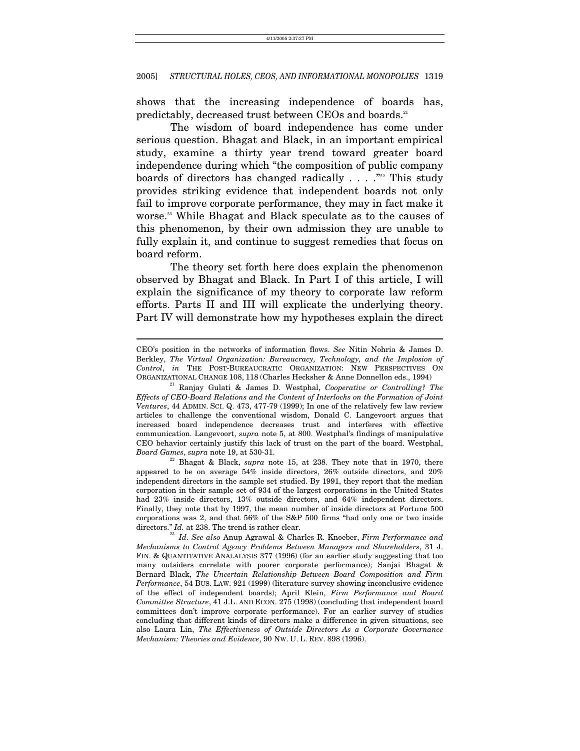shows that the increasing independence of boards has, predictably, decreased trust between CEOs and boards.[21]

The wisdom of board independence has come under serious question. Bhagat and Black, in an important empirical study, examine a thirty year trend toward greater board independence during which "the composition of public company boards of directors has changed radically . . . ."[22] This study provides striking evidence that independent boards not only fail to improve corporate performance, they may in fact make it worse.[23] While Bhagat and Black speculate as to the causes of this phenomenon, by their own admission they are unable to fully explain it, and continue to suggest remedies that focus on board reform.

The theory set forth here does explain the phenomenon observed by Bhagat and Black. In Part I of this article, I will explain the significance of my theory to corporate law reform efforts. Parts II and III will explicate the underlying theory. Part IV will demonstrate how my hypotheses explain the direct

---

CEO's position in the networks of information flows. *See* Nitin Nohria & James D. Berkley, *The Virtual Organization: Bureaucracy, Technology, and the Implosion of Control*, *in* THE POST-BUREAUCRATIC ORGANIZATION: NEW PERSPECTIVES ON ORGANIZATIONAL CHANGE 108, 118 (Charles Hecksher & Anne Donnellon eds., 1994)

[21] Ranjay Gulati & James D. Westphal, *Cooperative or Controlling? The Effects of CEO-Board Relations and the Content of Interlocks on the Formation of Joint Ventures*, 44 ADMIN. SCI. Q. 473, 477-79 (1999); In one of the relatively few law review articles to challenge the conventional wisdom, Donald C. Langevoort argues that increased board independence decreases trust and interferes with effective communication. Langevoort, *supra* note 5, at 800. Westphal's findings of manipulative CEO behavior certainly justify this lack of trust on the part of the board. Westphal, *Board Games*, *supra* note 19, at 530-31.

[22] Bhagat & Black, *supra* note 15, at 238. They note that in 1970, there appeared to be on average 54% inside directors, 26% outside directors, and 20% independent directors in the sample set studied. By 1991, they report that the median corporation in their sample set of 934 of the largest corporations in the United States had 23% inside directors, 13% outside directors, and 64% independent directors. Finally, they note that by 1997, the mean number of inside directors at Fortune 500 corporations was 2, and that 56% of the S&P 500 firms "had only one or two inside directors." *Id.* at 238. The trend is rather clear.

[23] *Id*. *See also* Anup Agrawal & Charles R. Knoeber, *Firm Performance and Mechanisms to Control Agency Problems Between Managers and Shareholders*, 31 J. FIN. & QUANTITATIVE ANALAYSIS 377 (1996) (for an earlier study suggesting that too many outsiders correlate with poorer corporate performance); Sanjai Bhagat & Bernard Black, *The Uncertain Relationship Between Board Composition and Firm Performance*, 54 BUS. LAW. 921 (1999) (literature survey showing inconclusive evidence of the effect of independent boards); April Klein, *Firm Performance and Board Committee Structure*, 41 J.L. AND ECON. 275 (1998) (concluding that independent board committees don't improve corporate performance). For an earlier survey of studies concluding that different kinds of directors make a difference in given situations, see also Laura Lin, *The Effectiveness of Outside Directors As a Corporate Governance Mechanism: Theories and Evidence*, 90 NW. U. L. REV. 898 (1996).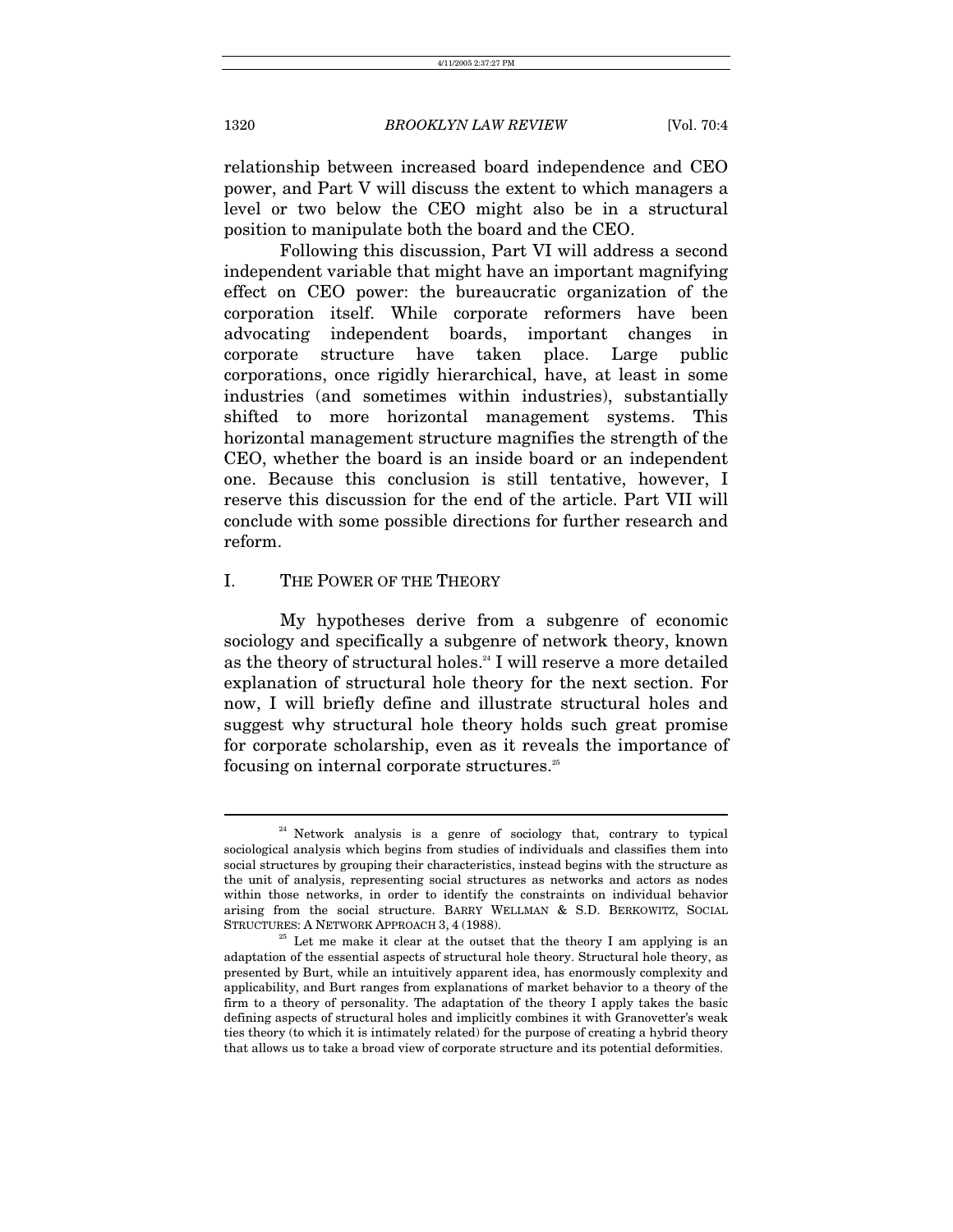relationship between increased board independence and CEO power, and Part V will discuss the extent to which managers a level or two below the CEO might also be in a structural position to manipulate both the board and the CEO.

Following this discussion, Part VI will address a second independent variable that might have an important magnifying effect on CEO power: the bureaucratic organization of the corporation itself. While corporate reformers have been advocating independent boards, important changes in corporate structure have taken place. Large public corporations, once rigidly hierarchical, have, at least in some industries (and sometimes within industries), substantially shifted to more horizontal management systems. This horizontal management structure magnifies the strength of the CEO, whether the board is an inside board or an independent one. Because this conclusion is still tentative, however, I reserve this discussion for the end of the article. Part VII will conclude with some possible directions for further research and reform.

## I. THE POWER OF THE THEORY

My hypotheses derive from a subgenre of economic sociology and specifically a subgenre of network theory, known as the theory of structural holes.[24] I will reserve a more detailed explanation of structural hole theory for the next section. For now, I will briefly define and illustrate structural holes and suggest why structural hole theory holds such great promise for corporate scholarship, even as it reveals the importance of focusing on internal corporate structures.[25]

---

[24] Network analysis is a genre of sociology that, contrary to typical sociological analysis which begins from studies of individuals and classifies them into social structures by grouping their characteristics, instead begins with the structure as the unit of analysis, representing social structures as networks and actors as nodes within those networks, in order to identify the constraints on individual behavior arising from the social structure. BARRY WELLMAN & S.D. BERKOWITZ, SOCIAL STRUCTURES: A NETWORK APPROACH 3, 4 (1988).

[25] Let me make it clear at the outset that the theory I am applying is an adaptation of the essential aspects of structural hole theory. Structural hole theory, as presented by Burt, while an intuitively apparent idea, has enormously complexity and applicability, and Burt ranges from explanations of market behavior to a theory of the firm to a theory of personality. The adaptation of the theory I apply takes the basic defining aspects of structural holes and implicitly combines it with Granovetter's weak ties theory (to which it is intimately related) for the purpose of creating a hybrid theory that allows us to take a broad view of corporate structure and its potential deformities.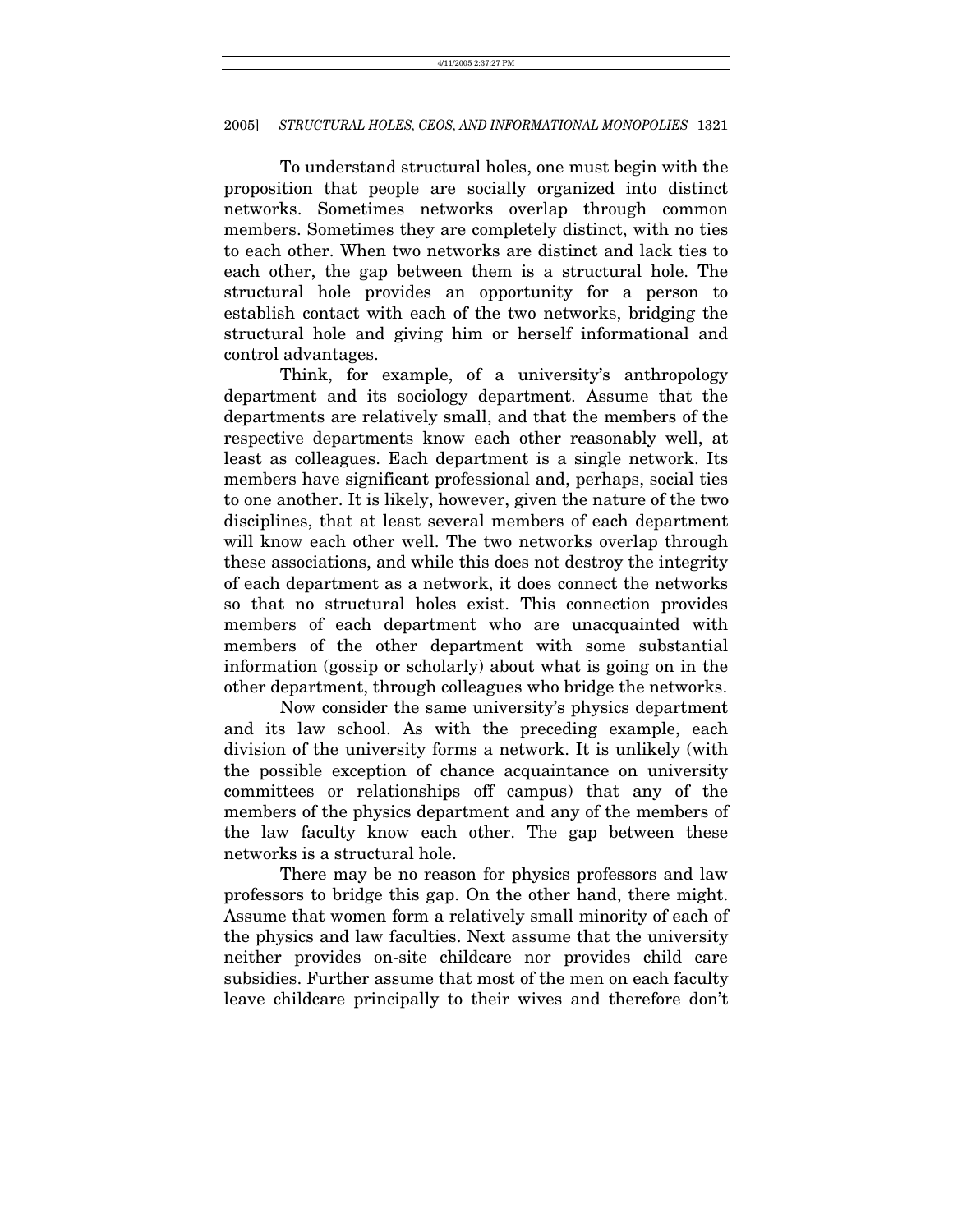To understand structural holes, one must begin with the proposition that people are socially organized into distinct networks. Sometimes networks overlap through common members. Sometimes they are completely distinct, with no ties to each other. When two networks are distinct and lack ties to each other, the gap between them is a structural hole. The structural hole provides an opportunity for a person to establish contact with each of the two networks, bridging the structural hole and giving him or herself informational and control advantages.

Think, for example, of a university's anthropology department and its sociology department. Assume that the departments are relatively small, and that the members of the respective departments know each other reasonably well, at least as colleagues. Each department is a single network. Its members have significant professional and, perhaps, social ties to one another. It is likely, however, given the nature of the two disciplines, that at least several members of each department will know each other well. The two networks overlap through these associations, and while this does not destroy the integrity of each department as a network, it does connect the networks so that no structural holes exist. This connection provides members of each department who are unacquainted with members of the other department with some substantial information (gossip or scholarly) about what is going on in the other department, through colleagues who bridge the networks.

Now consider the same university's physics department and its law school. As with the preceding example, each division of the university forms a network. It is unlikely (with the possible exception of chance acquaintance on university committees or relationships off campus) that any of the members of the physics department and any of the members of the law faculty know each other. The gap between these networks is a structural hole.

There may be no reason for physics professors and law professors to bridge this gap. On the other hand, there might. Assume that women form a relatively small minority of each of the physics and law faculties. Next assume that the university neither provides on-site childcare nor provides child care subsidies. Further assume that most of the men on each faculty leave childcare principally to their wives and therefore don't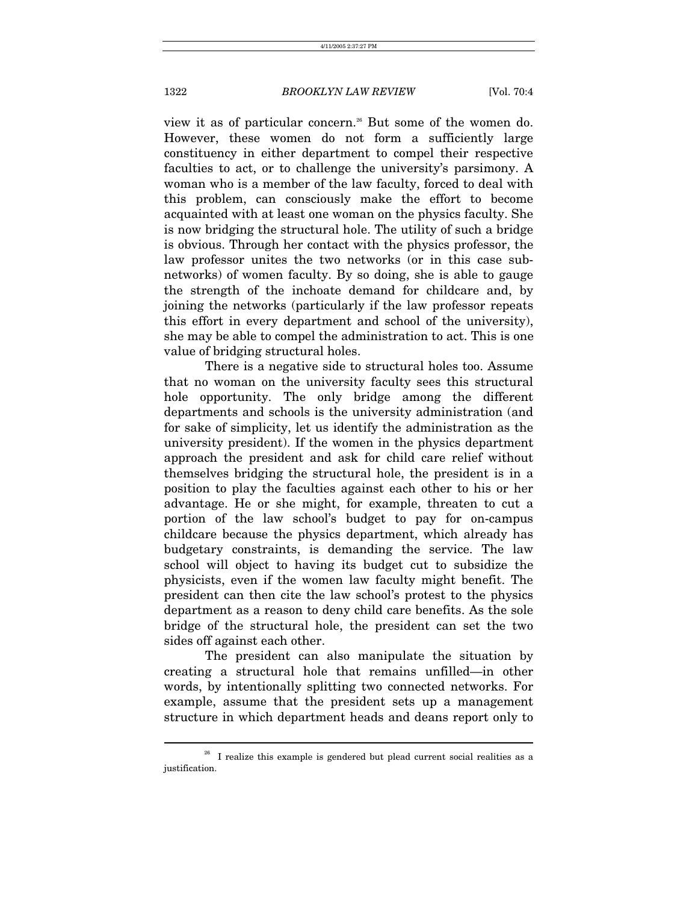view it as of particular concern.[26] But some of the women do. However, these women do not form a sufficiently large constituency in either department to compel their respective faculties to act, or to challenge the university's parsimony. A woman who is a member of the law faculty, forced to deal with this problem, can consciously make the effort to become acquainted with at least one woman on the physics faculty. She is now bridging the structural hole. The utility of such a bridge is obvious. Through her contact with the physics professor, the law professor unites the two networks (or in this case sub-networks) of women faculty. By so doing, she is able to gauge the strength of the inchoate demand for childcare and, by joining the networks (particularly if the law professor repeats this effort in every department and school of the university), she may be able to compel the administration to act. This is one value of bridging structural holes.

There is a negative side to structural holes too. Assume that no woman on the university faculty sees this structural hole opportunity. The only bridge among the different departments and schools is the university administration (and for sake of simplicity, let us identify the administration as the university president). If the women in the physics department approach the president and ask for child care relief without themselves bridging the structural hole, the president is in a position to play the faculties against each other to his or her advantage. He or she might, for example, threaten to cut a portion of the law school's budget to pay for on-campus childcare because the physics department, which already has budgetary constraints, is demanding the service. The law school will object to having its budget cut to subsidize the physicists, even if the women law faculty might benefit. The president can then cite the law school's protest to the physics department as a reason to deny child care benefits. As the sole bridge of the structural hole, the president can set the two sides off against each other.

The president can also manipulate the situation by creating a structural hole that remains unfilled—in other words, by intentionally splitting two connected networks. For example, assume that the president sets up a management structure in which department heads and deans report only to

[26] I realize this example is gendered but plead current social realities as a justification.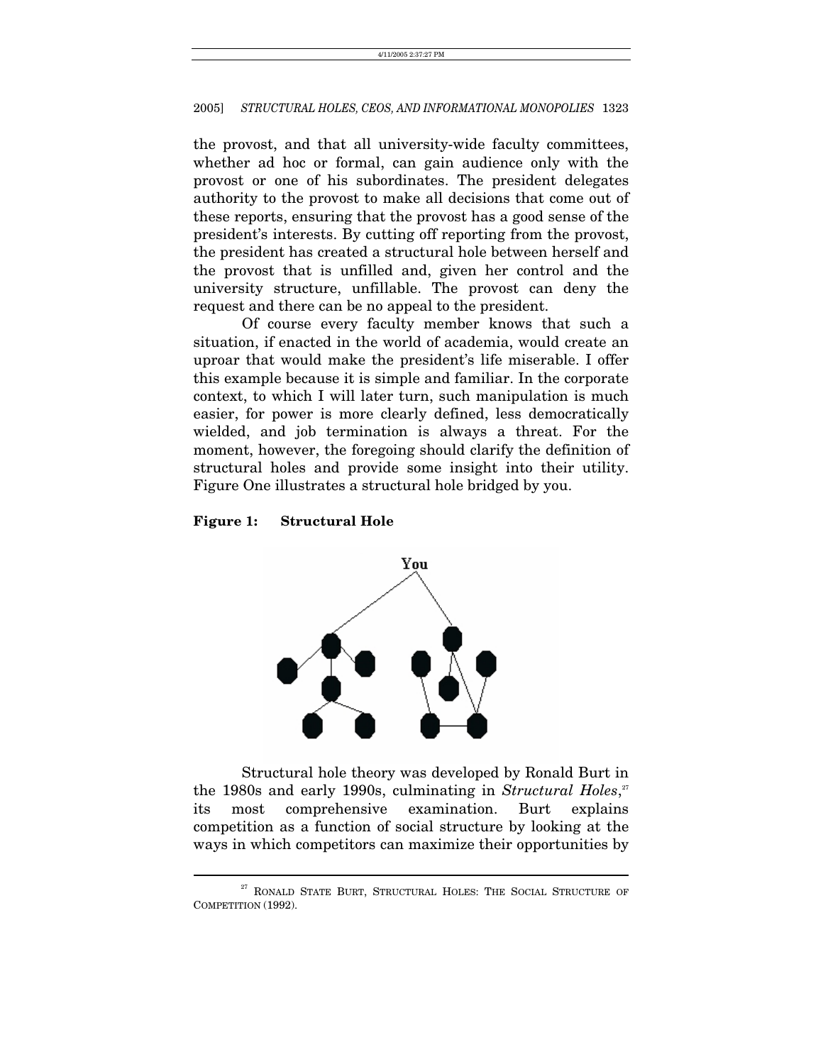the provost, and that all university-wide faculty committees, whether ad hoc or formal, can gain audience only with the provost or one of his subordinates. The president delegates authority to the provost to make all decisions that come out of these reports, ensuring that the provost has a good sense of the president's interests. By cutting off reporting from the provost, the president has created a structural hole between herself and the provost that is unfilled and, given her control and the university structure, unfillable. The provost can deny the request and there can be no appeal to the president.

Of course every faculty member knows that such a situation, if enacted in the world of academia, would create an uproar that would make the president's life miserable. I offer this example because it is simple and familiar. In the corporate context, to which I will later turn, such manipulation is much easier, for power is more clearly defined, less democratically wielded, and job termination is always a threat. For the moment, however, the foregoing should clarify the definition of structural holes and provide some insight into their utility. Figure One illustrates a structural hole bridged by you.

**Figure 1: Structural Hole**

Structural hole theory was developed by Ronald Burt in the 1980s and early 1990s, culminating in *Structural Holes*,[27] its most comprehensive examination. Burt explains competition as a function of social structure by looking at the ways in which competitors can maximize their opportunities by

---

[27] RONALD STATE BURT, STRUCTURAL HOLES: THE SOCIAL STRUCTURE OF COMPETITION (1992).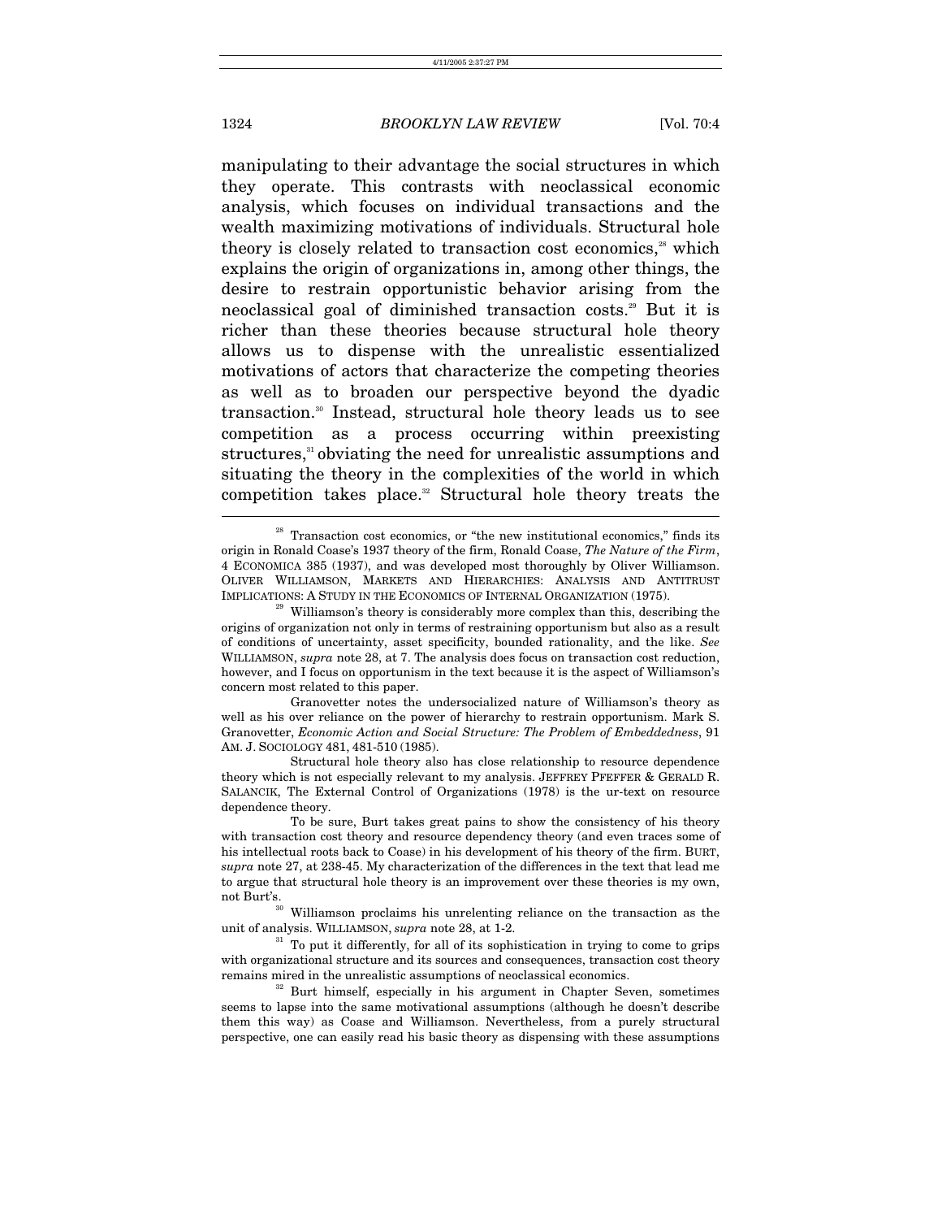manipulating to their advantage the social structures in which they operate. This contrasts with neoclassical economic analysis, which focuses on individual transactions and the wealth maximizing motivations of individuals. Structural hole theory is closely related to transaction cost economics,[28] which explains the origin of organizations in, among other things, the desire to restrain opportunistic behavior arising from the neoclassical goal of diminished transaction costs.[29] But it is richer than these theories because structural hole theory allows us to dispense with the unrealistic essentialized motivations of actors that characterize the competing theories as well as to broaden our perspective beyond the dyadic transaction.[30] Instead, structural hole theory leads us to see competition as a process occurring within preexisting structures,[31] obviating the need for unrealistic assumptions and situating the theory in the complexities of the world in which competition takes place.[32] Structural hole theory treats the

---

[28] Transaction cost economics, or "the new institutional economics," finds its origin in Ronald Coase's 1937 theory of the firm, Ronald Coase, *The Nature of the Firm*, 4 ECONOMICA 385 (1937), and was developed most thoroughly by Oliver Williamson. OLIVER WILLIAMSON, MARKETS AND HIERARCHIES: ANALYSIS AND ANTITRUST IMPLICATIONS: A STUDY IN THE ECONOMICS OF INTERNAL ORGANIZATION (1975).

[29] Williamson's theory is considerably more complex than this, describing the origins of organization not only in terms of restraining opportunism but also as a result of conditions of uncertainty, asset specificity, bounded rationality, and the like. *See* WILLIAMSON, *supra* note 28, at 7. The analysis does focus on transaction cost reduction, however, and I focus on opportunism in the text because it is the aspect of Williamson's concern most related to this paper.

Granovetter notes the undersocialized nature of Williamson's theory as well as his over reliance on the power of hierarchy to restrain opportunism. Mark S. Granovetter, *Economic Action and Social Structure: The Problem of Embeddedness*, 91 AM. J. SOCIOLOGY 481, 481-510 (1985).

Structural hole theory also has close relationship to resource dependence theory which is not especially relevant to my analysis. JEFFREY PFEFFER & GERALD R. SALANCIK, The External Control of Organizations (1978) is the ur-text on resource dependence theory.

To be sure, Burt takes great pains to show the consistency of his theory with transaction cost theory and resource dependency theory (and even traces some of his intellectual roots back to Coase) in his development of his theory of the firm. BURT, *supra* note 27, at 238-45. My characterization of the differences in the text that lead me to argue that structural hole theory is an improvement over these theories is my own, not Burt's.

[30] Williamson proclaims his unrelenting reliance on the transaction as the unit of analysis. WILLIAMSON, *supra* note 28, at 1-2.

[31] To put it differently, for all of its sophistication in trying to come to grips with organizational structure and its sources and consequences, transaction cost theory remains mired in the unrealistic assumptions of neoclassical economics.

[32] Burt himself, especially in his argument in Chapter Seven, sometimes seems to lapse into the same motivational assumptions (although he doesn't describe them this way) as Coase and Williamson. Nevertheless, from a purely structural perspective, one can easily read his basic theory as dispensing with these assumptions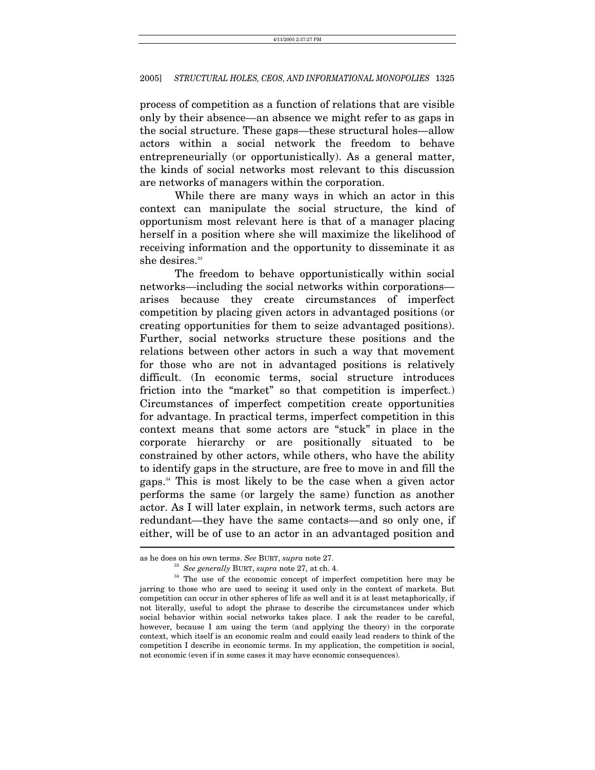process of competition as a function of relations that are visible only by their absence—an absence we might refer to as gaps in the social structure. These gaps—these structural holes—allow actors within a social network the freedom to behave entrepreneurially (or opportunistically). As a general matter, the kinds of social networks most relevant to this discussion are networks of managers within the corporation.

While there are many ways in which an actor in this context can manipulate the social structure, the kind of opportunism most relevant here is that of a manager placing herself in a position where she will maximize the likelihood of receiving information and the opportunity to disseminate it as she desires.[33]

The freedom to behave opportunistically within social networks—including the social networks within corporations—arises because they create circumstances of imperfect competition by placing given actors in advantaged positions (or creating opportunities for them to seize advantaged positions). Further, social networks structure these positions and the relations between other actors in such a way that movement for those who are not in advantaged positions is relatively difficult. (In economic terms, social structure introduces friction into the "market" so that competition is imperfect.) Circumstances of imperfect competition create opportunities for advantage. In practical terms, imperfect competition in this context means that some actors are "stuck" in place in the corporate hierarchy or are positionally situated to be constrained by other actors, while others, who have the ability to identify gaps in the structure, are free to move in and fill the gaps.[34] This is most likely to be the case when a given actor performs the same (or largely the same) function as another actor. As I will later explain, in network terms, such actors are redundant—they have the same contacts—and so only one, if either, will be of use to an actor in an advantaged position and

---

as he does on his own terms. *See* BURT, *supra* note 27.

[33] *See generally* BURT, *supra* note 27, at ch. 4.

[34] The use of the economic concept of imperfect competition here may be jarring to those who are used to seeing it used only in the context of markets. But competition can occur in other spheres of life as well and it is at least metaphorically, if not literally, useful to adopt the phrase to describe the circumstances under which social behavior within social networks takes place. I ask the reader to be careful, however, because I am using the term (and applying the theory) in the corporate context, which itself is an economic realm and could easily lead readers to think of the competition I describe in economic terms. In my application, the competition is social, not economic (even if in some cases it may have economic consequences).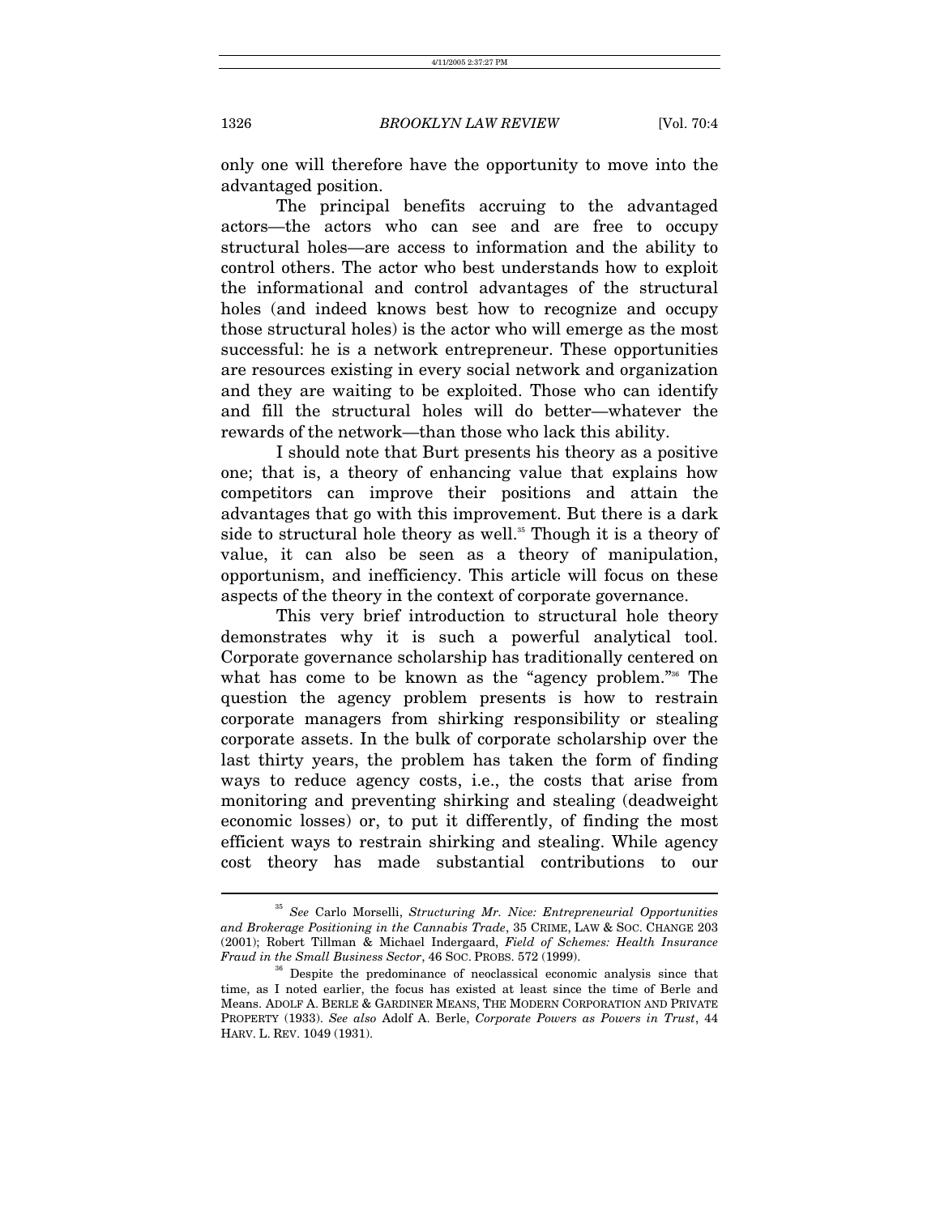only one will therefore have the opportunity to move into the advantaged position.

The principal benefits accruing to the advantaged actors—the actors who can see and are free to occupy structural holes—are access to information and the ability to control others. The actor who best understands how to exploit the informational and control advantages of the structural holes (and indeed knows best how to recognize and occupy those structural holes) is the actor who will emerge as the most successful: he is a network entrepreneur. These opportunities are resources existing in every social network and organization and they are waiting to be exploited. Those who can identify and fill the structural holes will do better—whatever the rewards of the network—than those who lack this ability.

I should note that Burt presents his theory as a positive one; that is, a theory of enhancing value that explains how competitors can improve their positions and attain the advantages that go with this improvement. But there is a dark side to structural hole theory as well.[35] Though it is a theory of value, it can also be seen as a theory of manipulation, opportunism, and inefficiency. This article will focus on these aspects of the theory in the context of corporate governance.

This very brief introduction to structural hole theory demonstrates why it is such a powerful analytical tool. Corporate governance scholarship has traditionally centered on what has come to be known as the "agency problem."[36] The question the agency problem presents is how to restrain corporate managers from shirking responsibility or stealing corporate assets. In the bulk of corporate scholarship over the last thirty years, the problem has taken the form of finding ways to reduce agency costs, i.e., the costs that arise from monitoring and preventing shirking and stealing (deadweight economic losses) or, to put it differently, of finding the most efficient ways to restrain shirking and stealing. While agency cost theory has made substantial contributions to our

---

[35] *See* Carlo Morselli, *Structuring Mr. Nice: Entrepreneurial Opportunities and Brokerage Positioning in the Cannabis Trade*, 35 CRIME, LAW & SOC. CHANGE 203 (2001); Robert Tillman & Michael Indergaard, *Field of Schemes: Health Insurance Fraud in the Small Business Sector*, 46 SOC. PROBS. 572 (1999).

[36] Despite the predominance of neoclassical economic analysis since that time, as I noted earlier, the focus has existed at least since the time of Berle and Means. ADOLF A. BERLE & GARDINER MEANS, THE MODERN CORPORATION AND PRIVATE PROPERTY (1933). *See also* Adolf A. Berle, *Corporate Powers as Powers in Trust*, 44 HARV. L. REV. 1049 (1931).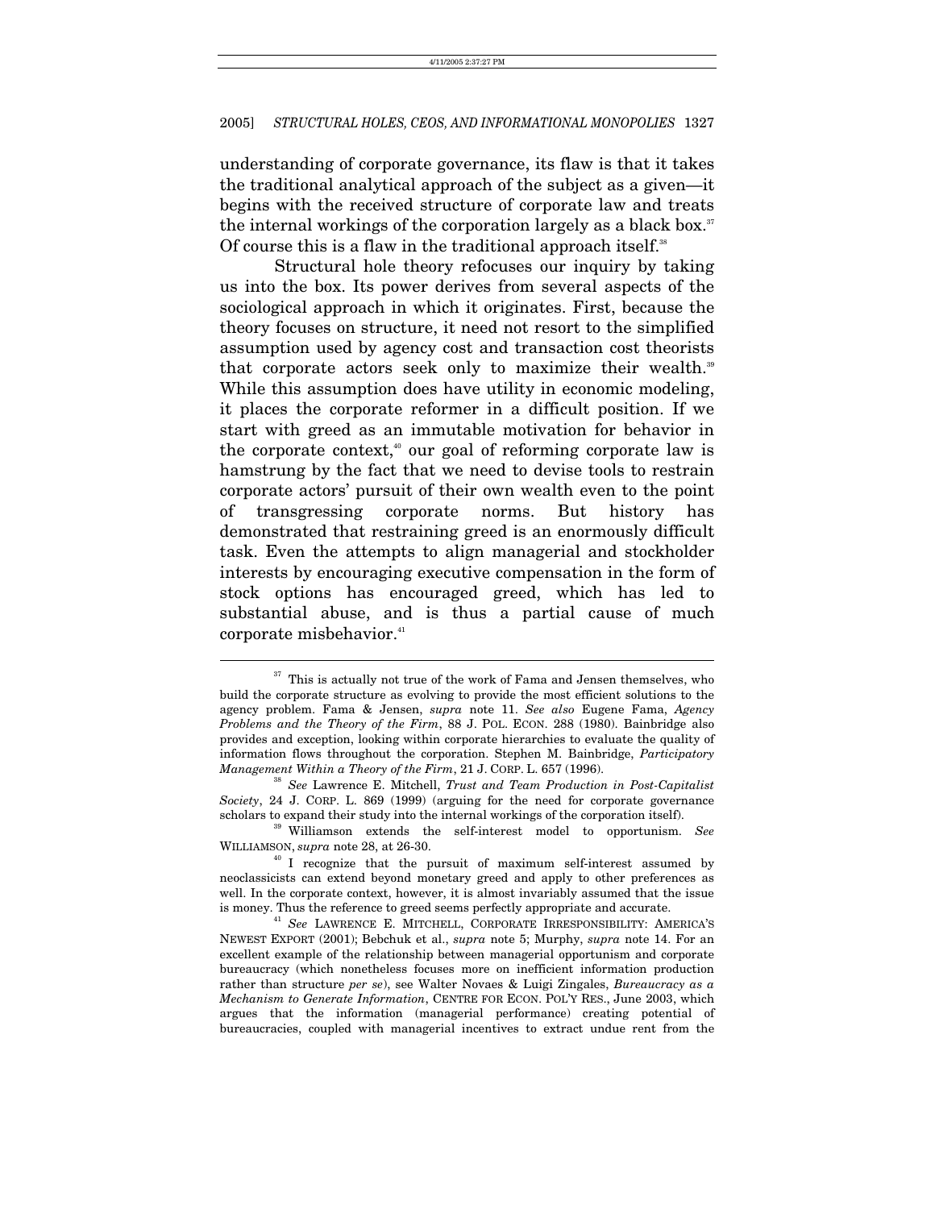understanding of corporate governance, its flaw is that it takes the traditional analytical approach of the subject as a given—it begins with the received structure of corporate law and treats the internal workings of the corporation largely as a black box.[37] Of course this is a flaw in the traditional approach itself.[38]

Structural hole theory refocuses our inquiry by taking us into the box. Its power derives from several aspects of the sociological approach in which it originates. First, because the theory focuses on structure, it need not resort to the simplified assumption used by agency cost and transaction cost theorists that corporate actors seek only to maximize their wealth.[39] While this assumption does have utility in economic modeling, it places the corporate reformer in a difficult position. If we start with greed as an immutable motivation for behavior in the corporate context,[40] our goal of reforming corporate law is hamstrung by the fact that we need to devise tools to restrain corporate actors' pursuit of their own wealth even to the point of transgressing corporate norms. But history has demonstrated that restraining greed is an enormously difficult task. Even the attempts to align managerial and stockholder interests by encouraging executive compensation in the form of stock options has encouraged greed, which has led to substantial abuse, and is thus a partial cause of much corporate misbehavior.[41]

---

[37] This is actually not true of the work of Fama and Jensen themselves, who build the corporate structure as evolving to provide the most efficient solutions to the agency problem. Fama & Jensen, *supra* note 11. *See also* Eugene Fama, *Agency Problems and the Theory of the Firm*, 88 J. POL. ECON. 288 (1980). Bainbridge also provides and exception, looking within corporate hierarchies to evaluate the quality of information flows throughout the corporation. Stephen M. Bainbridge, *Participatory Management Within a Theory of the Firm*, 21 J. CORP. L. 657 (1996).

[38] *See* Lawrence E. Mitchell, *Trust and Team Production in Post-Capitalist Society*, 24 J. CORP. L. 869 (1999) (arguing for the need for corporate governance scholars to expand their study into the internal workings of the corporation itself).

[39] Williamson extends the self-interest model to opportunism. *See* WILLIAMSON, *supra* note 28, at 26-30.

[40] I recognize that the pursuit of maximum self-interest assumed by neoclassicists can extend beyond monetary greed and apply to other preferences as well. In the corporate context, however, it is almost invariably assumed that the issue is money. Thus the reference to greed seems perfectly appropriate and accurate.

[41] *See* LAWRENCE E. MITCHELL, CORPORATE IRRESPONSIBILITY: AMERICA'S NEWEST EXPORT (2001); Bebchuk et al., *supra* note 5; Murphy, *supra* note 14. For an excellent example of the relationship between managerial opportunism and corporate bureaucracy (which nonetheless focuses more on inefficient information production rather than structure *per se*), see Walter Novaes & Luigi Zingales, *Bureaucracy as a Mechanism to Generate Information*, CENTRE FOR ECON. POL'Y RES., June 2003, which argues that the information (managerial performance) creating potential of bureaucracies, coupled with managerial incentives to extract undue rent from the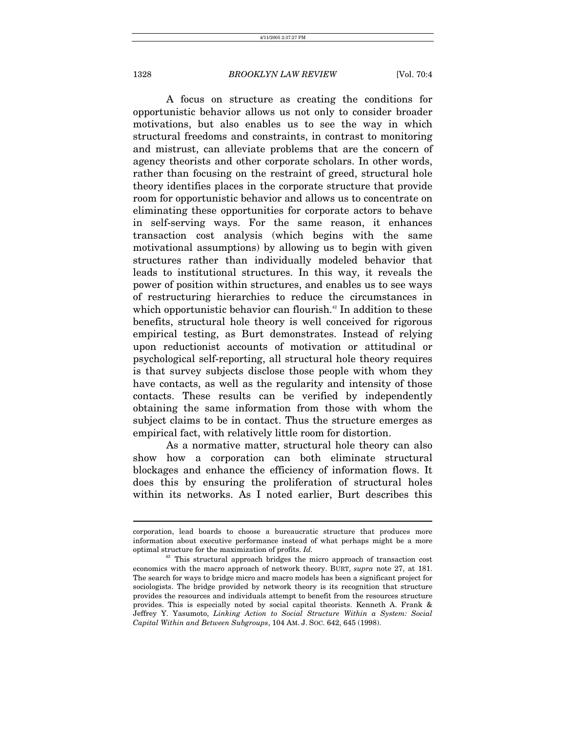A focus on structure as creating the conditions for opportunistic behavior allows us not only to consider broader motivations, but also enables us to see the way in which structural freedoms and constraints, in contrast to monitoring and mistrust, can alleviate problems that are the concern of agency theorists and other corporate scholars. In other words, rather than focusing on the restraint of greed, structural hole theory identifies places in the corporate structure that provide room for opportunistic behavior and allows us to concentrate on eliminating these opportunities for corporate actors to behave in self-serving ways. For the same reason, it enhances transaction cost analysis (which begins with the same motivational assumptions) by allowing us to begin with given structures rather than individually modeled behavior that leads to institutional structures. In this way, it reveals the power of position within structures, and enables us to see ways of restructuring hierarchies to reduce the circumstances in which opportunistic behavior can flourish.[42] In addition to these benefits, structural hole theory is well conceived for rigorous empirical testing, as Burt demonstrates. Instead of relying upon reductionist accounts of motivation or attitudinal or psychological self-reporting, all structural hole theory requires is that survey subjects disclose those people with whom they have contacts, as well as the regularity and intensity of those contacts. These results can be verified by independently obtaining the same information from those with whom the subject claims to be in contact. Thus the structure emerges as empirical fact, with relatively little room for distortion.

As a normative matter, structural hole theory can also show how a corporation can both eliminate structural blockages and enhance the efficiency of information flows. It does this by ensuring the proliferation of structural holes within its networks. As I noted earlier, Burt describes this

---

corporation, lead boards to choose a bureaucratic structure that produces more information about executive performance instead of what perhaps might be a more optimal structure for the maximization of profits. *Id.*

[42] This structural approach bridges the micro approach of transaction cost economics with the macro approach of network theory. BURT, *supra* note 27, at 181. The search for ways to bridge micro and macro models has been a significant project for sociologists. The bridge provided by network theory is its recognition that structure provides the resources and individuals attempt to benefit from the resources structure provides. This is especially noted by social capital theorists. Kenneth A. Frank & Jeffrey Y. Yasumoto, *Linking Action to Social Structure Within a System: Social Capital Within and Between Subgroups*, 104 AM. J. SOC. 642, 645 (1998).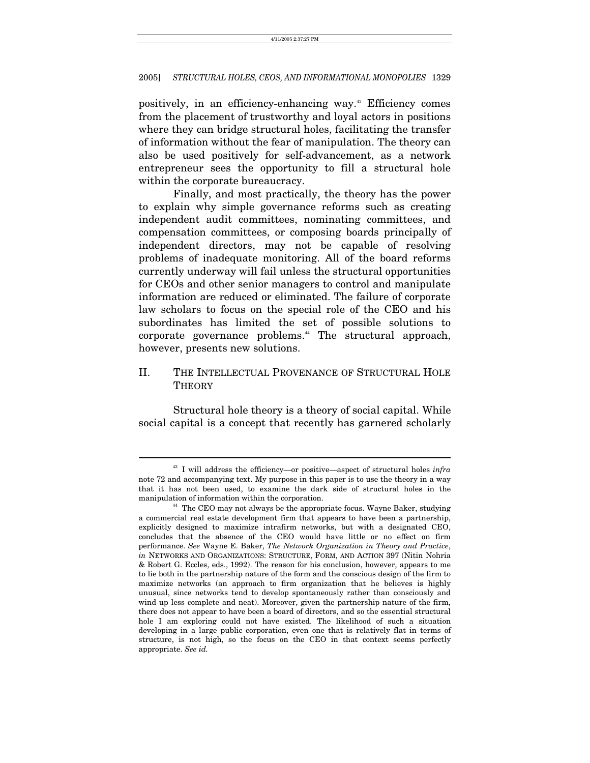positively, in an efficiency-enhancing way.[43] Efficiency comes from the placement of trustworthy and loyal actors in positions where they can bridge structural holes, facilitating the transfer of information without the fear of manipulation. The theory can also be used positively for self-advancement, as a network entrepreneur sees the opportunity to fill a structural hole within the corporate bureaucracy.

Finally, and most practically, the theory has the power to explain why simple governance reforms such as creating independent audit committees, nominating committees, and compensation committees, or composing boards principally of independent directors, may not be capable of resolving problems of inadequate monitoring. All of the board reforms currently underway will fail unless the structural opportunities for CEOs and other senior managers to control and manipulate information are reduced or eliminated. The failure of corporate law scholars to focus on the special role of the CEO and his subordinates has limited the set of possible solutions to corporate governance problems.[44] The structural approach, however, presents new solutions.

## II. THE INTELLECTUAL PROVENANCE OF STRUCTURAL HOLE THEORY

Structural hole theory is a theory of social capital. While social capital is a concept that recently has garnered scholarly

---

[43] I will address the efficiency—or positive—aspect of structural holes *infra* note 72 and accompanying text. My purpose in this paper is to use the theory in a way that it has not been used, to examine the dark side of structural holes in the manipulation of information within the corporation.

[44] The CEO may not always be the appropriate focus. Wayne Baker, studying a commercial real estate development firm that appears to have been a partnership, explicitly designed to maximize intrafirm networks, but with a designated CEO, concludes that the absence of the CEO would have little or no effect on firm performance. *See* Wayne E. Baker, *The Network Organization in Theory and Practice*, *in* NETWORKS AND ORGANIZATIONS: STRUCTURE, FORM, AND ACTION 397 (Nitin Nohria & Robert G. Eccles, eds., 1992). The reason for his conclusion, however, appears to me to lie both in the partnership nature of the form and the conscious design of the firm to maximize networks (an approach to firm organization that he believes is highly unusual, since networks tend to develop spontaneously rather than consciously and wind up less complete and neat). Moreover, given the partnership nature of the firm, there does not appear to have been a board of directors, and so the essential structural hole I am exploring could not have existed. The likelihood of such a situation developing in a large public corporation, even one that is relatively flat in terms of structure, is not high, so the focus on the CEO in that context seems perfectly appropriate. *See id.*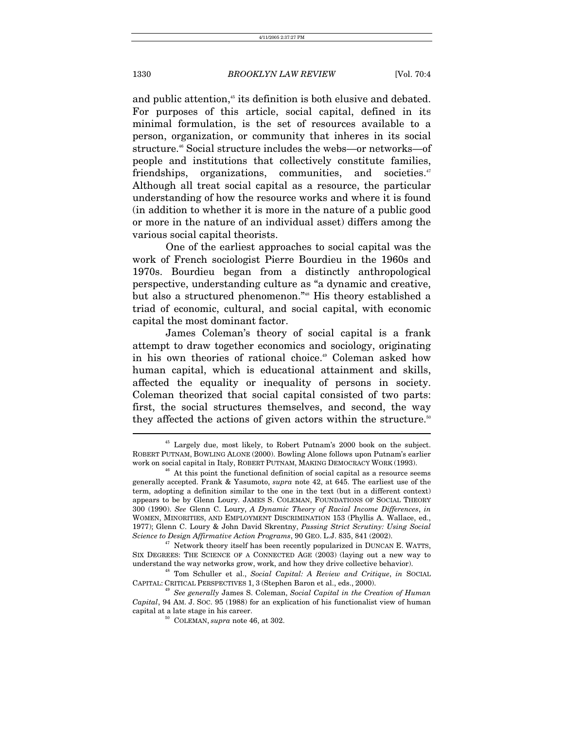and public attention,[45] its definition is both elusive and debated. For purposes of this article, social capital, defined in its minimal formulation, is the set of resources available to a person, organization, or community that inheres in its social structure.[46] Social structure includes the webs—or networks—of people and institutions that collectively constitute families, friendships, organizations, communities, and societies.[47] Although all treat social capital as a resource, the particular understanding of how the resource works and where it is found (in addition to whether it is more in the nature of a public good or more in the nature of an individual asset) differs among the various social capital theorists.

One of the earliest approaches to social capital was the work of French sociologist Pierre Bourdieu in the 1960s and 1970s. Bourdieu began from a distinctly anthropological perspective, understanding culture as "a dynamic and creative, but also a structured phenomenon."[48] His theory established a triad of economic, cultural, and social capital, with economic capital the most dominant factor.

James Coleman's theory of social capital is a frank attempt to draw together economics and sociology, originating in his own theories of rational choice.[49] Coleman asked how human capital, which is educational attainment and skills, affected the equality or inequality of persons in society. Coleman theorized that social capital consisted of two parts: first, the social structures themselves, and second, the way they affected the actions of given actors within the structure.[50]

---

[45] Largely due, most likely, to Robert Putnam's 2000 book on the subject. ROBERT PUTNAM, BOWLING ALONE (2000). Bowling Alone follows upon Putnam's earlier work on social capital in Italy, ROBERT PUTNAM, MAKING DEMOCRACY WORK (1993).

[46] At this point the functional definition of social capital as a resource seems generally accepted. Frank & Yasumoto, *supra* note 42, at 645. The earliest use of the term, adopting a definition similar to the one in the text (but in a different context) appears to be by Glenn Loury. JAMES S. COLEMAN, FOUNDATIONS OF SOCIAL THEORY 300 (1990). *See* Glenn C. Loury, *A Dynamic Theory of Racial Income Differences*, *in* WOMEN, MINORITIES, AND EMPLOYMENT DISCRIMINATION 153 (Phyllis A. Wallace, ed., 1977); Glenn C. Loury & John David Skrentny, *Passing Strict Scrutiny: Using Social Science to Design Affirmative Action Programs*, 90 GEO. L.J. 835, 841 (2002).

[47] Network theory itself has been recently popularized in DUNCAN E. WATTS, SIX DEGREES: THE SCIENCE OF A CONNECTED AGE (2003) (laying out a new way to understand the way networks grow, work, and how they drive collective behavior).

[48] Tom Schuller et al., *Social Capital: A Review and Critique*, *in* SOCIAL CAPITAL: CRITICAL PERSPECTIVES 1, 3 (Stephen Baron et al., eds., 2000).

[49] *See generally* James S. Coleman, *Social Capital in the Creation of Human Capital*, 94 AM. J. SOC. 95 (1988) for an explication of his functionalist view of human capital at a late stage in his career.

[50] COLEMAN, *supra* note 46, at 302.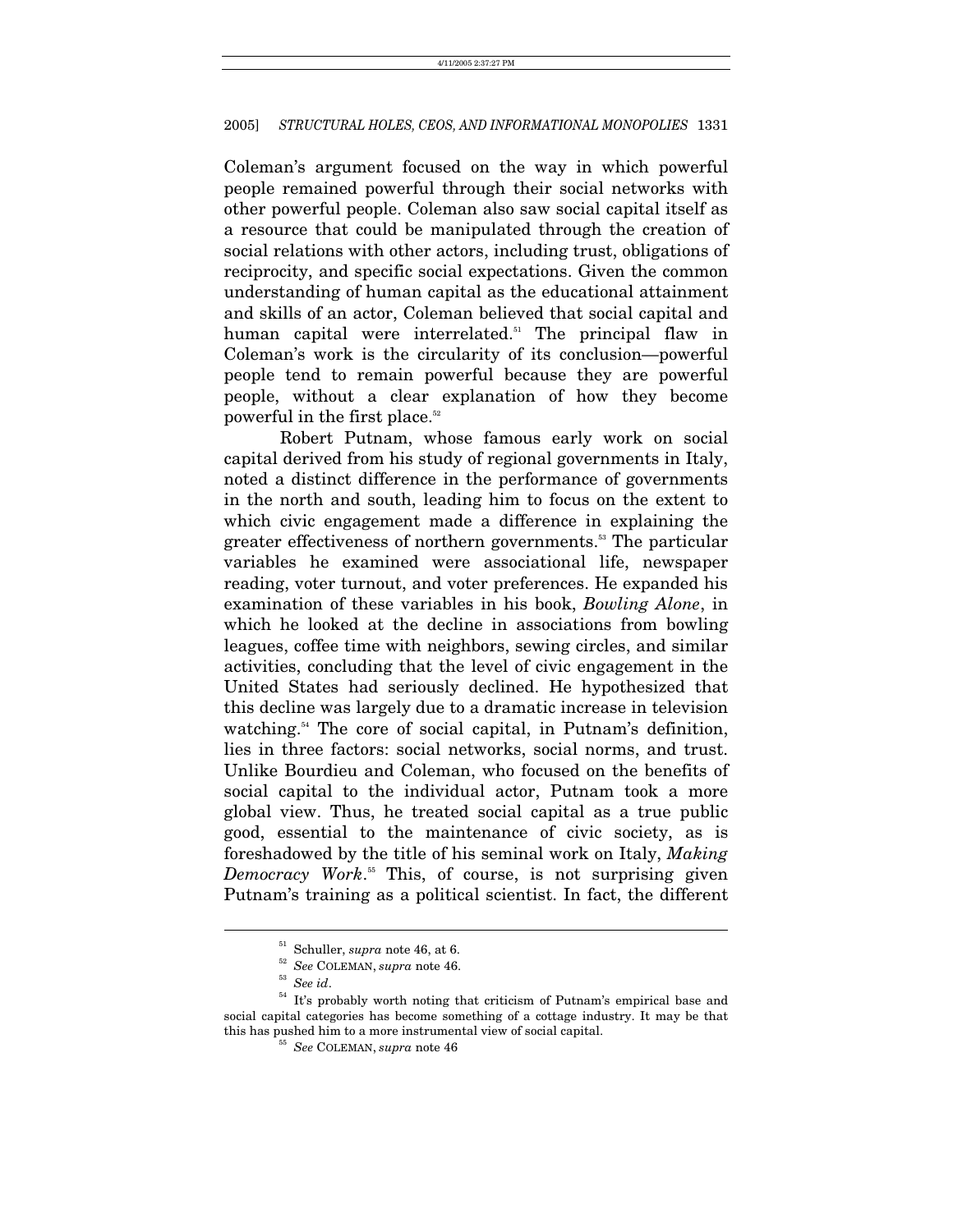Coleman's argument focused on the way in which powerful people remained powerful through their social networks with other powerful people. Coleman also saw social capital itself as a resource that could be manipulated through the creation of social relations with other actors, including trust, obligations of reciprocity, and specific social expectations. Given the common understanding of human capital as the educational attainment and skills of an actor, Coleman believed that social capital and human capital were interrelated.[51] The principal flaw in Coleman's work is the circularity of its conclusion—powerful people tend to remain powerful because they are powerful people, without a clear explanation of how they become powerful in the first place.[52]

Robert Putnam, whose famous early work on social capital derived from his study of regional governments in Italy, noted a distinct difference in the performance of governments in the north and south, leading him to focus on the extent to which civic engagement made a difference in explaining the greater effectiveness of northern governments.[53] The particular variables he examined were associational life, newspaper reading, voter turnout, and voter preferences. He expanded his examination of these variables in his book, *Bowling Alone*, in which he looked at the decline in associations from bowling leagues, coffee time with neighbors, sewing circles, and similar activities, concluding that the level of civic engagement in the United States had seriously declined. He hypothesized that this decline was largely due to a dramatic increase in television watching.[54] The core of social capital, in Putnam's definition, lies in three factors: social networks, social norms, and trust. Unlike Bourdieu and Coleman, who focused on the benefits of social capital to the individual actor, Putnam took a more global view. Thus, he treated social capital as a true public good, essential to the maintenance of civic society, as is foreshadowed by the title of his seminal work on Italy, *Making Democracy Work*.[55] This, of course, is not surprising given Putnam's training as a political scientist. In fact, the different

---

[51] Schuller, *supra* note 46, at 6.

[52] *See* COLEMAN, *supra* note 46.

[53] *See id*.

[54] It's probably worth noting that criticism of Putnam's empirical base and social capital categories has become something of a cottage industry. It may be that this has pushed him to a more instrumental view of social capital.

[55] *See* COLEMAN, *supra* note 46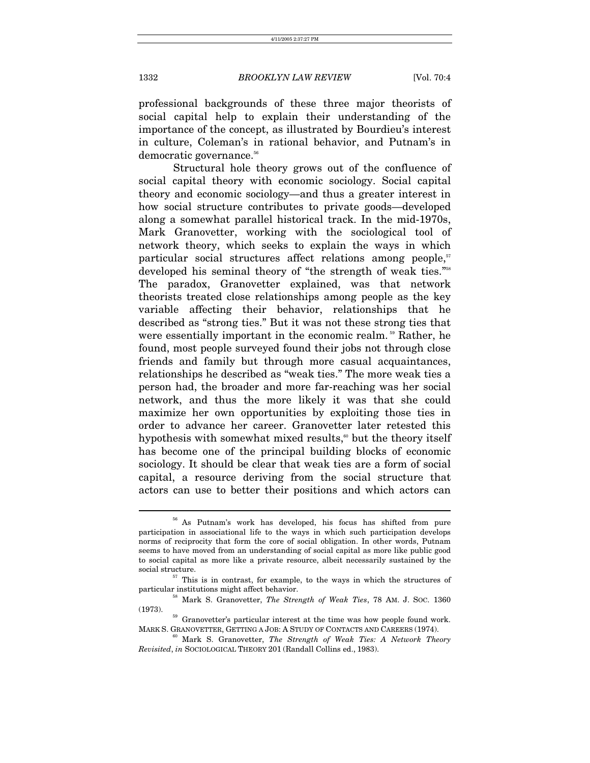professional backgrounds of these three major theorists of social capital help to explain their understanding of the importance of the concept, as illustrated by Bourdieu's interest in culture, Coleman's in rational behavior, and Putnam's in democratic governance.[56]

Structural hole theory grows out of the confluence of social capital theory with economic sociology. Social capital theory and economic sociology—and thus a greater interest in how social structure contributes to private goods—developed along a somewhat parallel historical track. In the mid-1970s, Mark Granovetter, working with the sociological tool of network theory, which seeks to explain the ways in which particular social structures affect relations among people,[57] developed his seminal theory of "the strength of weak ties."[58] The paradox, Granovetter explained, was that network theorists treated close relationships among people as the key variable affecting their behavior, relationships that he described as "strong ties." But it was not these strong ties that were essentially important in the economic realm.[59] Rather, he found, most people surveyed found their jobs not through close friends and family but through more casual acquaintances, relationships he described as "weak ties." The more weak ties a person had, the broader and more far-reaching was her social network, and thus the more likely it was that she could maximize her own opportunities by exploiting those ties in order to advance her career. Granovetter later retested this hypothesis with somewhat mixed results,[60] but the theory itself has become one of the principal building blocks of economic sociology. It should be clear that weak ties are a form of social capital, a resource deriving from the social structure that actors can use to better their positions and which actors can

---

[56] As Putnam's work has developed, his focus has shifted from pure participation in associational life to the ways in which such participation develops norms of reciprocity that form the core of social obligation. In other words, Putnam seems to have moved from an understanding of social capital as more like public good to social capital as more like a private resource, albeit necessarily sustained by the social structure.

[57] This is in contrast, for example, to the ways in which the structures of particular institutions might affect behavior.

[58] Mark S. Granovetter, *The Strength of Weak Ties*, 78 AM. J. SOC. 1360 (1973).

[59] Granovetter's particular interest at the time was how people found work. MARK S. GRANOVETTER, GETTING A JOB: A STUDY OF CONTACTS AND CAREERS (1974).

[60] Mark S. Granovetter, *The Strength of Weak Ties: A Network Theory Revisited*, *in* SOCIOLOGICAL THEORY 201 (Randall Collins ed., 1983).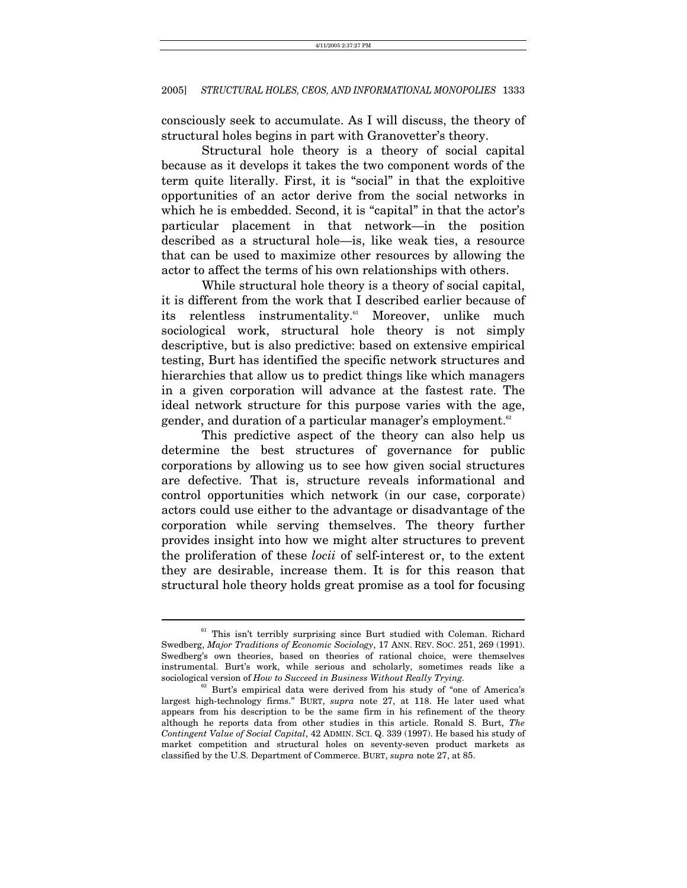consciously seek to accumulate. As I will discuss, the theory of structural holes begins in part with Granovetter's theory.

Structural hole theory is a theory of social capital because as it develops it takes the two component words of the term quite literally. First, it is "social" in that the exploitive opportunities of an actor derive from the social networks in which he is embedded. Second, it is "capital" in that the actor's particular placement in that network—in the position described as a structural hole—is, like weak ties, a resource that can be used to maximize other resources by allowing the actor to affect the terms of his own relationships with others.

While structural hole theory is a theory of social capital, it is different from the work that I described earlier because of its relentless instrumentality.[61] Moreover, unlike much sociological work, structural hole theory is not simply descriptive, but is also predictive: based on extensive empirical testing, Burt has identified the specific network structures and hierarchies that allow us to predict things like which managers in a given corporation will advance at the fastest rate. The ideal network structure for this purpose varies with the age, gender, and duration of a particular manager's employment.[62]

This predictive aspect of the theory can also help us determine the best structures of governance for public corporations by allowing us to see how given social structures are defective. That is, structure reveals informational and control opportunities which network (in our case, corporate) actors could use either to the advantage or disadvantage of the corporation while serving themselves. The theory further provides insight into how we might alter structures to prevent the proliferation of these *locii* of self-interest or, to the extent they are desirable, increase them. It is for this reason that structural hole theory holds great promise as a tool for focusing

---

[61] This isn't terribly surprising since Burt studied with Coleman. Richard Swedberg, *Major Traditions of Economic Sociology*, 17 ANN. REV. SOC. 251, 269 (1991). Swedberg's own theories, based on theories of rational choice, were themselves instrumental. Burt's work, while serious and scholarly, sometimes reads like a sociological version of *How to Succeed in Business Without Really Trying.*

[62] Burt's empirical data were derived from his study of "one of America's largest high-technology firms." BURT, *supra* note 27, at 118. He later used what appears from his description to be the same firm in his refinement of the theory although he reports data from other studies in this article. Ronald S. Burt, *The Contingent Value of Social Capital*, 42 ADMIN. SCI. Q. 339 (1997). He based his study of market competition and structural holes on seventy-seven product markets as classified by the U.S. Department of Commerce. BURT, *supra* note 27, at 85.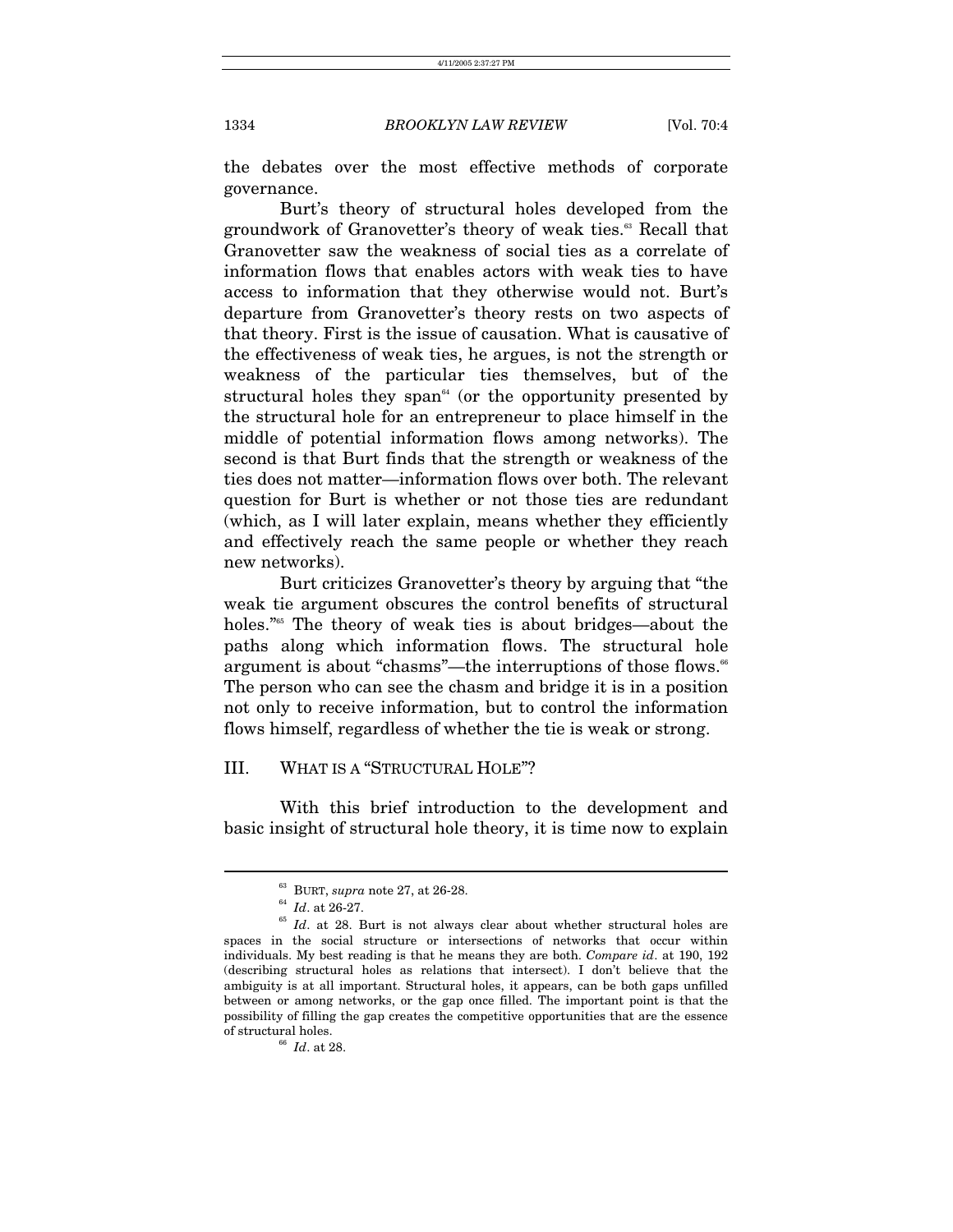the debates over the most effective methods of corporate governance.

Burt's theory of structural holes developed from the groundwork of Granovetter's theory of weak ties.[63] Recall that Granovetter saw the weakness of social ties as a correlate of information flows that enables actors with weak ties to have access to information that they otherwise would not. Burt's departure from Granovetter's theory rests on two aspects of that theory. First is the issue of causation. What is causative of the effectiveness of weak ties, he argues, is not the strength or weakness of the particular ties themselves, but of the structural holes they span[64] (or the opportunity presented by the structural hole for an entrepreneur to place himself in the middle of potential information flows among networks). The second is that Burt finds that the strength or weakness of the ties does not matter—information flows over both. The relevant question for Burt is whether or not those ties are redundant (which, as I will later explain, means whether they efficiently and effectively reach the same people or whether they reach new networks).

Burt criticizes Granovetter's theory by arguing that "the weak tie argument obscures the control benefits of structural holes."[65] The theory of weak ties is about bridges—about the paths along which information flows. The structural hole argument is about "chasms"—the interruptions of those flows.[66] The person who can see the chasm and bridge it is in a position not only to receive information, but to control the information flows himself, regardless of whether the tie is weak or strong.

## III. WHAT IS A "STRUCTURAL HOLE"?

With this brief introduction to the development and basic insight of structural hole theory, it is time now to explain

---

[63] BURT, *supra* note 27, at 26-28.

[64] *Id*. at 26-27.

[65] *Id*. at 28. Burt is not always clear about whether structural holes are spaces in the social structure or intersections of networks that occur within individuals. My best reading is that he means they are both. *Compare id*. at 190, 192 (describing structural holes as relations that intersect). I don't believe that the ambiguity is at all important. Structural holes, it appears, can be both gaps unfilled between or among networks, or the gap once filled. The important point is that the possibility of filling the gap creates the competitive opportunities that are the essence of structural holes.

[66] *Id*. at 28.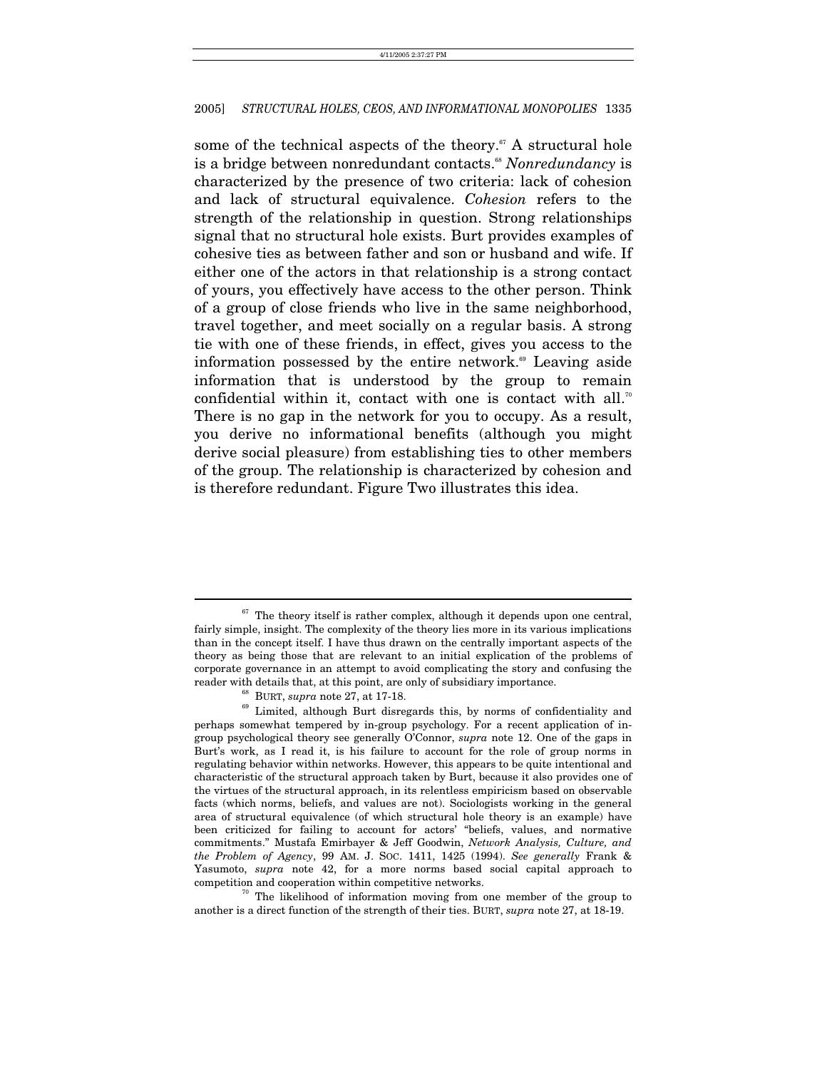some of the technical aspects of the theory.[67] A structural hole is a bridge between nonredundant contacts.[68] *Nonredundancy* is characterized by the presence of two criteria: lack of cohesion and lack of structural equivalence. *Cohesion* refers to the strength of the relationship in question. Strong relationships signal that no structural hole exists. Burt provides examples of cohesive ties as between father and son or husband and wife. If either one of the actors in that relationship is a strong contact of yours, you effectively have access to the other person. Think of a group of close friends who live in the same neighborhood, travel together, and meet socially on a regular basis. A strong tie with one of these friends, in effect, gives you access to the information possessed by the entire network.[69] Leaving aside information that is understood by the group to remain confidential within it, contact with one is contact with all.[70] There is no gap in the network for you to occupy. As a result, you derive no informational benefits (although you might derive social pleasure) from establishing ties to other members of the group. The relationship is characterized by cohesion and is therefore redundant. Figure Two illustrates this idea.

---

[67] The theory itself is rather complex, although it depends upon one central, fairly simple, insight. The complexity of the theory lies more in its various implications than in the concept itself. I have thus drawn on the centrally important aspects of the theory as being those that are relevant to an initial explication of the problems of corporate governance in an attempt to avoid complicating the story and confusing the reader with details that, at this point, are only of subsidiary importance.

[68] BURT, *supra* note 27, at 17-18.

[69] Limited, although Burt disregards this, by norms of confidentiality and perhaps somewhat tempered by in-group psychology. For a recent application of in-group psychological theory see generally O'Connor, *supra* note 12. One of the gaps in Burt's work, as I read it, is his failure to account for the role of group norms in regulating behavior within networks. However, this appears to be quite intentional and characteristic of the structural approach taken by Burt, because it also provides one of the virtues of the structural approach, in its relentless empiricism based on observable facts (which norms, beliefs, and values are not). Sociologists working in the general area of structural equivalence (of which structural hole theory is an example) have been criticized for failing to account for actors' "beliefs, values, and normative commitments." Mustafa Emirbayer & Jeff Goodwin, *Network Analysis, Culture, and the Problem of Agency*, 99 AM. J. SOC. 1411, 1425 (1994). *See generally* Frank & Yasumoto, *supra* note 42, for a more norms based social capital approach to competition and cooperation within competitive networks.

[70] The likelihood of information moving from one member of the group to another is a direct function of the strength of their ties. BURT, *supra* note 27, at 18-19.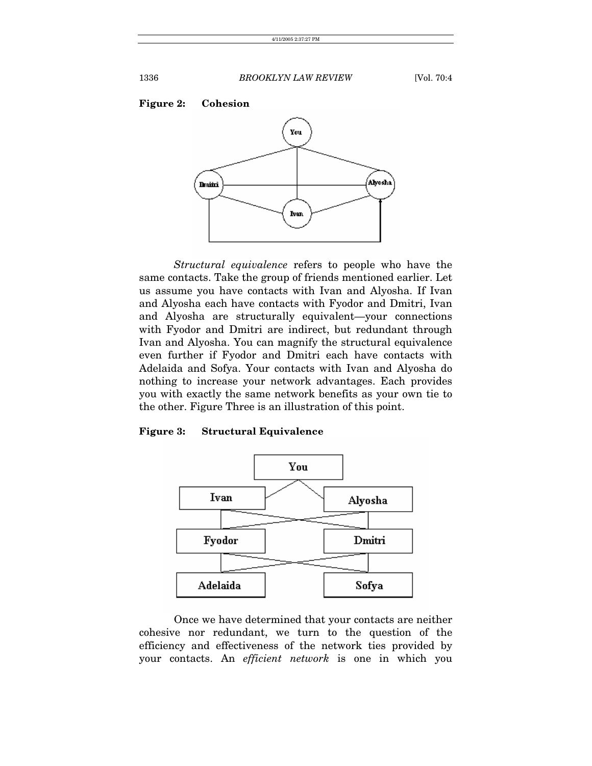**Figure 2: Cohesion**

*Structural equivalence* refers to people who have the same contacts. Take the group of friends mentioned earlier. Let us assume you have contacts with Ivan and Alyosha. If Ivan and Alyosha each have contacts with Fyodor and Dmitri, Ivan and Alyosha are structurally equivalent—your connections with Fyodor and Dmitri are indirect, but redundant through Ivan and Alyosha. You can magnify the structural equivalence even further if Fyodor and Dmitri each have contacts with Adelaida and Sofya. Your contacts with Ivan and Alyosha do nothing to increase your network advantages. Each provides you with exactly the same network benefits as your own tie to the other. Figure Three is an illustration of this point.

**Figure 3: Structural Equivalence**

Once we have determined that your contacts are neither cohesive nor redundant, we turn to the question of the efficiency and effectiveness of the network ties provided by your contacts. An *efficient network* is one in which you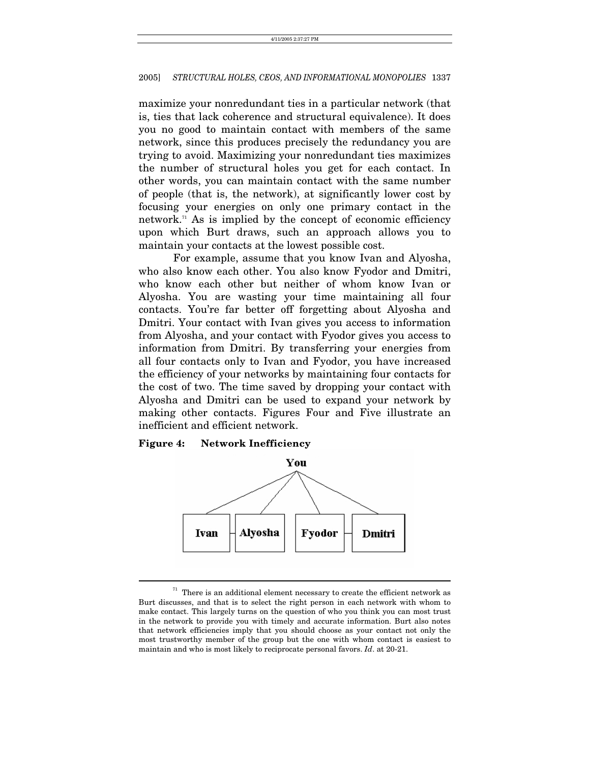maximize your nonredundant ties in a particular network (that is, ties that lack coherence and structural equivalence). It does you no good to maintain contact with members of the same network, since this produces precisely the redundancy you are trying to avoid. Maximizing your nonredundant ties maximizes the number of structural holes you get for each contact. In other words, you can maintain contact with the same number of people (that is, the network), at significantly lower cost by focusing your energies on only one primary contact in the network.[71] As is implied by the concept of economic efficiency upon which Burt draws, such an approach allows you to maintain your contacts at the lowest possible cost.

For example, assume that you know Ivan and Alyosha, who also know each other. You also know Fyodor and Dmitri, who know each other but neither of whom know Ivan or Alyosha. You are wasting your time maintaining all four contacts. You're far better off forgetting about Alyosha and Dmitri. Your contact with Ivan gives you access to information from Alyosha, and your contact with Fyodor gives you access to information from Dmitri. By transferring your energies from all four contacts only to Ivan and Fyodor, you have increased the efficiency of your networks by maintaining four contacts for the cost of two. The time saved by dropping your contact with Alyosha and Dmitri can be used to expand your network by making other contacts. Figures Four and Five illustrate an inefficient and efficient network.

**Figure 4: Network Inefficiency**

You

Ivan | Alyosha | Fyodor | Dmitri

[71] There is an additional element necessary to create the efficient network as Burt discusses, and that is to select the right person in each network with whom to make contact. This largely turns on the question of who you think you can most trust in the network to provide you with timely and accurate information. Burt also notes that network efficiencies imply that you should choose as your contact not only the most trustworthy member of the group but the one with whom contact is easiest to maintain and who is most likely to reciprocate personal favors. *Id*. at 20-21.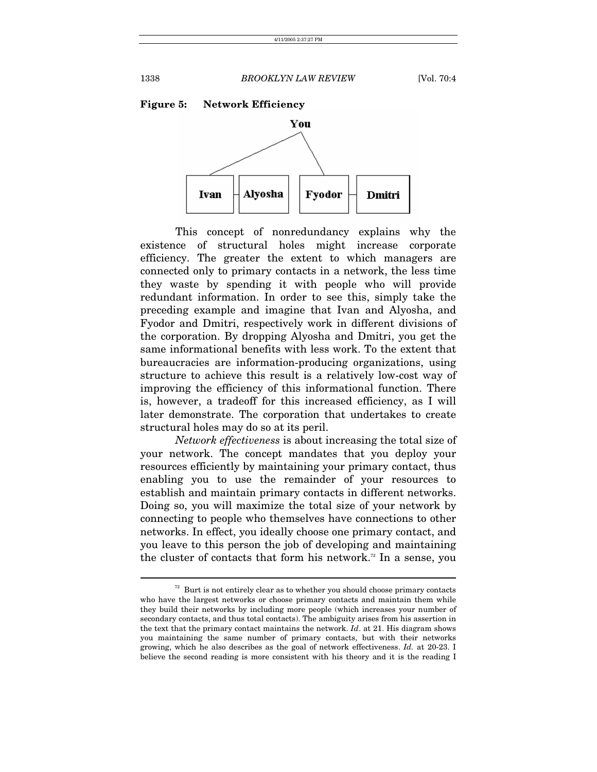**Figure 5: Network Efficiency**

This concept of nonredundancy explains why the existence of structural holes might increase corporate efficiency. The greater the extent to which managers are connected only to primary contacts in a network, the less time they waste by spending it with people who will provide redundant information. In order to see this, simply take the preceding example and imagine that Ivan and Alyosha, and Fyodor and Dmitri, respectively work in different divisions of the corporation. By dropping Alyosha and Dmitri, you get the same informational benefits with less work. To the extent that bureaucracies are information-producing organizations, using structure to achieve this result is a relatively low-cost way of improving the efficiency of this informational function. There is, however, a tradeoff for this increased efficiency, as I will later demonstrate. The corporation that undertakes to create structural holes may do so at its peril.

*Network effectiveness* is about increasing the total size of your network. The concept mandates that you deploy your resources efficiently by maintaining your primary contact, thus enabling you to use the remainder of your resources to establish and maintain primary contacts in different networks. Doing so, you will maximize the total size of your network by connecting to people who themselves have connections to other networks. In effect, you ideally choose one primary contact, and you leave to this person the job of developing and maintaining the cluster of contacts that form his network.[72] In a sense, you

[72] Burt is not entirely clear as to whether you should choose primary contacts who have the largest networks or choose primary contacts and maintain them while they build their networks by including more people (which increases your number of secondary contacts, and thus total contacts). The ambiguity arises from his assertion in the text that the primary contact maintains the network. *Id*. at 21. His diagram shows you maintaining the same number of primary contacts, but with their networks growing, which he also describes as the goal of network effectiveness. *Id.* at 20-23. I believe the second reading is more consistent with his theory and it is the reading I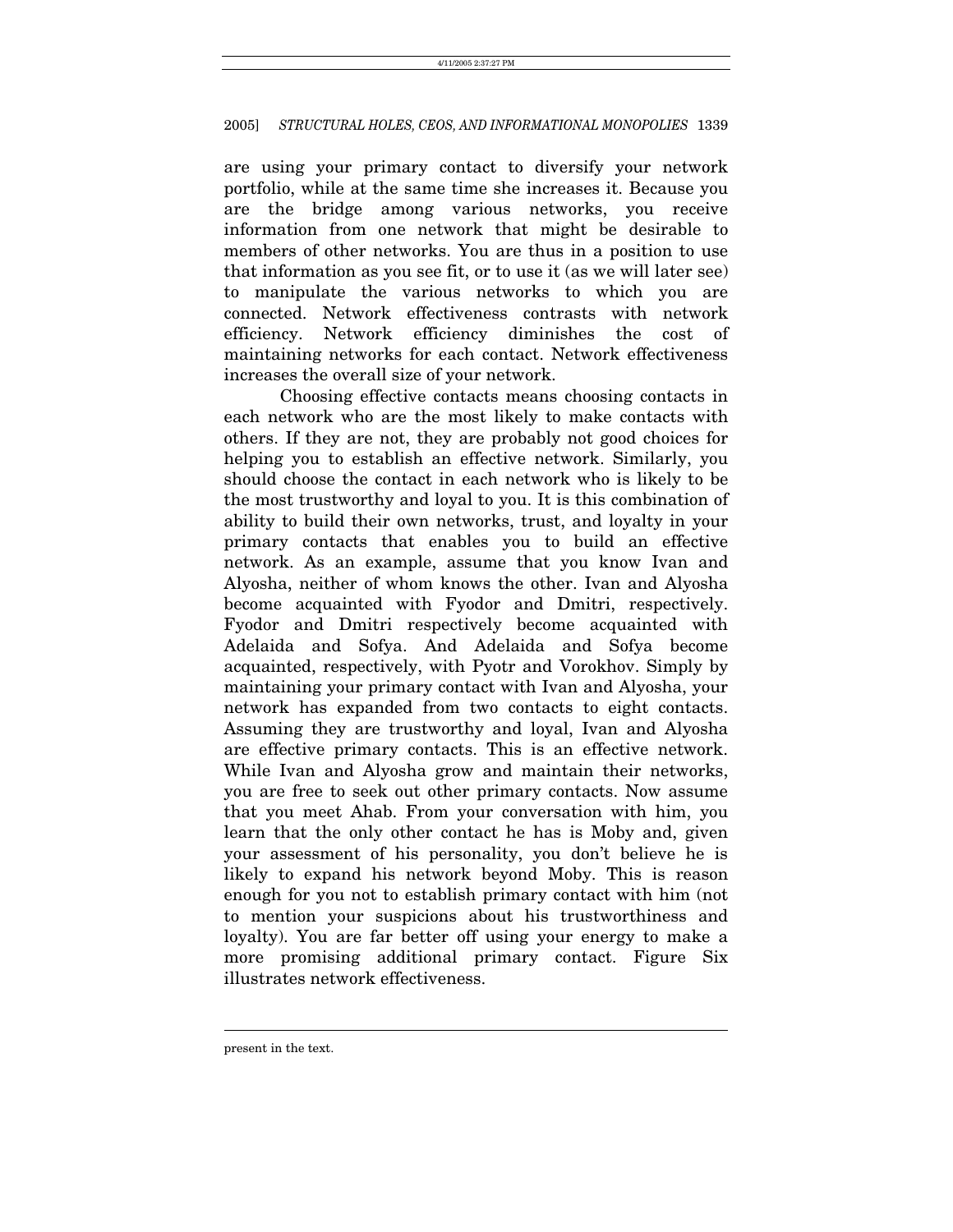are using your primary contact to diversify your network portfolio, while at the same time she increases it. Because you are the bridge among various networks, you receive information from one network that might be desirable to members of other networks. You are thus in a position to use that information as you see fit, or to use it (as we will later see) to manipulate the various networks to which you are connected. Network effectiveness contrasts with network efficiency. Network efficiency diminishes the cost of maintaining networks for each contact. Network effectiveness increases the overall size of your network.

Choosing effective contacts means choosing contacts in each network who are the most likely to make contacts with others. If they are not, they are probably not good choices for helping you to establish an effective network. Similarly, you should choose the contact in each network who is likely to be the most trustworthy and loyal to you. It is this combination of ability to build their own networks, trust, and loyalty in your primary contacts that enables you to build an effective network. As an example, assume that you know Ivan and Alyosha, neither of whom knows the other. Ivan and Alyosha become acquainted with Fyodor and Dmitri, respectively. Fyodor and Dmitri respectively become acquainted with Adelaida and Sofya. And Adelaida and Sofya become acquainted, respectively, with Pyotr and Vorokhov. Simply by maintaining your primary contact with Ivan and Alyosha, your network has expanded from two contacts to eight contacts. Assuming they are trustworthy and loyal, Ivan and Alyosha are effective primary contacts. This is an effective network. While Ivan and Alyosha grow and maintain their networks, you are free to seek out other primary contacts. Now assume that you meet Ahab. From your conversation with him, you learn that the only other contact he has is Moby and, given your assessment of his personality, you don't believe he is likely to expand his network beyond Moby. This is reason enough for you not to establish primary contact with him (not to mention your suspicions about his trustworthiness and loyalty). You are far better off using your energy to make a more promising additional primary contact. Figure Six illustrates network effectiveness.

---

present in the text.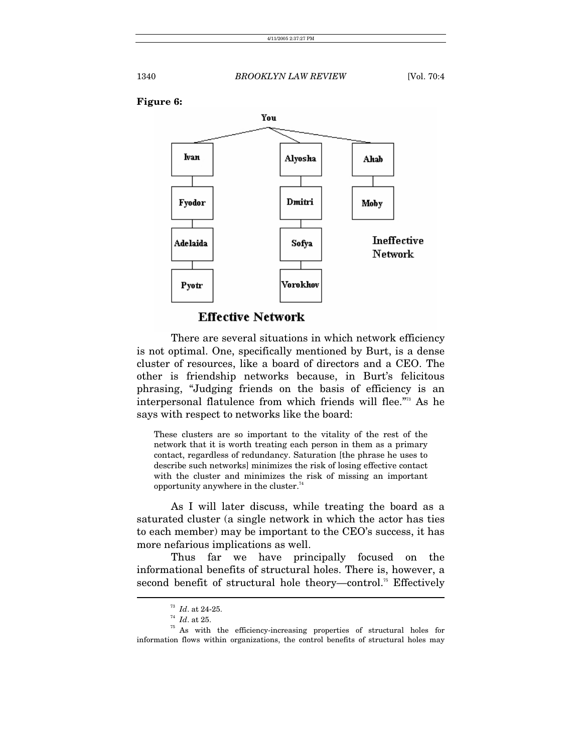**Figure 6:**

You

Ivan — Fyodor — Adelaida — Pyotr

Alyosha — Dmitri — Sofya — Vorokhov

Ahab — Moby

Ineffective Network

**Effective Network**

There are several situations in which network efficiency is not optimal. One, specifically mentioned by Burt, is a dense cluster of resources, like a board of directors and a CEO. The other is friendship networks because, in Burt's felicitous phrasing, "Judging friends on the basis of efficiency is an interpersonal flatulence from which friends will flee."[73] As he says with respect to networks like the board:

> These clusters are so important to the vitality of the rest of the network that it is worth treating each person in them as a primary contact, regardless of redundancy. Saturation [the phrase he uses to describe such networks] minimizes the risk of losing effective contact with the cluster and minimizes the risk of missing an important opportunity anywhere in the cluster.[74]

As I will later discuss, while treating the board as a saturated cluster (a single network in which the actor has ties to each member) may be important to the CEO's success, it has more nefarious implications as well.

Thus far we have principally focused on the informational benefits of structural holes. There is, however, a second benefit of structural hole theory—control.[75] Effectively

---

[73] *Id*. at 24-25.

[74] *Id*. at 25.

[75] As with the efficiency-increasing properties of structural holes for information flows within organizations, the control benefits of structural holes may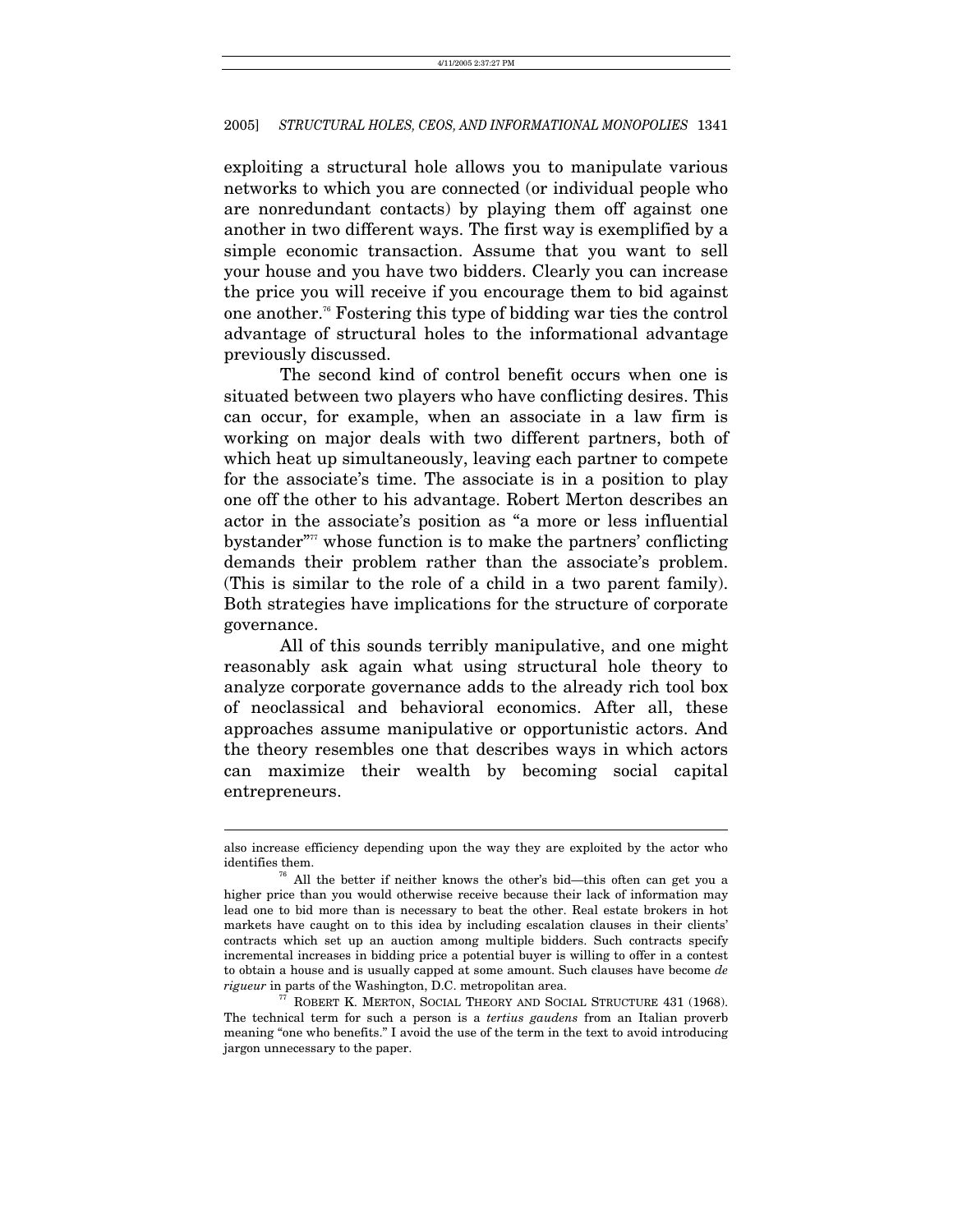exploiting a structural hole allows you to manipulate various networks to which you are connected (or individual people who are nonredundant contacts) by playing them off against one another in two different ways. The first way is exemplified by a simple economic transaction. Assume that you want to sell your house and you have two bidders. Clearly you can increase the price you will receive if you encourage them to bid against one another.[76] Fostering this type of bidding war ties the control advantage of structural holes to the informational advantage previously discussed.

The second kind of control benefit occurs when one is situated between two players who have conflicting desires. This can occur, for example, when an associate in a law firm is working on major deals with two different partners, both of which heat up simultaneously, leaving each partner to compete for the associate's time. The associate is in a position to play one off the other to his advantage. Robert Merton describes an actor in the associate's position as "a more or less influential bystander"[77] whose function is to make the partners' conflicting demands their problem rather than the associate's problem. (This is similar to the role of a child in a two parent family). Both strategies have implications for the structure of corporate governance.

All of this sounds terribly manipulative, and one might reasonably ask again what using structural hole theory to analyze corporate governance adds to the already rich tool box of neoclassical and behavioral economics. After all, these approaches assume manipulative or opportunistic actors. And the theory resembles one that describes ways in which actors can maximize their wealth by becoming social capital entrepreneurs.

---

also increase efficiency depending upon the way they are exploited by the actor who identifies them.

[76] All the better if neither knows the other's bid—this often can get you a higher price than you would otherwise receive because their lack of information may lead one to bid more than is necessary to beat the other. Real estate brokers in hot markets have caught on to this idea by including escalation clauses in their clients' contracts which set up an auction among multiple bidders. Such contracts specify incremental increases in bidding price a potential buyer is willing to offer in a contest to obtain a house and is usually capped at some amount. Such clauses have become *de rigueur* in parts of the Washington, D.C. metropolitan area.

[77] ROBERT K. MERTON, SOCIAL THEORY AND SOCIAL STRUCTURE 431 (1968). The technical term for such a person is a *tertius gaudens* from an Italian proverb meaning "one who benefits." I avoid the use of the term in the text to avoid introducing jargon unnecessary to the paper.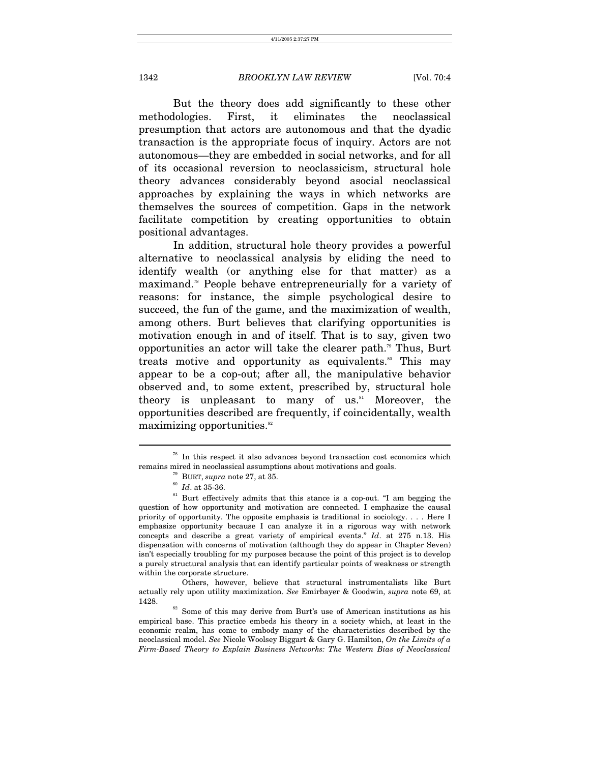But the theory does add significantly to these other methodologies. First, it eliminates the neoclassical presumption that actors are autonomous and that the dyadic transaction is the appropriate focus of inquiry. Actors are not autonomous—they are embedded in social networks, and for all of its occasional reversion to neoclassicism, structural hole theory advances considerably beyond asocial neoclassical approaches by explaining the ways in which networks are themselves the sources of competition. Gaps in the network facilitate competition by creating opportunities to obtain positional advantages.

In addition, structural hole theory provides a powerful alternative to neoclassical analysis by eliding the need to identify wealth (or anything else for that matter) as a maximand.[78] People behave entrepreneurially for a variety of reasons: for instance, the simple psychological desire to succeed, the fun of the game, and the maximization of wealth, among others. Burt believes that clarifying opportunities is motivation enough in and of itself. That is to say, given two opportunities an actor will take the clearer path.[79] Thus, Burt treats motive and opportunity as equivalents.[80] This may appear to be a cop-out; after all, the manipulative behavior observed and, to some extent, prescribed by, structural hole theory is unpleasant to many of us.[81] Moreover, the opportunities described are frequently, if coincidentally, wealth maximizing opportunities.[82]

---

[78] In this respect it also advances beyond transaction cost economics which remains mired in neoclassical assumptions about motivations and goals.

[79] BURT, *supra* note 27, at 35.

[80] *Id*. at 35-36.

[81] Burt effectively admits that this stance is a cop-out. "I am begging the question of how opportunity and motivation are connected. I emphasize the causal priority of opportunity. The opposite emphasis is traditional in sociology. . . . Here I emphasize opportunity because I can analyze it in a rigorous way with network concepts and describe a great variety of empirical events." *Id*. at 275 n.13. His dispensation with concerns of motivation (although they do appear in Chapter Seven) isn't especially troubling for my purposes because the point of this project is to develop a purely structural analysis that can identify particular points of weakness or strength within the corporate structure.

Others, however, believe that structural instrumentalists like Burt actually rely upon utility maximization. *See* Emirbayer & Goodwin, *supra* note 69, at 1428.

[82] Some of this may derive from Burt's use of American institutions as his empirical base. This practice embeds his theory in a society which, at least in the economic realm, has come to embody many of the characteristics described by the neoclassical model. *See* Nicole Woolsey Biggart & Gary G. Hamilton, *On the Limits of a Firm-Based Theory to Explain Business Networks: The Western Bias of Neoclassical*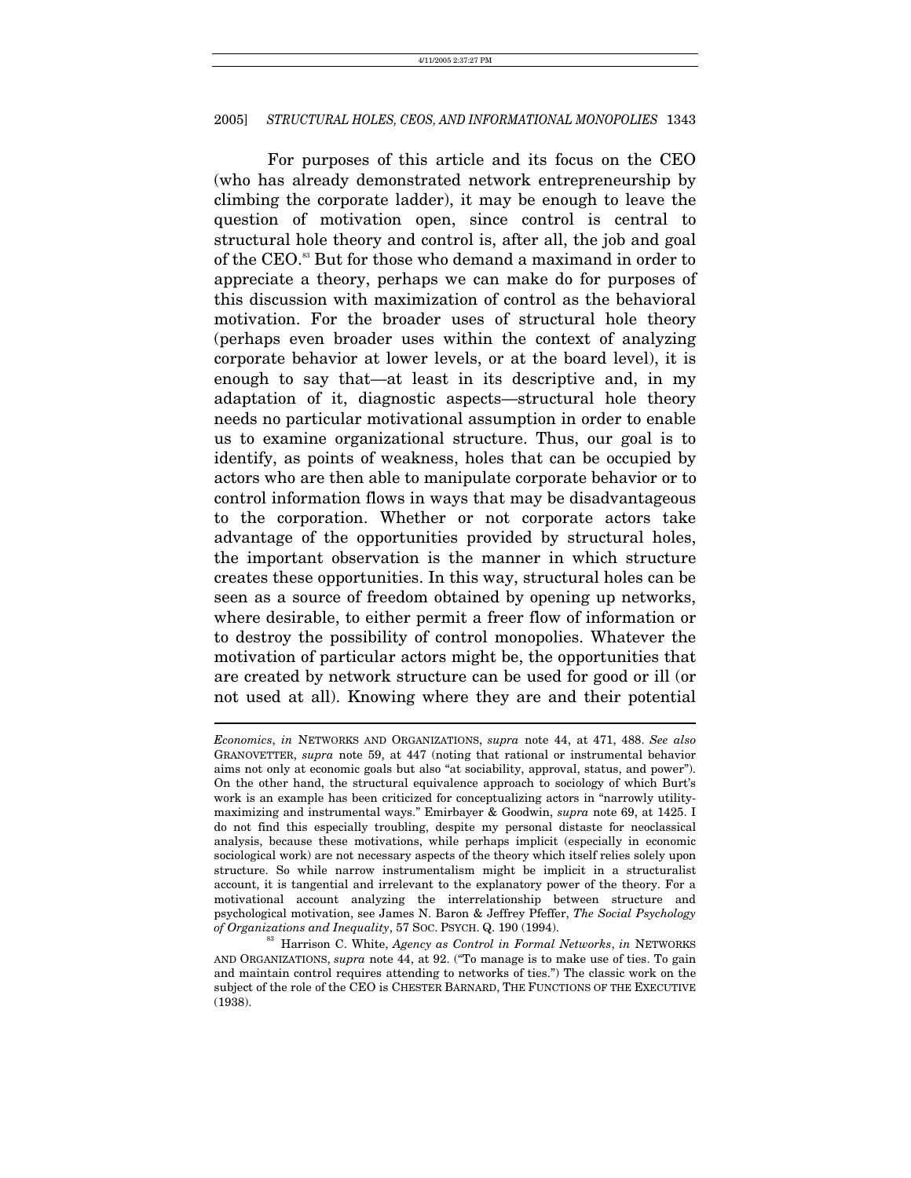For purposes of this article and its focus on the CEO (who has already demonstrated network entrepreneurship by climbing the corporate ladder), it may be enough to leave the question of motivation open, since control is central to structural hole theory and control is, after all, the job and goal of the CEO.[83] But for those who demand a maximand in order to appreciate a theory, perhaps we can make do for purposes of this discussion with maximization of control as the behavioral motivation. For the broader uses of structural hole theory (perhaps even broader uses within the context of analyzing corporate behavior at lower levels, or at the board level), it is enough to say that—at least in its descriptive and, in my adaptation of it, diagnostic aspects—structural hole theory needs no particular motivational assumption in order to enable us to examine organizational structure. Thus, our goal is to identify, as points of weakness, holes that can be occupied by actors who are then able to manipulate corporate behavior or to control information flows in ways that may be disadvantageous to the corporation. Whether or not corporate actors take advantage of the opportunities provided by structural holes, the important observation is the manner in which structure creates these opportunities. In this way, structural holes can be seen as a source of freedom obtained by opening up networks, where desirable, to either permit a freer flow of information or to destroy the possibility of control monopolies. Whatever the motivation of particular actors might be, the opportunities that are created by network structure can be used for good or ill (or not used at all). Knowing where they are and their potential

---

*Economics*, *in* NETWORKS AND ORGANIZATIONS, *supra* note 44, at 471, 488. *See also* GRANOVETTER, *supra* note 59, at 447 (noting that rational or instrumental behavior aims not only at economic goals but also "at sociability, approval, status, and power"). On the other hand, the structural equivalence approach to sociology of which Burt's work is an example has been criticized for conceptualizing actors in "narrowly utility-maximizing and instrumental ways." Emirbayer & Goodwin, *supra* note 69, at 1425. I do not find this especially troubling, despite my personal distaste for neoclassical analysis, because these motivations, while perhaps implicit (especially in economic sociological work) are not necessary aspects of the theory which itself relies solely upon structure. So while narrow instrumentalism might be implicit in a structuralist account, it is tangential and irrelevant to the explanatory power of the theory. For a motivational account analyzing the interrelationship between structure and psychological motivation, see James N. Baron & Jeffrey Pfeffer, *The Social Psychology of Organizations and Inequality*, 57 SOC. PSYCH. Q. 190 (1994).

[83] Harrison C. White, *Agency as Control in Formal Networks*, *in* NETWORKS AND ORGANIZATIONS, *supra* note 44, at 92. ("To manage is to make use of ties. To gain and maintain control requires attending to networks of ties.") The classic work on the subject of the role of the CEO is CHESTER BARNARD, THE FUNCTIONS OF THE EXECUTIVE (1938).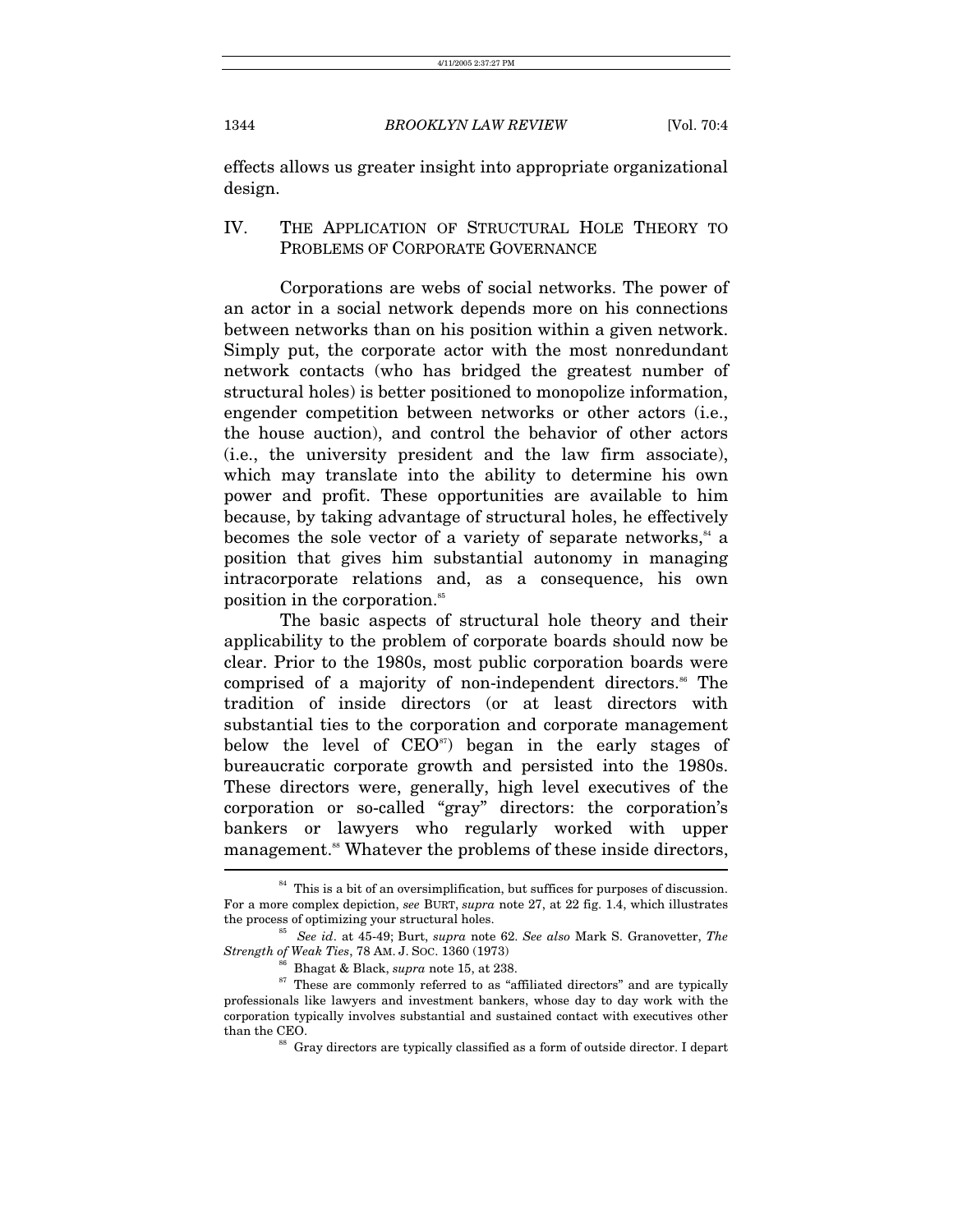effects allows us greater insight into appropriate organizational design.

## IV. THE APPLICATION OF STRUCTURAL HOLE THEORY TO PROBLEMS OF CORPORATE GOVERNANCE

Corporations are webs of social networks. The power of an actor in a social network depends more on his connections between networks than on his position within a given network. Simply put, the corporate actor with the most nonredundant network contacts (who has bridged the greatest number of structural holes) is better positioned to monopolize information, engender competition between networks or other actors (i.e., the house auction), and control the behavior of other actors (i.e., the university president and the law firm associate), which may translate into the ability to determine his own power and profit. These opportunities are available to him because, by taking advantage of structural holes, he effectively becomes the sole vector of a variety of separate networks,[84] a position that gives him substantial autonomy in managing intracorporate relations and, as a consequence, his own position in the corporation.[85]

The basic aspects of structural hole theory and their applicability to the problem of corporate boards should now be clear. Prior to the 1980s, most public corporation boards were comprised of a majority of non-independent directors.[86] The tradition of inside directors (or at least directors with substantial ties to the corporation and corporate management below the level of CEO[87]) began in the early stages of bureaucratic corporate growth and persisted into the 1980s. These directors were, generally, high level executives of the corporation or so-called "gray" directors: the corporation's bankers or lawyers who regularly worked with upper management.[88] Whatever the problems of these inside directors,

---

[84] This is a bit of an oversimplification, but suffices for purposes of discussion. For a more complex depiction, *see* BURT, *supra* note 27, at 22 fig. 1.4, which illustrates the process of optimizing your structural holes.

[85] *See id*. at 45-49; Burt, *supra* note 62. *See also* Mark S. Granovetter, *The Strength of Weak Ties*, 78 AM. J. SOC. 1360 (1973)

[86] Bhagat & Black, *supra* note 15, at 238.

[87] These are commonly referred to as "affiliated directors" and are typically professionals like lawyers and investment bankers, whose day to day work with the corporation typically involves substantial and sustained contact with executives other than the CEO.

[88] Gray directors are typically classified as a form of outside director. I depart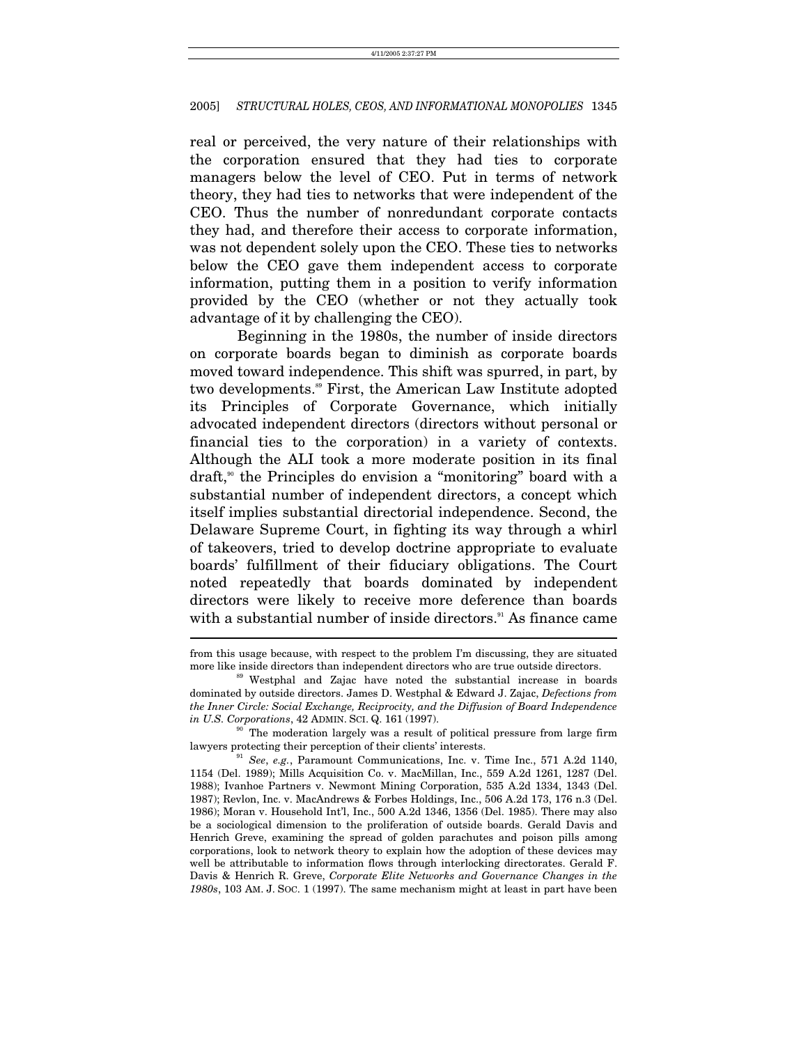real or perceived, the very nature of their relationships with the corporation ensured that they had ties to corporate managers below the level of CEO. Put in terms of network theory, they had ties to networks that were independent of the CEO. Thus the number of nonredundant corporate contacts they had, and therefore their access to corporate information, was not dependent solely upon the CEO. These ties to networks below the CEO gave them independent access to corporate information, putting them in a position to verify information provided by the CEO (whether or not they actually took advantage of it by challenging the CEO).

Beginning in the 1980s, the number of inside directors on corporate boards began to diminish as corporate boards moved toward independence. This shift was spurred, in part, by two developments.[89] First, the American Law Institute adopted its Principles of Corporate Governance, which initially advocated independent directors (directors without personal or financial ties to the corporation) in a variety of contexts. Although the ALI took a more moderate position in its final draft,[90] the Principles do envision a "monitoring" board with a substantial number of independent directors, a concept which itself implies substantial directorial independence. Second, the Delaware Supreme Court, in fighting its way through a whirl of takeovers, tried to develop doctrine appropriate to evaluate boards' fulfillment of their fiduciary obligations. The Court noted repeatedly that boards dominated by independent directors were likely to receive more deference than boards with a substantial number of inside directors.[91] As finance came

---

from this usage because, with respect to the problem I'm discussing, they are situated more like inside directors than independent directors who are true outside directors.

[89] Westphal and Zajac have noted the substantial increase in boards dominated by outside directors. James D. Westphal & Edward J. Zajac, *Defections from the Inner Circle: Social Exchange, Reciprocity, and the Diffusion of Board Independence in U.S. Corporations*, 42 ADMIN. SCI. Q. 161 (1997).

[90] The moderation largely was a result of political pressure from large firm lawyers protecting their perception of their clients' interests.

[91] *See, e.g.*, Paramount Communications, Inc. v. Time Inc., 571 A.2d 1140, 1154 (Del. 1989); Mills Acquisition Co. v. MacMillan, Inc., 559 A.2d 1261, 1287 (Del. 1988); Ivanhoe Partners v. Newmont Mining Corporation, 535 A.2d 1334, 1343 (Del. 1987); Revlon, Inc. v. MacAndrews & Forbes Holdings, Inc., 506 A.2d 173, 176 n.3 (Del. 1986); Moran v. Household Int'l, Inc., 500 A.2d 1346, 1356 (Del. 1985). There may also be a sociological dimension to the proliferation of outside boards. Gerald Davis and Henrich Greve, examining the spread of golden parachutes and poison pills among corporations, look to network theory to explain how the adoption of these devices may well be attributable to information flows through interlocking directorates. Gerald F. Davis & Henrich R. Greve, *Corporate Elite Networks and Governance Changes in the 1980s*, 103 AM. J. SOC. 1 (1997). The same mechanism might at least in part have been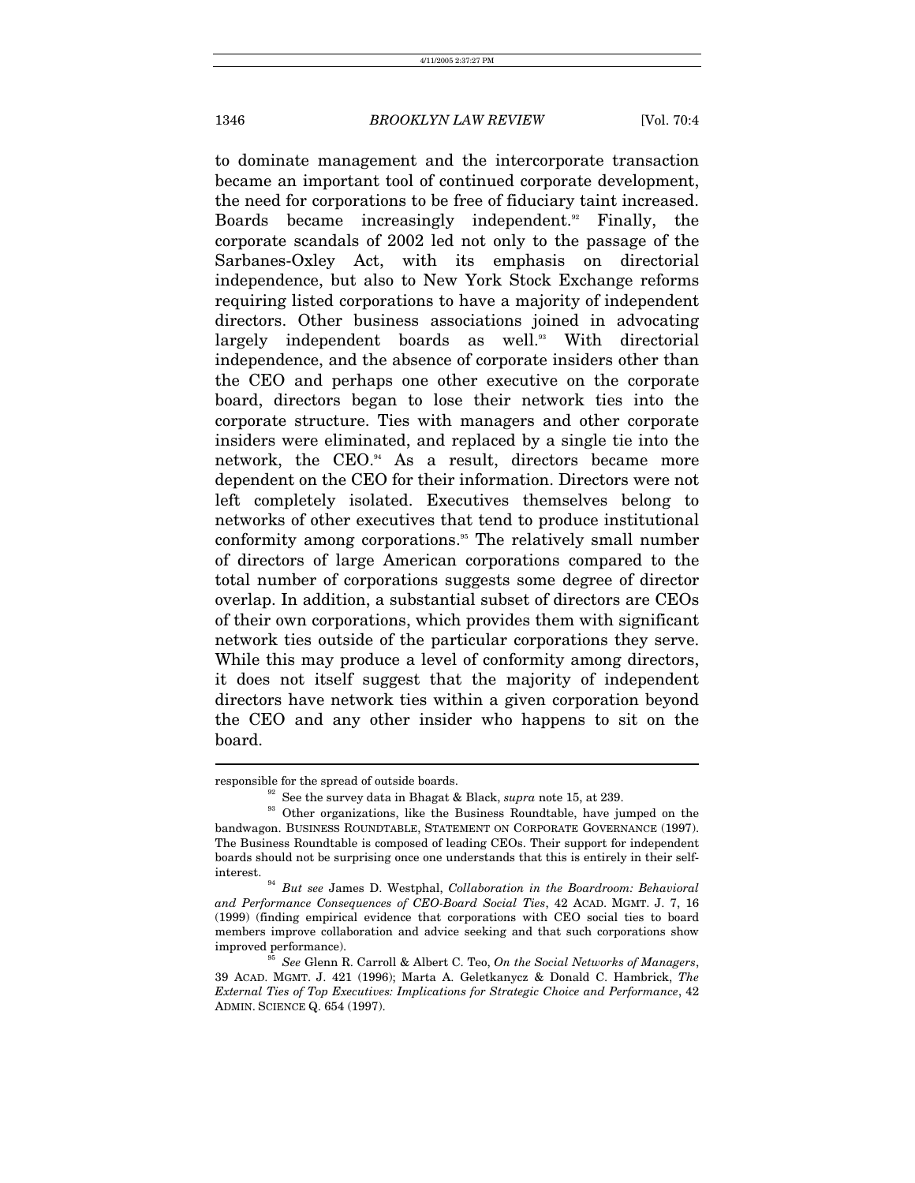to dominate management and the intercorporate transaction became an important tool of continued corporate development, the need for corporations to be free of fiduciary taint increased. Boards became increasingly independent.[92] Finally, the corporate scandals of 2002 led not only to the passage of the Sarbanes-Oxley Act, with its emphasis on directorial independence, but also to New York Stock Exchange reforms requiring listed corporations to have a majority of independent directors. Other business associations joined in advocating largely independent boards as well.[93] With directorial independence, and the absence of corporate insiders other than the CEO and perhaps one other executive on the corporate board, directors began to lose their network ties into the corporate structure. Ties with managers and other corporate insiders were eliminated, and replaced by a single tie into the network, the CEO.[94] As a result, directors became more dependent on the CEO for their information. Directors were not left completely isolated. Executives themselves belong to networks of other executives that tend to produce institutional conformity among corporations.[95] The relatively small number of directors of large American corporations compared to the total number of corporations suggests some degree of director overlap. In addition, a substantial subset of directors are CEOs of their own corporations, which provides them with significant network ties outside of the particular corporations they serve. While this may produce a level of conformity among directors, it does not itself suggest that the majority of independent directors have network ties within a given corporation beyond the CEO and any other insider who happens to sit on the board.

---

responsible for the spread of outside boards.

[92] See the survey data in Bhagat & Black, *supra* note 15, at 239.

[93] Other organizations, like the Business Roundtable, have jumped on the bandwagon. BUSINESS ROUNDTABLE, STATEMENT ON CORPORATE GOVERNANCE (1997). The Business Roundtable is composed of leading CEOs. Their support for independent boards should not be surprising once one understands that this is entirely in their self-interest.

[94] *But see* James D. Westphal, *Collaboration in the Boardroom: Behavioral and Performance Consequences of CEO-Board Social Ties*, 42 ACAD. MGMT. J. 7, 16 (1999) (finding empirical evidence that corporations with CEO social ties to board members improve collaboration and advice seeking and that such corporations show improved performance).

[95] *See* Glenn R. Carroll & Albert C. Teo, *On the Social Networks of Managers*, 39 ACAD. MGMT. J. 421 (1996); Marta A. Geletkanycz & Donald C. Hambrick, *The External Ties of Top Executives: Implications for Strategic Choice and Performance*, 42 ADMIN. SCIENCE Q. 654 (1997).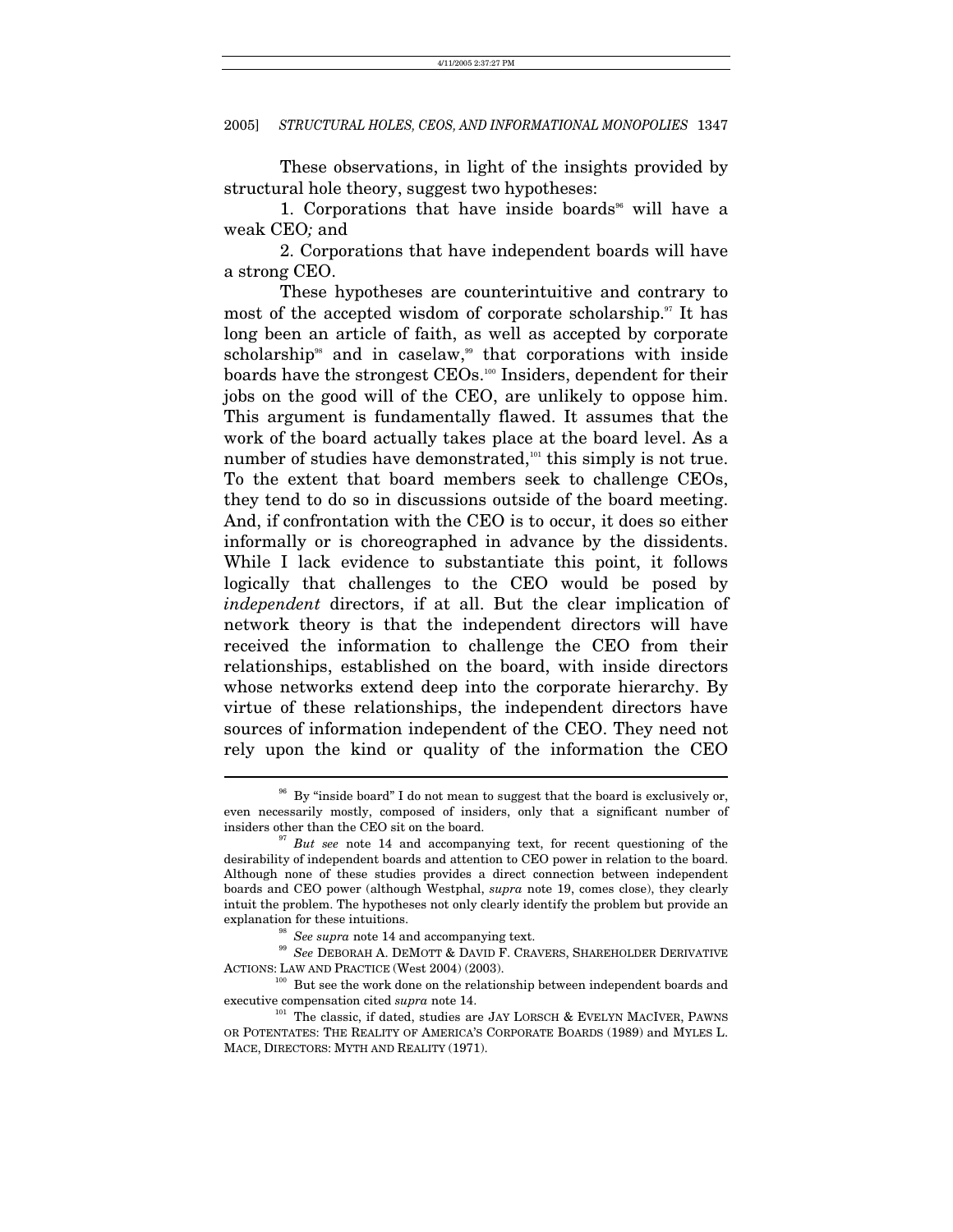These observations, in light of the insights provided by structural hole theory, suggest two hypotheses:

1. Corporations that have inside boards[96] will have a weak CEO*;* and

2. Corporations that have independent boards will have a strong CEO.

These hypotheses are counterintuitive and contrary to most of the accepted wisdom of corporate scholarship.[97] It has long been an article of faith, as well as accepted by corporate scholarship[98] and in caselaw,[99] that corporations with inside boards have the strongest CEOs.[100] Insiders, dependent for their jobs on the good will of the CEO, are unlikely to oppose him. This argument is fundamentally flawed. It assumes that the work of the board actually takes place at the board level. As a number of studies have demonstrated,[101] this simply is not true. To the extent that board members seek to challenge CEOs, they tend to do so in discussions outside of the board meeting. And, if confrontation with the CEO is to occur, it does so either informally or is choreographed in advance by the dissidents. While I lack evidence to substantiate this point, it follows logically that challenges to the CEO would be posed by *independent* directors, if at all. But the clear implication of network theory is that the independent directors will have received the information to challenge the CEO from their relationships, established on the board, with inside directors whose networks extend deep into the corporate hierarchy. By virtue of these relationships, the independent directors have sources of information independent of the CEO. They need not rely upon the kind or quality of the information the CEO

---

[96] By "inside board" I do not mean to suggest that the board is exclusively or, even necessarily mostly, composed of insiders, only that a significant number of insiders other than the CEO sit on the board.

[97] *But see* note 14 and accompanying text, for recent questioning of the desirability of independent boards and attention to CEO power in relation to the board. Although none of these studies provides a direct connection between independent boards and CEO power (although Westphal, *supra* note 19, comes close), they clearly intuit the problem. The hypotheses not only clearly identify the problem but provide an explanation for these intuitions.

[98] *See supra* note 14 and accompanying text.

[99] *See* DEBORAH A. DEMOTT & DAVID F. CRAVERS, SHAREHOLDER DERIVATIVE ACTIONS: LAW AND PRACTICE (West 2004) (2003).

[100] But see the work done on the relationship between independent boards and executive compensation cited *supra* note 14.

[101] The classic, if dated, studies are JAY LORSCH & EVELYN MACIVER, PAWNS OR POTENTATES: THE REALITY OF AMERICA'S CORPORATE BOARDS (1989) and MYLES L. MACE, DIRECTORS: MYTH AND REALITY (1971).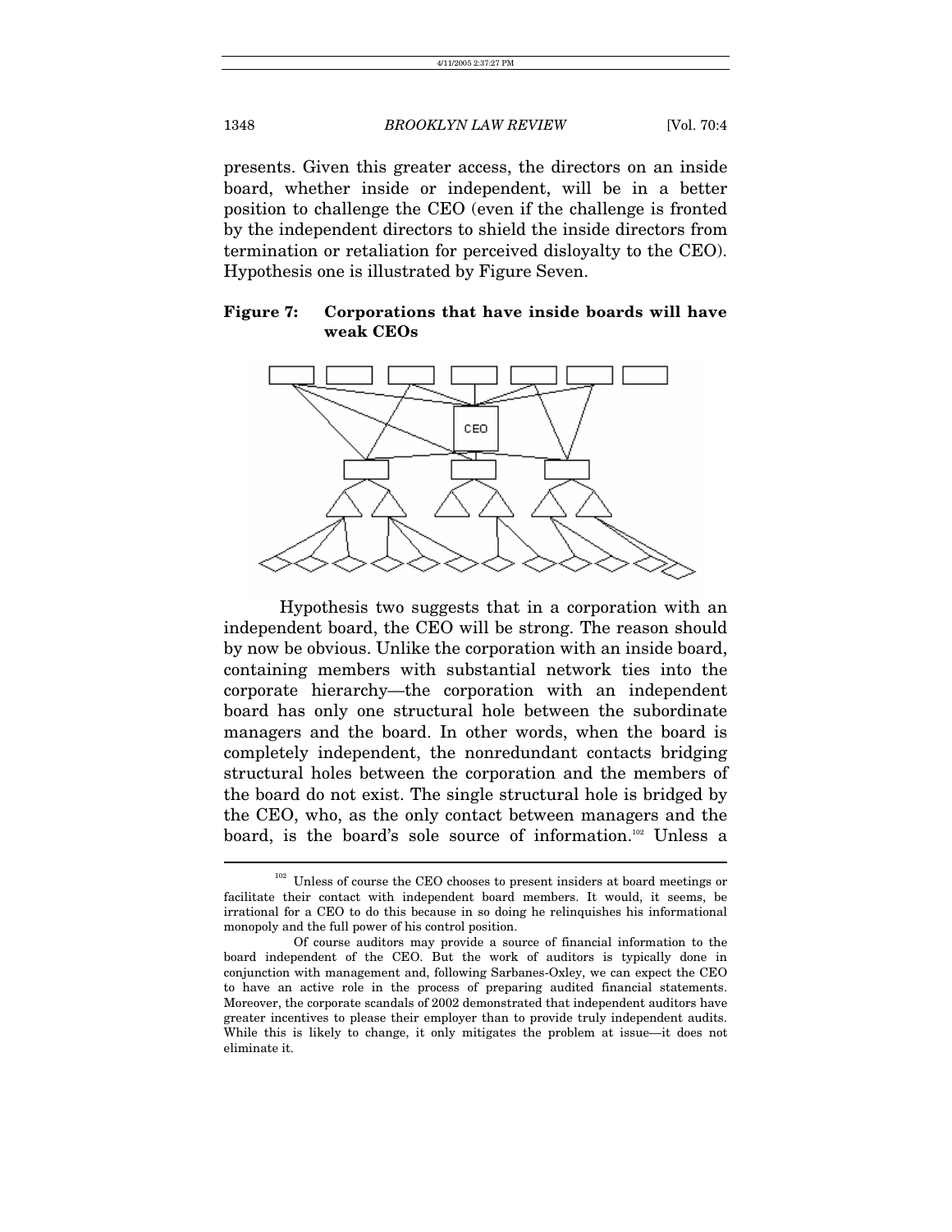presents. Given this greater access, the directors on an inside board, whether inside or independent, will be in a better position to challenge the CEO (even if the challenge is fronted by the independent directors to shield the inside directors from termination or retaliation for perceived disloyalty to the CEO). Hypothesis one is illustrated by Figure Seven.

**Figure 7: Corporations that have inside boards will have weak CEOs**

Hypothesis two suggests that in a corporation with an independent board, the CEO will be strong. The reason should by now be obvious. Unlike the corporation with an inside board, containing members with substantial network ties into the corporate hierarchy—the corporation with an independent board has only one structural hole between the subordinate managers and the board. In other words, when the board is completely independent, the nonredundant contacts bridging structural holes between the corporation and the members of the board do not exist. The single structural hole is bridged by the CEO, who, as the only contact between managers and the board, is the board's sole source of information.[102] Unless a

---

[102] Unless of course the CEO chooses to present insiders at board meetings or facilitate their contact with independent board members. It would, it seems, be irrational for a CEO to do this because in so doing he relinquishes his informational monopoly and the full power of his control position.

Of course auditors may provide a source of financial information to the board independent of the CEO. But the work of auditors is typically done in conjunction with management and, following Sarbanes-Oxley, we can expect the CEO to have an active role in the process of preparing audited financial statements. Moreover, the corporate scandals of 2002 demonstrated that independent auditors have greater incentives to please their employer than to provide truly independent audits. While this is likely to change, it only mitigates the problem at issue—it does not eliminate it.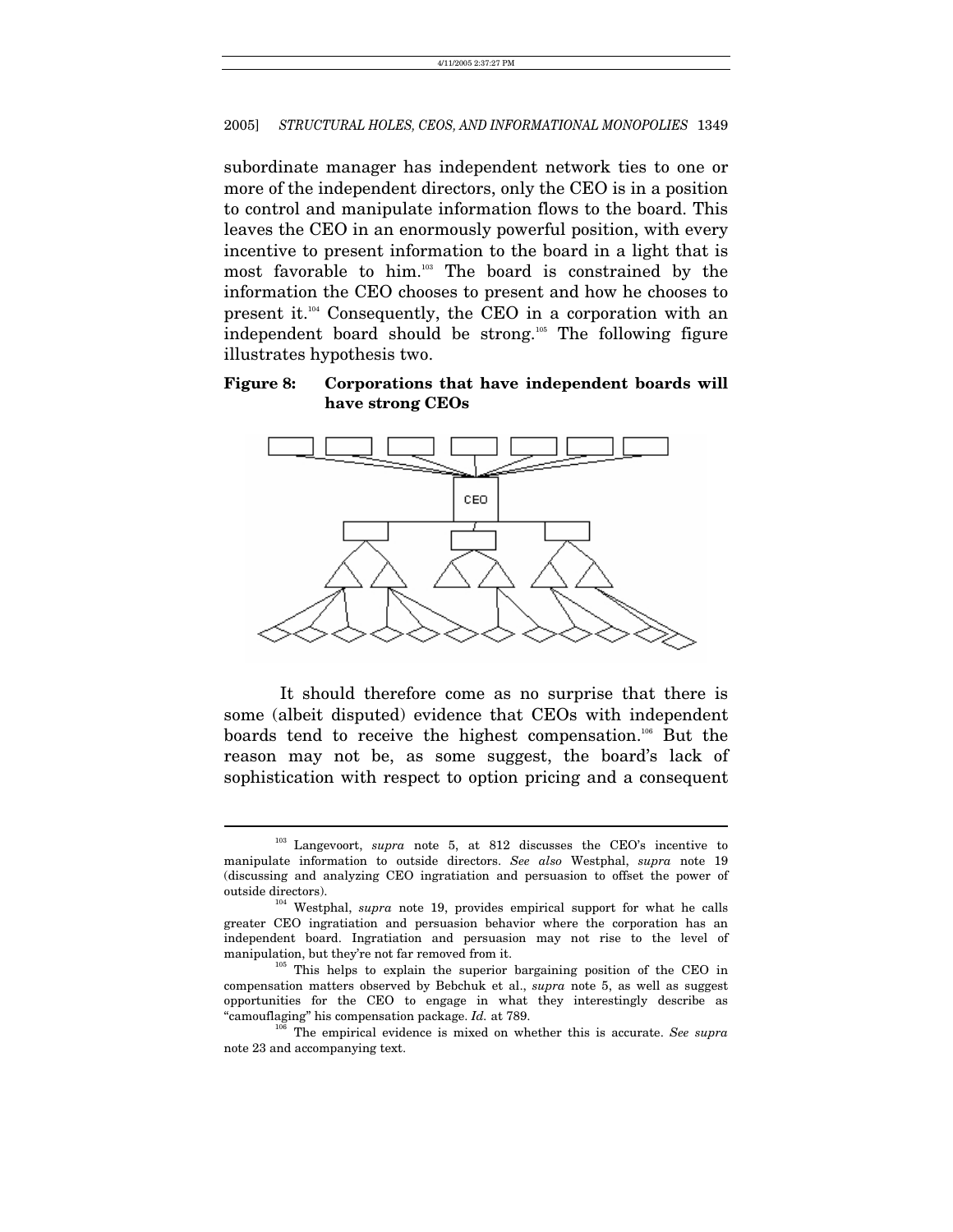subordinate manager has independent network ties to one or more of the independent directors, only the CEO is in a position to control and manipulate information flows to the board. This leaves the CEO in an enormously powerful position, with every incentive to present information to the board in a light that is most favorable to him.[103] The board is constrained by the information the CEO chooses to present and how he chooses to present it.[104] Consequently, the CEO in a corporation with an independent board should be strong.[105] The following figure illustrates hypothesis two.

**Figure 8: Corporations that have independent boards will have strong CEOs**

It should therefore come as no surprise that there is some (albeit disputed) evidence that CEOs with independent boards tend to receive the highest compensation.[106] But the reason may not be, as some suggest, the board's lack of sophistication with respect to option pricing and a consequent

---

[103] Langevoort, *supra* note 5, at 812 discusses the CEO's incentive to manipulate information to outside directors. *See also* Westphal, *supra* note 19 (discussing and analyzing CEO ingratiation and persuasion to offset the power of outside directors).

[104] Westphal, *supra* note 19, provides empirical support for what he calls greater CEO ingratiation and persuasion behavior where the corporation has an independent board. Ingratiation and persuasion may not rise to the level of manipulation, but they're not far removed from it.

[105] This helps to explain the superior bargaining position of the CEO in compensation matters observed by Bebchuk et al., *supra* note 5, as well as suggest opportunities for the CEO to engage in what they interestingly describe as "camouflaging" his compensation package. *Id.* at 789.

[106] The empirical evidence is mixed on whether this is accurate. *See supra* note 23 and accompanying text.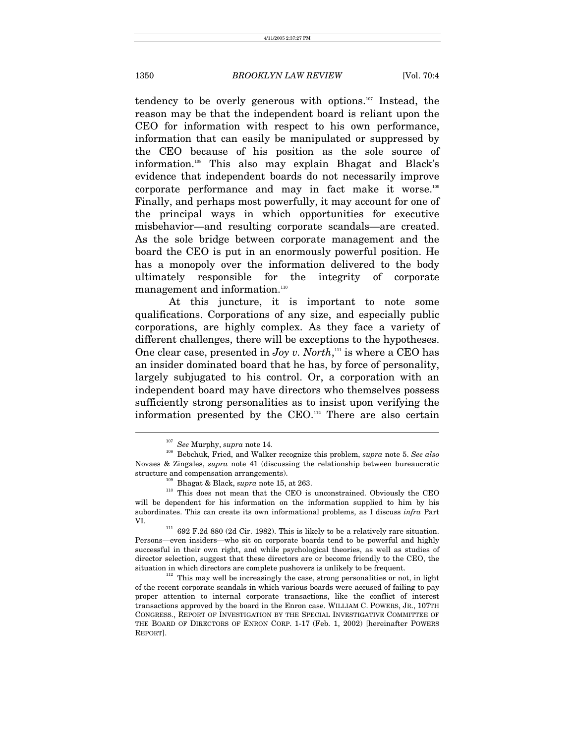tendency to be overly generous with options.[107] Instead, the reason may be that the independent board is reliant upon the CEO for information with respect to his own performance, information that can easily be manipulated or suppressed by the CEO because of his position as the sole source of information.[108] This also may explain Bhagat and Black's evidence that independent boards do not necessarily improve corporate performance and may in fact make it worse.[109] Finally, and perhaps most powerfully, it may account for one of the principal ways in which opportunities for executive misbehavior—and resulting corporate scandals—are created. As the sole bridge between corporate management and the board the CEO is put in an enormously powerful position. He has a monopoly over the information delivered to the body ultimately responsible for the integrity of corporate management and information.[110]

At this juncture, it is important to note some qualifications. Corporations of any size, and especially public corporations, are highly complex. As they face a variety of different challenges, there will be exceptions to the hypotheses. One clear case, presented in *Joy v. North*,[111] is where a CEO has an insider dominated board that he has, by force of personality, largely subjugated to his control. Or, a corporation with an independent board may have directors who themselves possess sufficiently strong personalities as to insist upon verifying the information presented by the CEO.[112] There are also certain

---

[107] *See* Murphy, *supra* note 14.

[108] Bebchuk, Fried, and Walker recognize this problem, *supra* note 5. *See also* Novaes & Zingales, *supra* note 41 (discussing the relationship between bureaucratic structure and compensation arrangements).

[109] Bhagat & Black, *supra* note 15, at 263.

[110] This does not mean that the CEO is unconstrained. Obviously the CEO will be dependent for his information on the information supplied to him by his subordinates. This can create its own informational problems, as I discuss *infra* Part VI.

[111] 692 F.2d 880 (2d Cir. 1982). This is likely to be a relatively rare situation. Persons—even insiders—who sit on corporate boards tend to be powerful and highly successful in their own right, and while psychological theories, as well as studies of director selection, suggest that these directors are or become friendly to the CEO, the situation in which directors are complete pushovers is unlikely to be frequent.

[112] This may well be increasingly the case, strong personalities or not, in light of the recent corporate scandals in which various boards were accused of failing to pay proper attention to internal corporate transactions, like the conflict of interest transactions approved by the board in the Enron case. WILLIAM C. POWERS, JR., 107TH CONGRESS., REPORT OF INVESTIGATION BY THE SPECIAL INVESTIGATIVE COMMITTEE OF THE BOARD OF DIRECTORS OF ENRON CORP. 1-17 (Feb. 1, 2002) [hereinafter POWERS REPORT].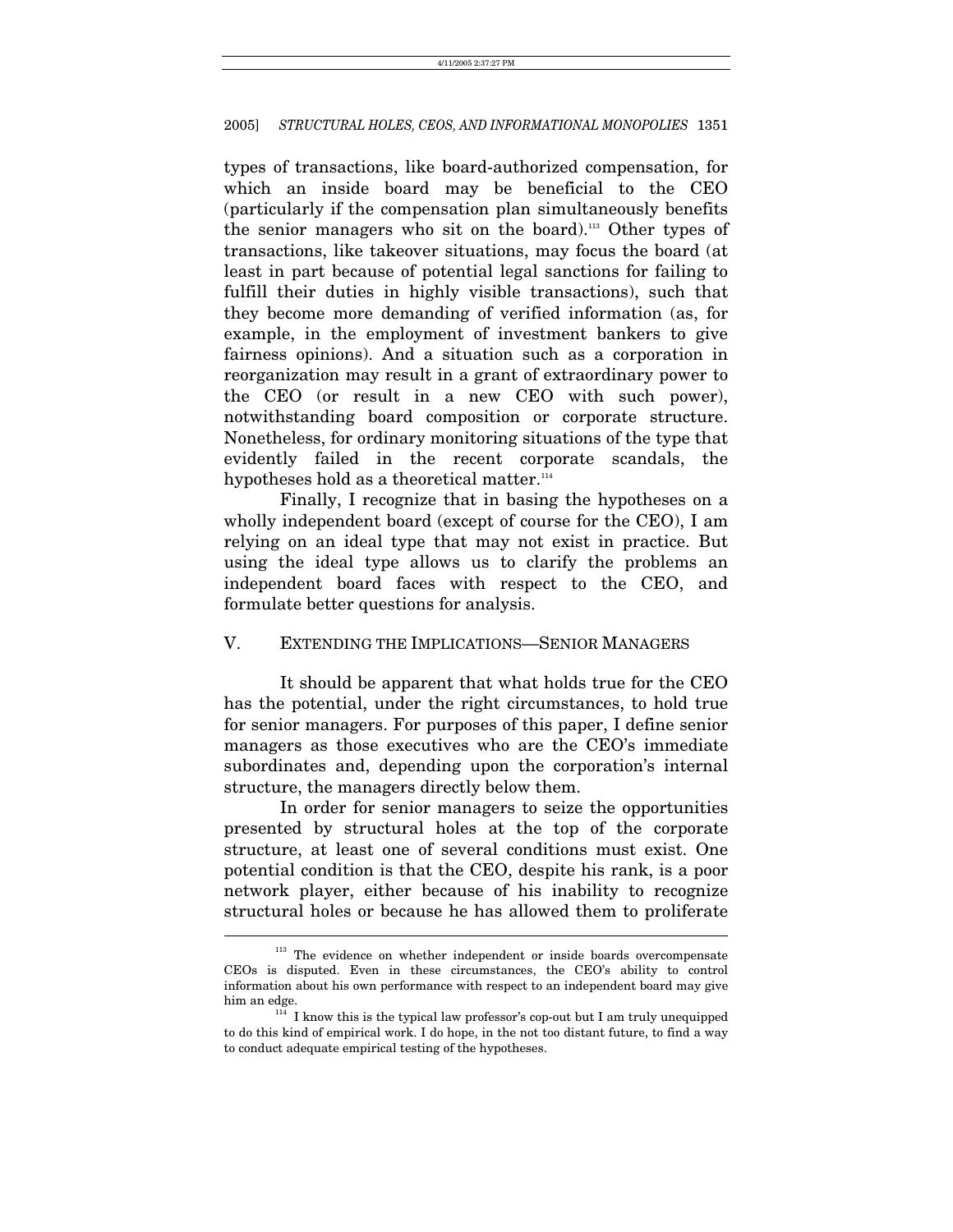types of transactions, like board-authorized compensation, for which an inside board may be beneficial to the CEO (particularly if the compensation plan simultaneously benefits the senior managers who sit on the board).[113] Other types of transactions, like takeover situations, may focus the board (at least in part because of potential legal sanctions for failing to fulfill their duties in highly visible transactions), such that they become more demanding of verified information (as, for example, in the employment of investment bankers to give fairness opinions). And a situation such as a corporation in reorganization may result in a grant of extraordinary power to the CEO (or result in a new CEO with such power), notwithstanding board composition or corporate structure. Nonetheless, for ordinary monitoring situations of the type that evidently failed in the recent corporate scandals, the hypotheses hold as a theoretical matter.[114]

Finally, I recognize that in basing the hypotheses on a wholly independent board (except of course for the CEO), I am relying on an ideal type that may not exist in practice. But using the ideal type allows us to clarify the problems an independent board faces with respect to the CEO, and formulate better questions for analysis.

## V. EXTENDING THE IMPLICATIONS—SENIOR MANAGERS

It should be apparent that what holds true for the CEO has the potential, under the right circumstances, to hold true for senior managers. For purposes of this paper, I define senior managers as those executives who are the CEO's immediate subordinates and, depending upon the corporation's internal structure, the managers directly below them.

In order for senior managers to seize the opportunities presented by structural holes at the top of the corporate structure, at least one of several conditions must exist. One potential condition is that the CEO, despite his rank, is a poor network player, either because of his inability to recognize structural holes or because he has allowed them to proliferate

---

[113] The evidence on whether independent or inside boards overcompensate CEOs is disputed. Even in these circumstances, the CEO's ability to control information about his own performance with respect to an independent board may give him an edge.

[114] I know this is the typical law professor's cop-out but I am truly unequipped to do this kind of empirical work. I do hope, in the not too distant future, to find a way to conduct adequate empirical testing of the hypotheses.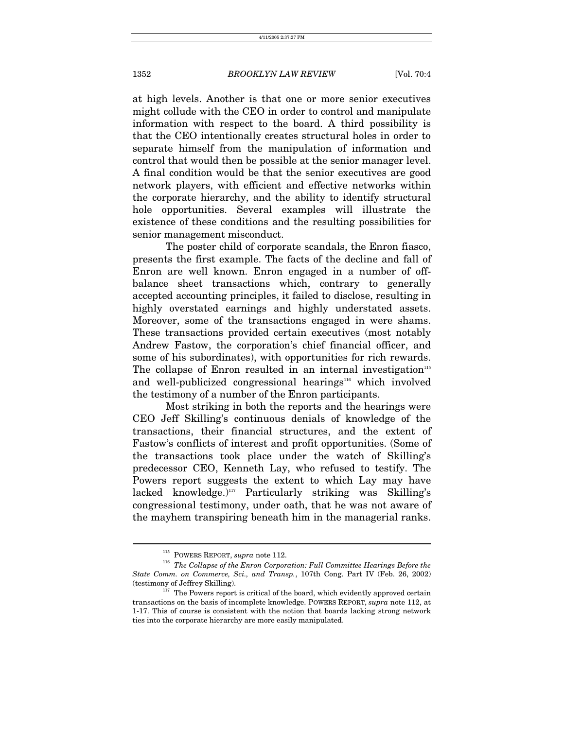at high levels. Another is that one or more senior executives might collude with the CEO in order to control and manipulate information with respect to the board. A third possibility is that the CEO intentionally creates structural holes in order to separate himself from the manipulation of information and control that would then be possible at the senior manager level. A final condition would be that the senior executives are good network players, with efficient and effective networks within the corporate hierarchy, and the ability to identify structural hole opportunities. Several examples will illustrate the existence of these conditions and the resulting possibilities for senior management misconduct.

The poster child of corporate scandals, the Enron fiasco, presents the first example. The facts of the decline and fall of Enron are well known. Enron engaged in a number of off-balance sheet transactions which, contrary to generally accepted accounting principles, it failed to disclose, resulting in highly overstated earnings and highly understated assets. Moreover, some of the transactions engaged in were shams. These transactions provided certain executives (most notably Andrew Fastow, the corporation's chief financial officer, and some of his subordinates), with opportunities for rich rewards. The collapse of Enron resulted in an internal investigation[115] and well-publicized congressional hearings[116] which involved the testimony of a number of the Enron participants.

Most striking in both the reports and the hearings were CEO Jeff Skilling's continuous denials of knowledge of the transactions, their financial structures, and the extent of Fastow's conflicts of interest and profit opportunities. (Some of the transactions took place under the watch of Skilling's predecessor CEO, Kenneth Lay, who refused to testify. The Powers report suggests the extent to which Lay may have lacked knowledge.)[117] Particularly striking was Skilling's congressional testimony, under oath, that he was not aware of the mayhem transpiring beneath him in the managerial ranks.

---

[115] POWERS REPORT, *supra* note 112.

[116] *The Collapse of the Enron Corporation: Full Committee Hearings Before the State Comm. on Commerce, Sci., and Transp.*, 107th Cong. Part IV (Feb. 26, 2002) (testimony of Jeffrey Skilling).

[117] The Powers report is critical of the board, which evidently approved certain transactions on the basis of incomplete knowledge. POWERS REPORT, *supra* note 112, at 1-17. This of course is consistent with the notion that boards lacking strong network ties into the corporate hierarchy are more easily manipulated.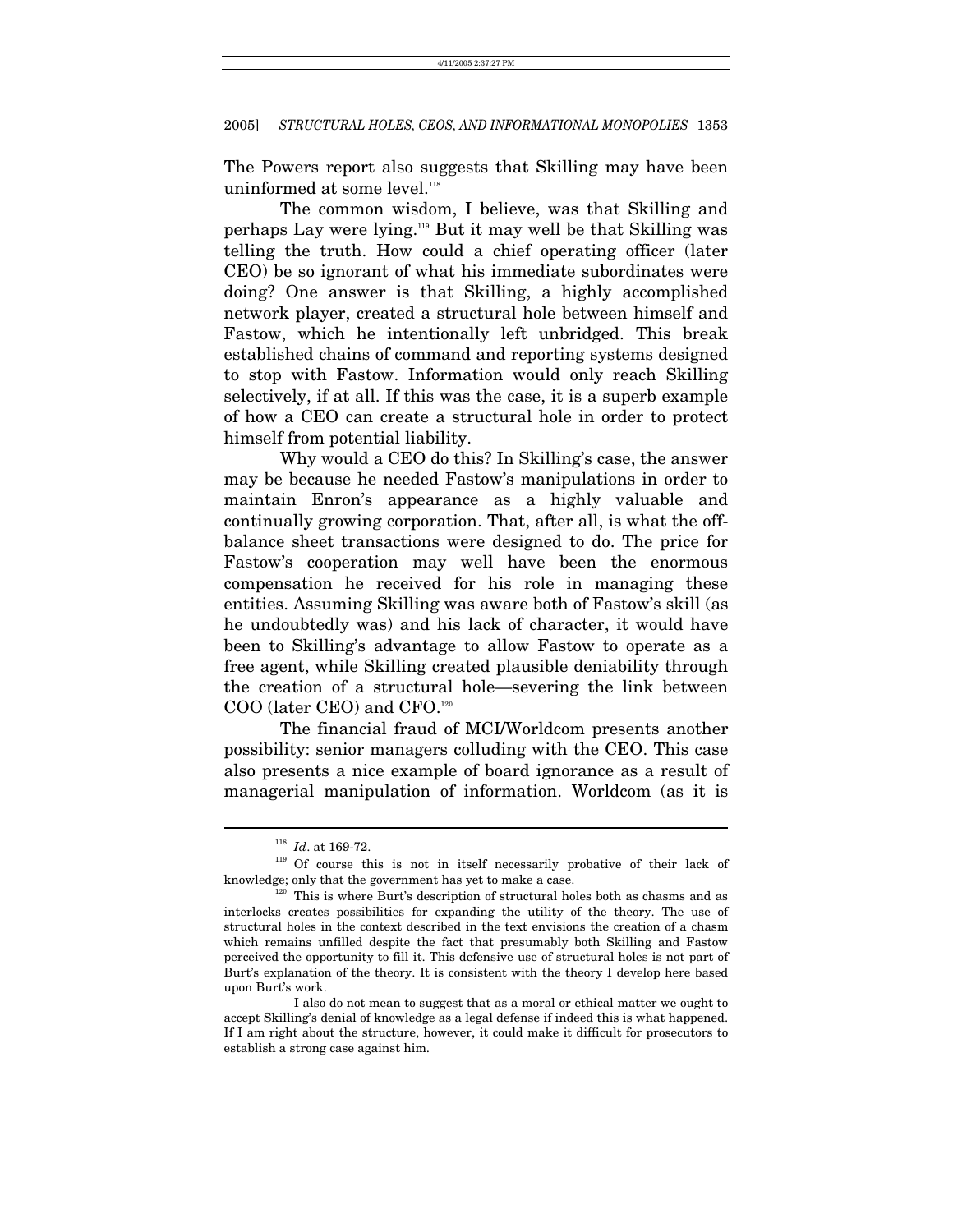The Powers report also suggests that Skilling may have been uninformed at some level.[118]

The common wisdom, I believe, was that Skilling and perhaps Lay were lying.[119] But it may well be that Skilling was telling the truth. How could a chief operating officer (later CEO) be so ignorant of what his immediate subordinates were doing? One answer is that Skilling, a highly accomplished network player, created a structural hole between himself and Fastow, which he intentionally left unbridged. This break established chains of command and reporting systems designed to stop with Fastow. Information would only reach Skilling selectively, if at all. If this was the case, it is a superb example of how a CEO can create a structural hole in order to protect himself from potential liability.

Why would a CEO do this? In Skilling's case, the answer may be because he needed Fastow's manipulations in order to maintain Enron's appearance as a highly valuable and continually growing corporation. That, after all, is what the off-balance sheet transactions were designed to do. The price for Fastow's cooperation may well have been the enormous compensation he received for his role in managing these entities. Assuming Skilling was aware both of Fastow's skill (as he undoubtedly was) and his lack of character, it would have been to Skilling's advantage to allow Fastow to operate as a free agent, while Skilling created plausible deniability through the creation of a structural hole—severing the link between COO (later CEO) and CFO.[120]

The financial fraud of MCI/Worldcom presents another possibility: senior managers colluding with the CEO. This case also presents a nice example of board ignorance as a result of managerial manipulation of information. Worldcom (as it is

---

[118] *Id*. at 169-72.

[119] Of course this is not in itself necessarily probative of their lack of knowledge; only that the government has yet to make a case.

[120] This is where Burt's description of structural holes both as chasms and as interlocks creates possibilities for expanding the utility of the theory. The use of structural holes in the context described in the text envisions the creation of a chasm which remains unfilled despite the fact that presumably both Skilling and Fastow perceived the opportunity to fill it. This defensive use of structural holes is not part of Burt's explanation of the theory. It is consistent with the theory I develop here based upon Burt's work.

I also do not mean to suggest that as a moral or ethical matter we ought to accept Skilling's denial of knowledge as a legal defense if indeed this is what happened. If I am right about the structure, however, it could make it difficult for prosecutors to establish a strong case against him.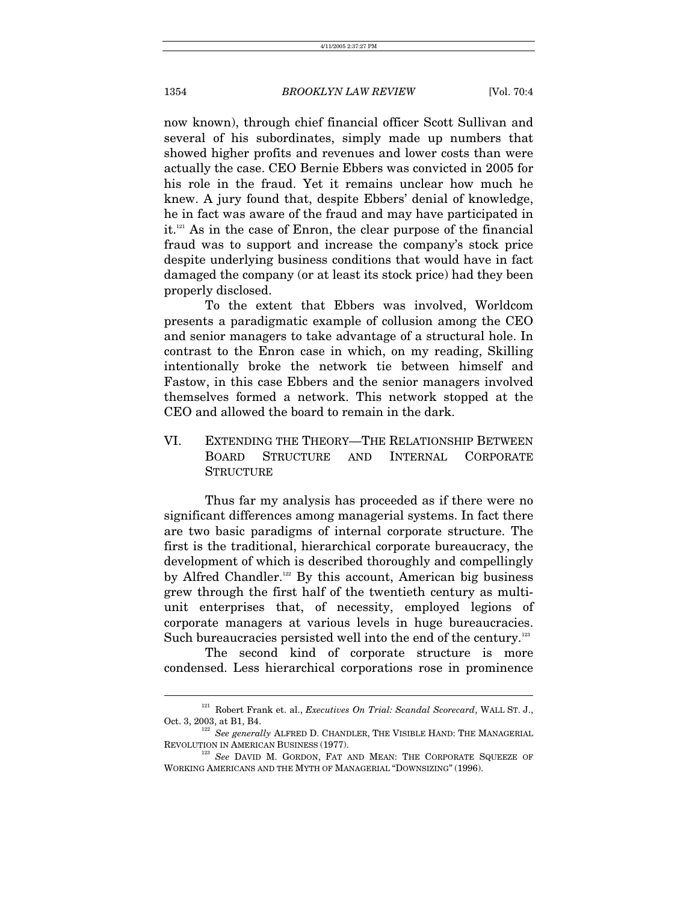now known), through chief financial officer Scott Sullivan and several of his subordinates, simply made up numbers that showed higher profits and revenues and lower costs than were actually the case. CEO Bernie Ebbers was convicted in 2005 for his role in the fraud. Yet it remains unclear how much he knew. A jury found that, despite Ebbers' denial of knowledge, he in fact was aware of the fraud and may have participated in it.[121] As in the case of Enron, the clear purpose of the financial fraud was to support and increase the company's stock price despite underlying business conditions that would have in fact damaged the company (or at least its stock price) had they been properly disclosed.

To the extent that Ebbers was involved, Worldcom presents a paradigmatic example of collusion among the CEO and senior managers to take advantage of a structural hole. In contrast to the Enron case in which, on my reading, Skilling intentionally broke the network tie between himself and Fastow, in this case Ebbers and the senior managers involved themselves formed a network. This network stopped at the CEO and allowed the board to remain in the dark.

## VI. EXTENDING THE THEORY—THE RELATIONSHIP BETWEEN BOARD STRUCTURE AND INTERNAL CORPORATE STRUCTURE

Thus far my analysis has proceeded as if there were no significant differences among managerial systems. In fact there are two basic paradigms of internal corporate structure. The first is the traditional, hierarchical corporate bureaucracy, the development of which is described thoroughly and compellingly by Alfred Chandler.[122] By this account, American big business grew through the first half of the twentieth century as multi-unit enterprises that, of necessity, employed legions of corporate managers at various levels in huge bureaucracies. Such bureaucracies persisted well into the end of the century.[123]

The second kind of corporate structure is more condensed. Less hierarchical corporations rose in prominence

---

[121] Robert Frank et. al., *Executives On Trial: Scandal Scorecard*, WALL ST. J., Oct. 3, 2003, at B1, B4.

[122] *See generally* ALFRED D. CHANDLER, THE VISIBLE HAND: THE MANAGERIAL REVOLUTION IN AMERICAN BUSINESS (1977).

[123] *See* DAVID M. GORDON, FAT AND MEAN: THE CORPORATE SQUEEZE OF WORKING AMERICANS AND THE MYTH OF MANAGERIAL "DOWNSIZING" (1996).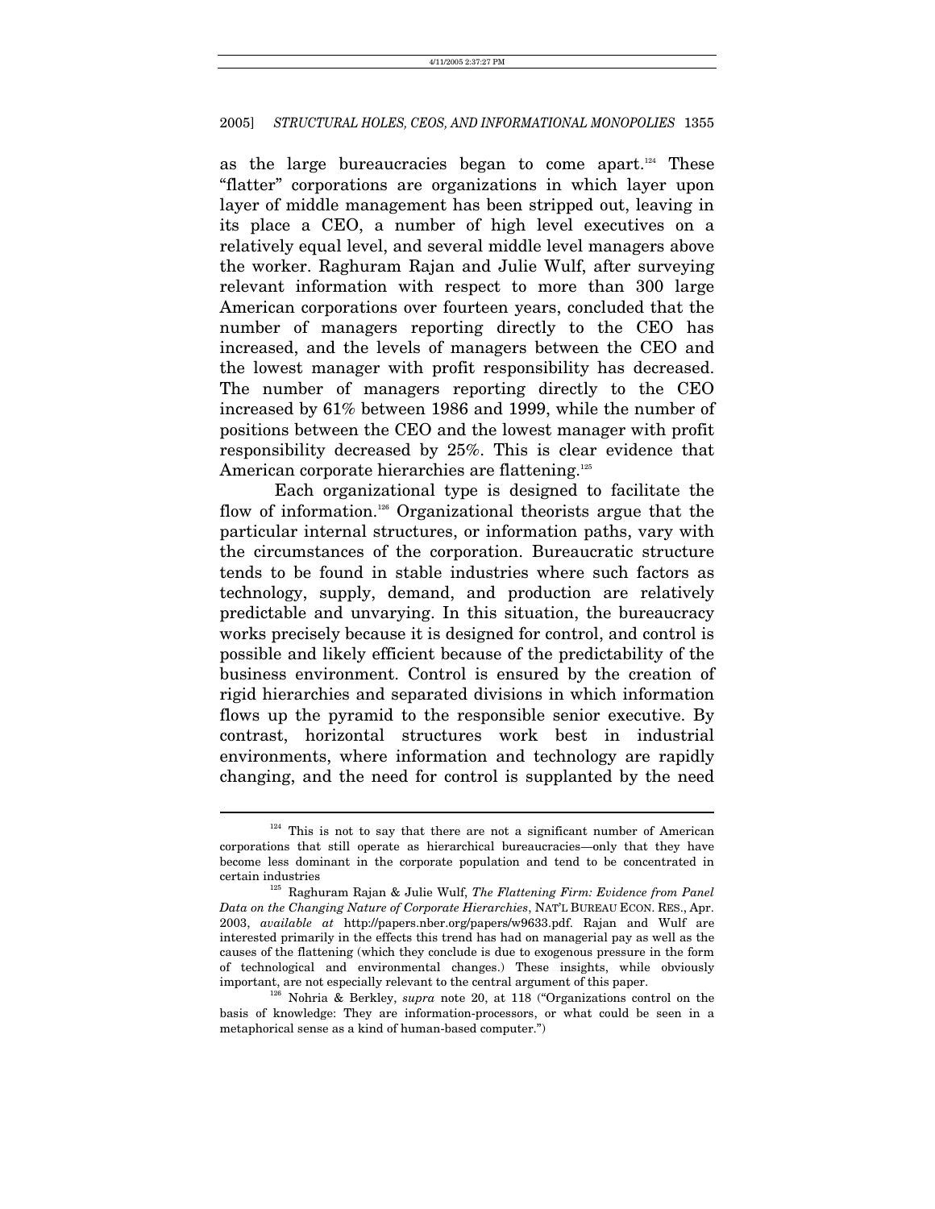as the large bureaucracies began to come apart.[124] These "flatter" corporations are organizations in which layer upon layer of middle management has been stripped out, leaving in its place a CEO, a number of high level executives on a relatively equal level, and several middle level managers above the worker. Raghuram Rajan and Julie Wulf, after surveying relevant information with respect to more than 300 large American corporations over fourteen years, concluded that the number of managers reporting directly to the CEO has increased, and the levels of managers between the CEO and the lowest manager with profit responsibility has decreased. The number of managers reporting directly to the CEO increased by 61% between 1986 and 1999, while the number of positions between the CEO and the lowest manager with profit responsibility decreased by 25%. This is clear evidence that American corporate hierarchies are flattening.[125]

Each organizational type is designed to facilitate the flow of information.[126] Organizational theorists argue that the particular internal structures, or information paths, vary with the circumstances of the corporation. Bureaucratic structure tends to be found in stable industries where such factors as technology, supply, demand, and production are relatively predictable and unvarying. In this situation, the bureaucracy works precisely because it is designed for control, and control is possible and likely efficient because of the predictability of the business environment. Control is ensured by the creation of rigid hierarchies and separated divisions in which information flows up the pyramid to the responsible senior executive. By contrast, horizontal structures work best in industrial environments, where information and technology are rapidly changing, and the need for control is supplanted by the need

---

[124] This is not to say that there are not a significant number of American corporations that still operate as hierarchical bureaucracies—only that they have become less dominant in the corporate population and tend to be concentrated in certain industries

[125] Raghuram Rajan & Julie Wulf, *The Flattening Firm: Evidence from Panel Data on the Changing Nature of Corporate Hierarchies*, NAT'L BUREAU ECON. RES., Apr. 2003, *available at* http://papers.nber.org/papers/w9633.pdf. Rajan and Wulf are interested primarily in the effects this trend has had on managerial pay as well as the causes of the flattening (which they conclude is due to exogenous pressure in the form of technological and environmental changes.) These insights, while obviously important, are not especially relevant to the central argument of this paper.

[126] Nohria & Berkley, *supra* note 20, at 118 ("Organizations control on the basis of knowledge: They are information-processors, or what could be seen in a metaphorical sense as a kind of human-based computer.")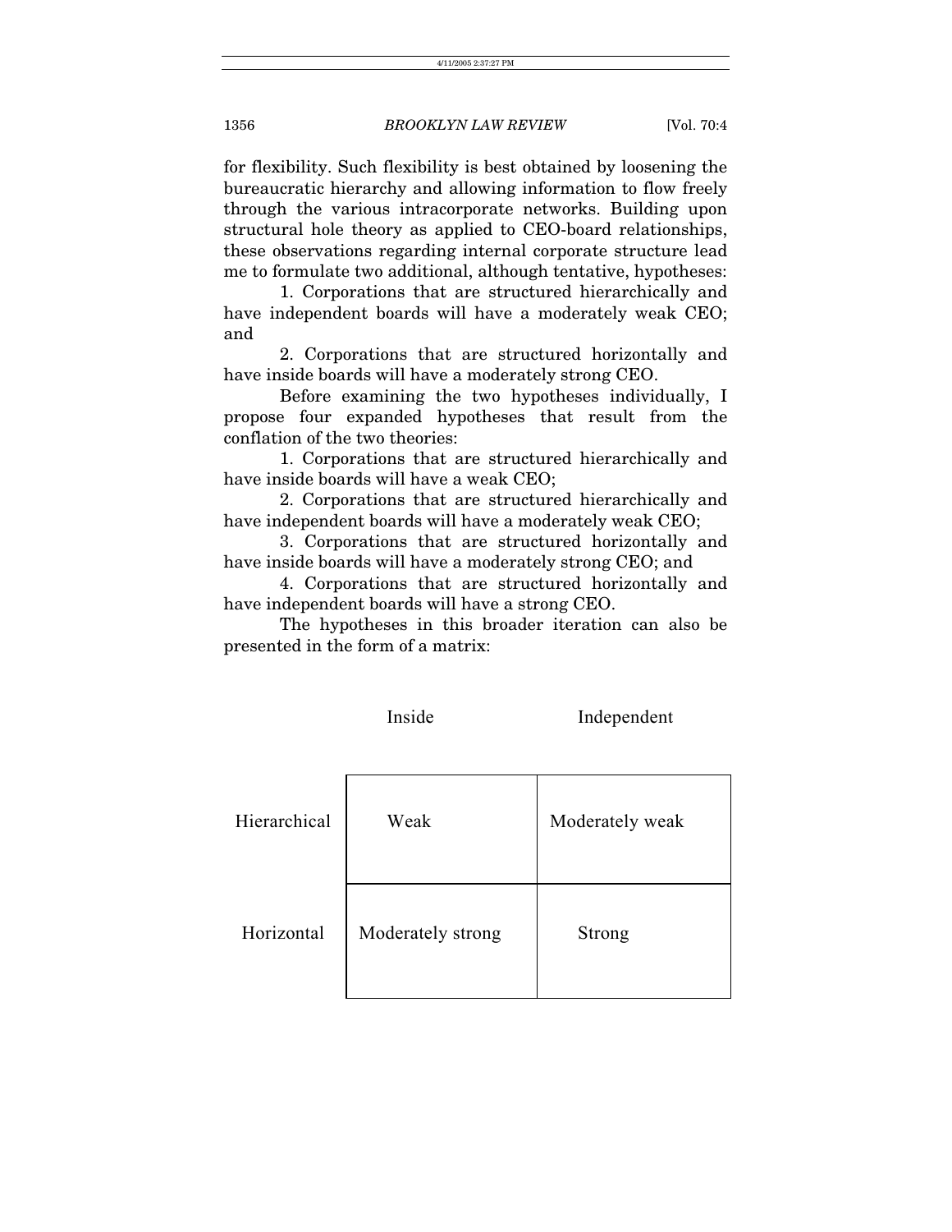for flexibility. Such flexibility is best obtained by loosening the bureaucratic hierarchy and allowing information to flow freely through the various intracorporate networks. Building upon structural hole theory as applied to CEO-board relationships, these observations regarding internal corporate structure lead me to formulate two additional, although tentative, hypotheses:

1. Corporations that are structured hierarchically and have independent boards will have a moderately weak CEO; and

2. Corporations that are structured horizontally and have inside boards will have a moderately strong CEO.

Before examining the two hypotheses individually, I propose four expanded hypotheses that result from the conflation of the two theories:

1. Corporations that are structured hierarchically and have inside boards will have a weak CEO;

2. Corporations that are structured hierarchically and have independent boards will have a moderately weak CEO;

3. Corporations that are structured horizontally and have inside boards will have a moderately strong CEO; and

4. Corporations that are structured horizontally and have independent boards will have a strong CEO.

The hypotheses in this broader iteration can also be presented in the form of a matrix:

| | Inside | Independent |
|---|---|---|
| Hierarchical | Weak | Moderately weak |
| Horizontal | Moderately strong | Strong |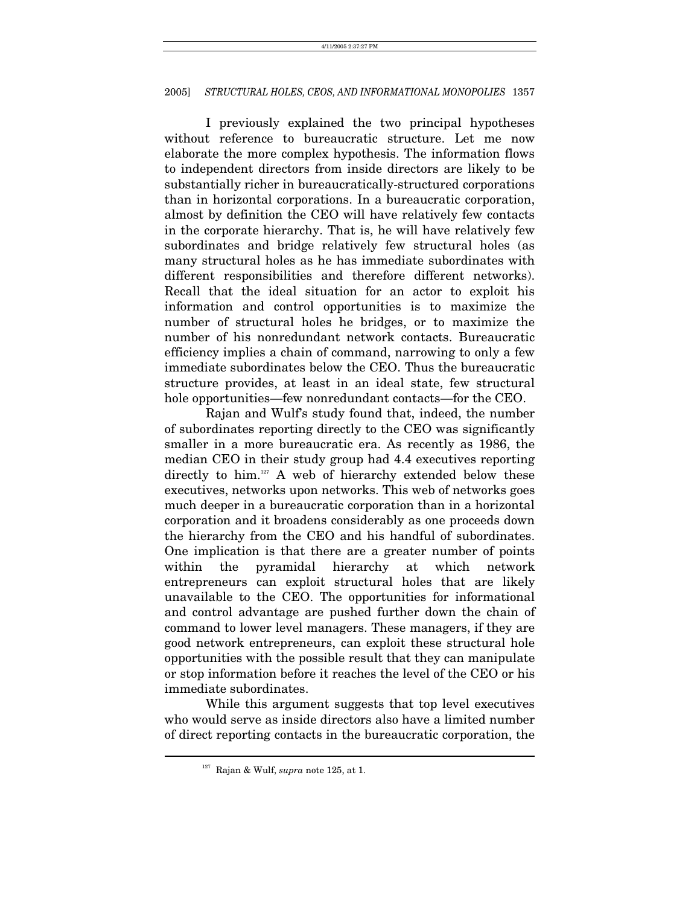I previously explained the two principal hypotheses without reference to bureaucratic structure. Let me now elaborate the more complex hypothesis. The information flows to independent directors from inside directors are likely to be substantially richer in bureaucratically-structured corporations than in horizontal corporations. In a bureaucratic corporation, almost by definition the CEO will have relatively few contacts in the corporate hierarchy. That is, he will have relatively few subordinates and bridge relatively few structural holes (as many structural holes as he has immediate subordinates with different responsibilities and therefore different networks). Recall that the ideal situation for an actor to exploit his information and control opportunities is to maximize the number of structural holes he bridges, or to maximize the number of his nonredundant network contacts. Bureaucratic efficiency implies a chain of command, narrowing to only a few immediate subordinates below the CEO. Thus the bureaucratic structure provides, at least in an ideal state, few structural hole opportunities—few nonredundant contacts—for the CEO.

Rajan and Wulf's study found that, indeed, the number of subordinates reporting directly to the CEO was significantly smaller in a more bureaucratic era. As recently as 1986, the median CEO in their study group had 4.4 executives reporting directly to him.[127] A web of hierarchy extended below these executives, networks upon networks. This web of networks goes much deeper in a bureaucratic corporation than in a horizontal corporation and it broadens considerably as one proceeds down the hierarchy from the CEO and his handful of subordinates. One implication is that there are a greater number of points within the pyramidal hierarchy at which network entrepreneurs can exploit structural holes that are likely unavailable to the CEO. The opportunities for informational and control advantage are pushed further down the chain of command to lower level managers. These managers, if they are good network entrepreneurs, can exploit these structural hole opportunities with the possible result that they can manipulate or stop information before it reaches the level of the CEO or his immediate subordinates.

While this argument suggests that top level executives who would serve as inside directors also have a limited number of direct reporting contacts in the bureaucratic corporation, the

---

[127] Rajan & Wulf, *supra* note 125, at 1.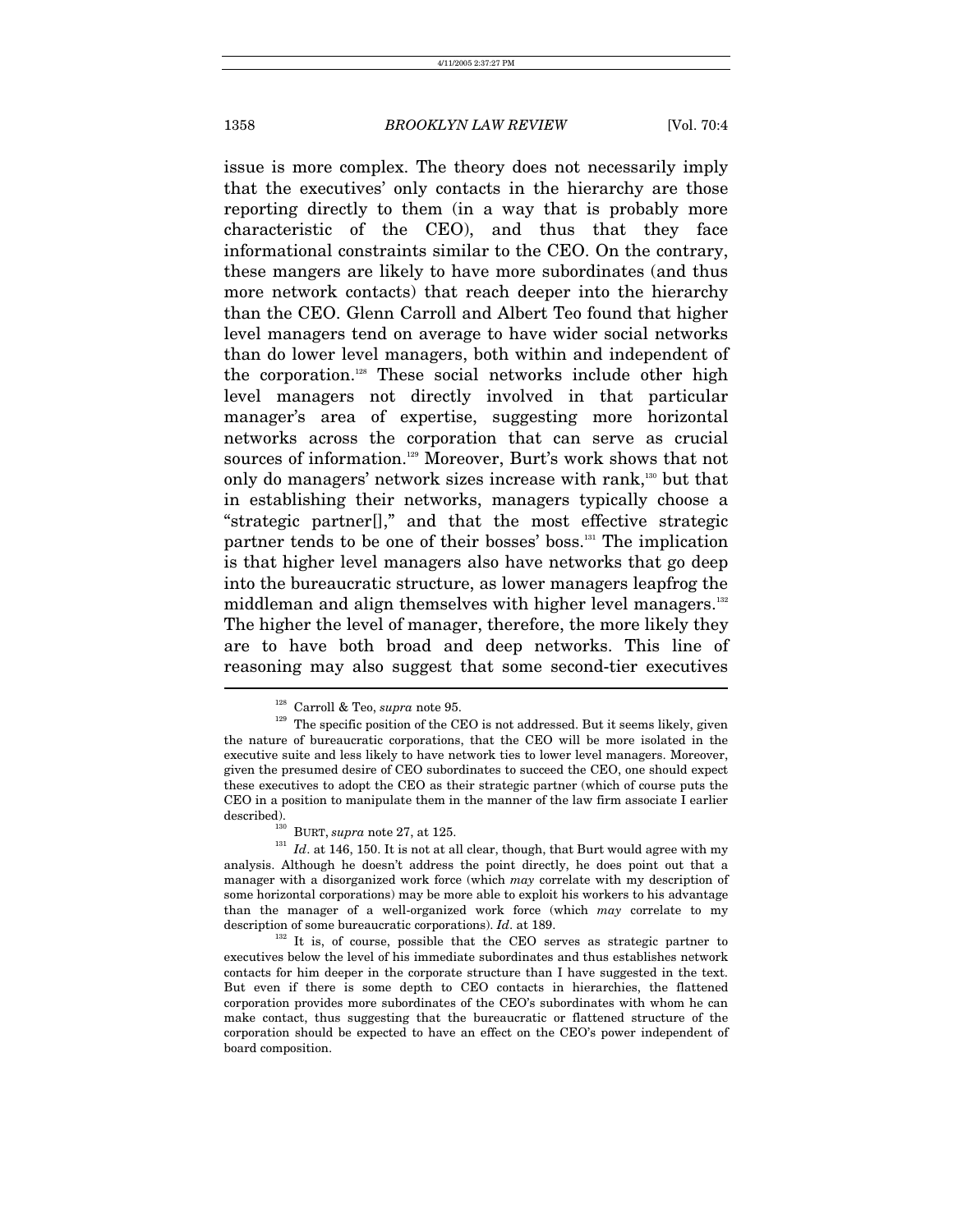issue is more complex. The theory does not necessarily imply that the executives' only contacts in the hierarchy are those reporting directly to them (in a way that is probably more characteristic of the CEO), and thus that they face informational constraints similar to the CEO. On the contrary, these mangers are likely to have more subordinates (and thus more network contacts) that reach deeper into the hierarchy than the CEO. Glenn Carroll and Albert Teo found that higher level managers tend on average to have wider social networks than do lower level managers, both within and independent of the corporation.[128] These social networks include other high level managers not directly involved in that particular manager's area of expertise, suggesting more horizontal networks across the corporation that can serve as crucial sources of information.[129] Moreover, Burt's work shows that not only do managers' network sizes increase with rank,[130] but that in establishing their networks, managers typically choose a "strategic partner[]," and that the most effective strategic partner tends to be one of their bosses' boss.[131] The implication is that higher level managers also have networks that go deep into the bureaucratic structure, as lower managers leapfrog the middleman and align themselves with higher level managers.[132] The higher the level of manager, therefore, the more likely they are to have both broad and deep networks. This line of reasoning may also suggest that some second-tier executives

---

[128] Carroll & Teo, *supra* note 95.

[129] The specific position of the CEO is not addressed. But it seems likely, given the nature of bureaucratic corporations, that the CEO will be more isolated in the executive suite and less likely to have network ties to lower level managers. Moreover, given the presumed desire of CEO subordinates to succeed the CEO, one should expect these executives to adopt the CEO as their strategic partner (which of course puts the CEO in a position to manipulate them in the manner of the law firm associate I earlier described).

[130] BURT, *supra* note 27, at 125.

[131] *Id*. at 146, 150. It is not at all clear, though, that Burt would agree with my analysis. Although he doesn't address the point directly, he does point out that a manager with a disorganized work force (which *may* correlate with my description of some horizontal corporations) may be more able to exploit his workers to his advantage than the manager of a well-organized work force (which *may* correlate to my description of some bureaucratic corporations). *Id*. at 189.

[132] It is, of course, possible that the CEO serves as strategic partner to executives below the level of his immediate subordinates and thus establishes network contacts for him deeper in the corporate structure than I have suggested in the text. But even if there is some depth to CEO contacts in hierarchies, the flattened corporation provides more subordinates of the CEO's subordinates with whom he can make contact, thus suggesting that the bureaucratic or flattened structure of the corporation should be expected to have an effect on the CEO's power independent of board composition.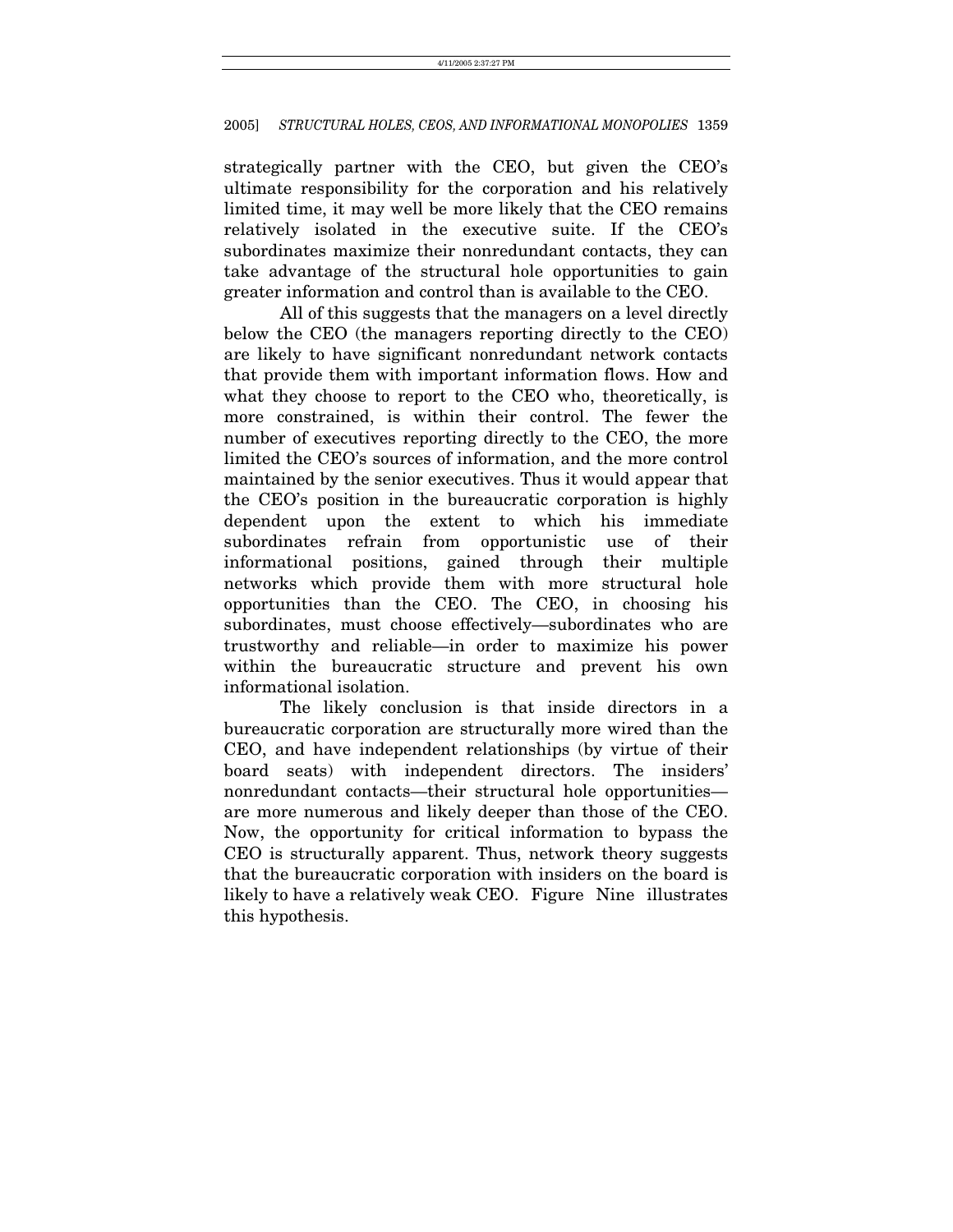strategically partner with the CEO, but given the CEO's ultimate responsibility for the corporation and his relatively limited time, it may well be more likely that the CEO remains relatively isolated in the executive suite. If the CEO's subordinates maximize their nonredundant contacts, they can take advantage of the structural hole opportunities to gain greater information and control than is available to the CEO.

All of this suggests that the managers on a level directly below the CEO (the managers reporting directly to the CEO) are likely to have significant nonredundant network contacts that provide them with important information flows. How and what they choose to report to the CEO who, theoretically, is more constrained, is within their control. The fewer the number of executives reporting directly to the CEO, the more limited the CEO's sources of information, and the more control maintained by the senior executives. Thus it would appear that the CEO's position in the bureaucratic corporation is highly dependent upon the extent to which his immediate subordinates refrain from opportunistic use of their informational positions, gained through their multiple networks which provide them with more structural hole opportunities than the CEO. The CEO, in choosing his subordinates, must choose effectively—subordinates who are trustworthy and reliable—in order to maximize his power within the bureaucratic structure and prevent his own informational isolation.

The likely conclusion is that inside directors in a bureaucratic corporation are structurally more wired than the CEO, and have independent relationships (by virtue of their board seats) with independent directors. The insiders' nonredundant contacts—their structural hole opportunities—are more numerous and likely deeper than those of the CEO. Now, the opportunity for critical information to bypass the CEO is structurally apparent. Thus, network theory suggests that the bureaucratic corporation with insiders on the board is likely to have a relatively weak CEO. Figure Nine illustrates this hypothesis.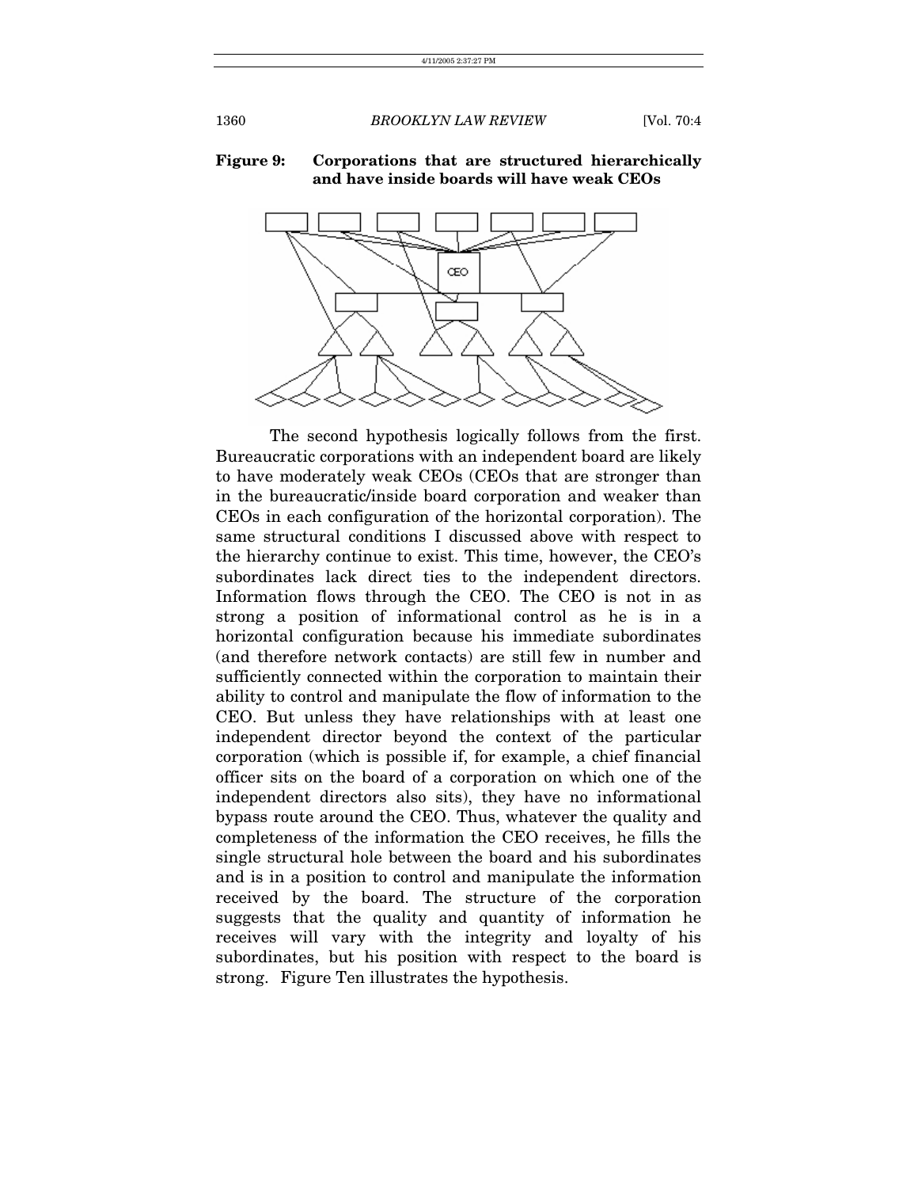**Figure 9: Corporations that are structured hierarchically and have inside boards will have weak CEOs**

The second hypothesis logically follows from the first. Bureaucratic corporations with an independent board are likely to have moderately weak CEOs (CEOs that are stronger than in the bureaucratic/inside board corporation and weaker than CEOs in each configuration of the horizontal corporation). The same structural conditions I discussed above with respect to the hierarchy continue to exist. This time, however, the CEO's subordinates lack direct ties to the independent directors. Information flows through the CEO. The CEO is not in as strong a position of informational control as he is in a horizontal configuration because his immediate subordinates (and therefore network contacts) are still few in number and sufficiently connected within the corporation to maintain their ability to control and manipulate the flow of information to the CEO. But unless they have relationships with at least one independent director beyond the context of the particular corporation (which is possible if, for example, a chief financial officer sits on the board of a corporation on which one of the independent directors also sits), they have no informational bypass route around the CEO. Thus, whatever the quality and completeness of the information the CEO receives, he fills the single structural hole between the board and his subordinates and is in a position to control and manipulate the information received by the board. The structure of the corporation suggests that the quality and quantity of information he receives will vary with the integrity and loyalty of his subordinates, but his position with respect to the board is strong. Figure Ten illustrates the hypothesis.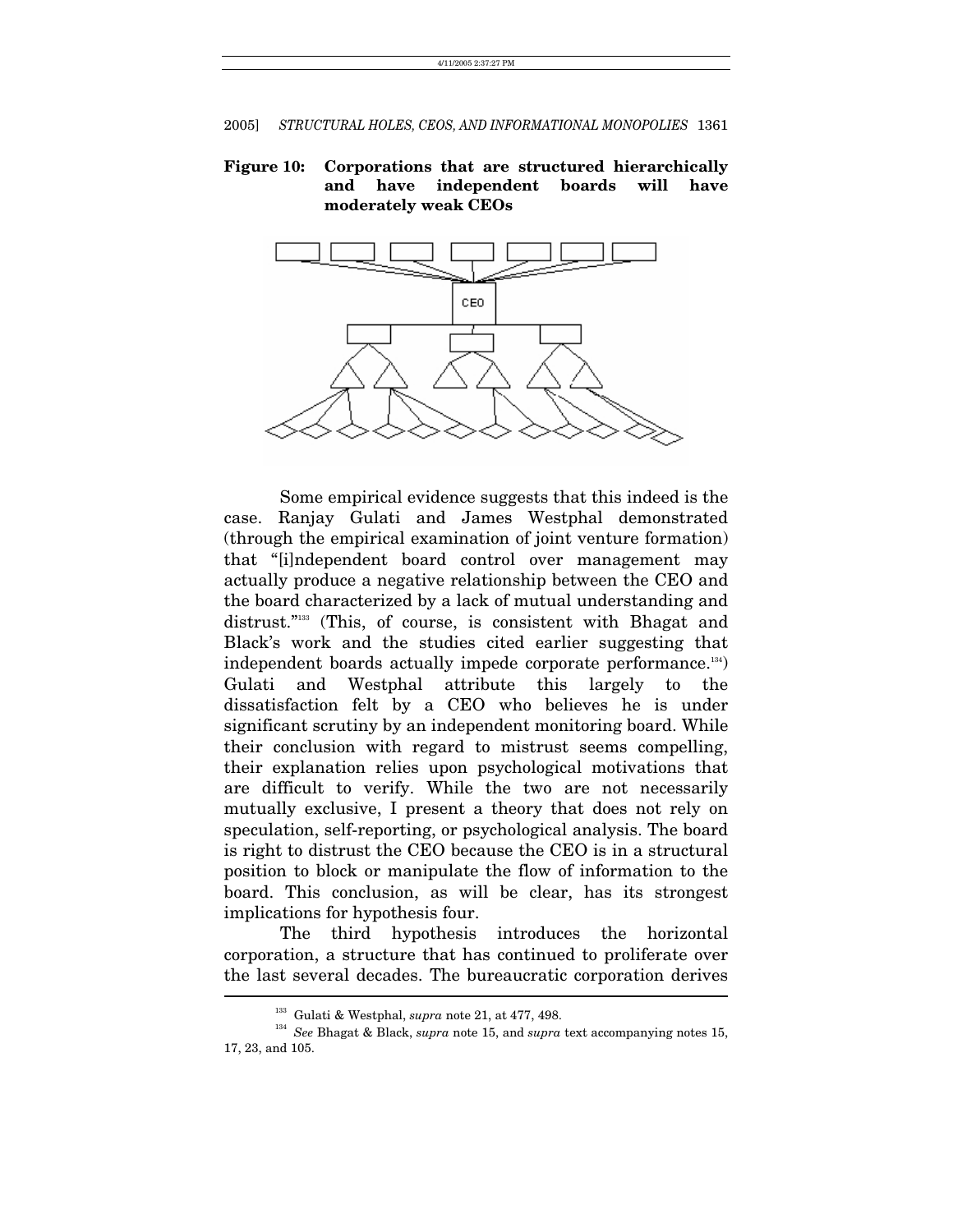**Figure 10: Corporations that are structured hierarchically and have independent boards will have moderately weak CEOs**

Some empirical evidence suggests that this indeed is the case. Ranjay Gulati and James Westphal demonstrated (through the empirical examination of joint venture formation) that "[i]ndependent board control over management may actually produce a negative relationship between the CEO and the board characterized by a lack of mutual understanding and distrust."[133] (This, of course, is consistent with Bhagat and Black's work and the studies cited earlier suggesting that independent boards actually impede corporate performance.[134]) Gulati and Westphal attribute this largely to the dissatisfaction felt by a CEO who believes he is under significant scrutiny by an independent monitoring board. While their conclusion with regard to mistrust seems compelling, their explanation relies upon psychological motivations that are difficult to verify. While the two are not necessarily mutually exclusive, I present a theory that does not rely on speculation, self-reporting, or psychological analysis. The board is right to distrust the CEO because the CEO is in a structural position to block or manipulate the flow of information to the board. This conclusion, as will be clear, has its strongest implications for hypothesis four.

The third hypothesis introduces the horizontal corporation, a structure that has continued to proliferate over the last several decades. The bureaucratic corporation derives

---

[133] Gulati & Westphal, *supra* note 21, at 477, 498.

[134] *See* Bhagat & Black, *supra* note 15, and *supra* text accompanying notes 15, 17, 23, and 105.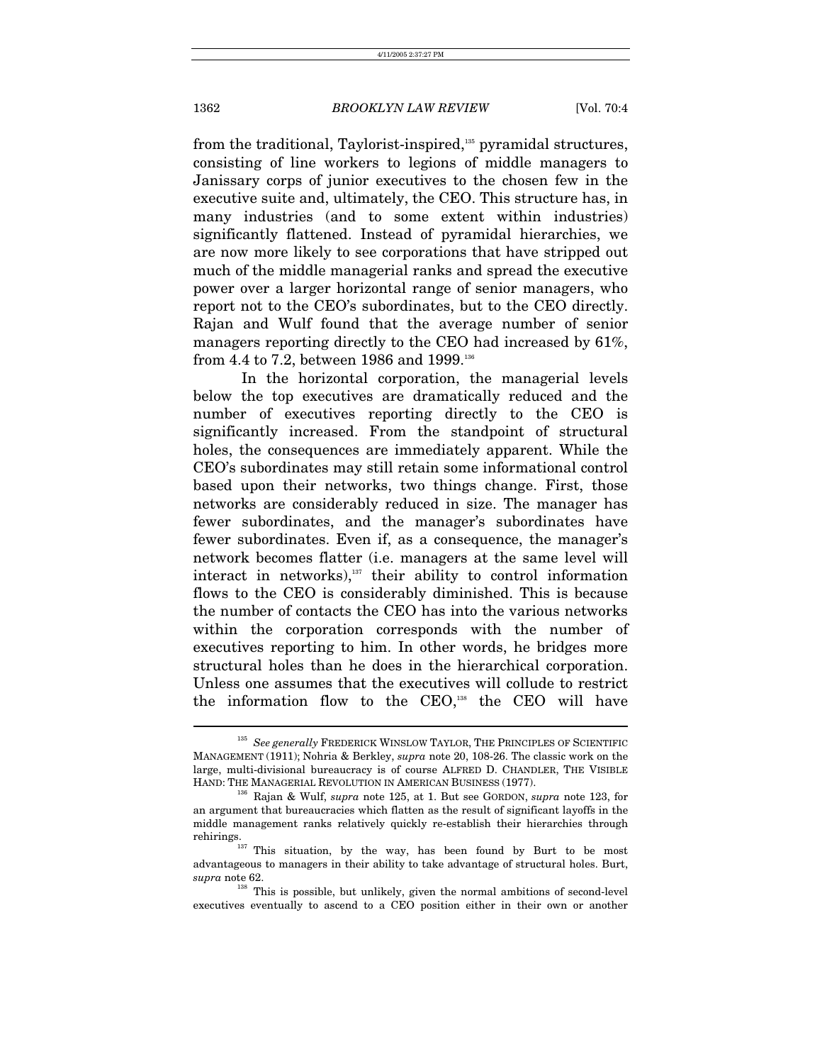from the traditional, Taylorist-inspired,[135] pyramidal structures, consisting of line workers to legions of middle managers to Janissary corps of junior executives to the chosen few in the executive suite and, ultimately, the CEO. This structure has, in many industries (and to some extent within industries) significantly flattened. Instead of pyramidal hierarchies, we are now more likely to see corporations that have stripped out much of the middle managerial ranks and spread the executive power over a larger horizontal range of senior managers, who report not to the CEO's subordinates, but to the CEO directly. Rajan and Wulf found that the average number of senior managers reporting directly to the CEO had increased by 61%, from 4.4 to 7.2, between 1986 and 1999.[136]

In the horizontal corporation, the managerial levels below the top executives are dramatically reduced and the number of executives reporting directly to the CEO is significantly increased. From the standpoint of structural holes, the consequences are immediately apparent. While the CEO's subordinates may still retain some informational control based upon their networks, two things change. First, those networks are considerably reduced in size. The manager has fewer subordinates, and the manager's subordinates have fewer subordinates. Even if, as a consequence, the manager's network becomes flatter (i.e. managers at the same level will interact in networks),[137] their ability to control information flows to the CEO is considerably diminished. This is because the number of contacts the CEO has into the various networks within the corporation corresponds with the number of executives reporting to him. In other words, he bridges more structural holes than he does in the hierarchical corporation. Unless one assumes that the executives will collude to restrict the information flow to the CEO,[138] the CEO will have

---

[135] *See generally* FREDERICK WINSLOW TAYLOR, THE PRINCIPLES OF SCIENTIFIC MANAGEMENT (1911); Nohria & Berkley, *supra* note 20, 108-26. The classic work on the large, multi-divisional bureaucracy is of course ALFRED D. CHANDLER, THE VISIBLE HAND: THE MANAGERIAL REVOLUTION IN AMERICAN BUSINESS (1977).

[136] Rajan & Wulf, *supra* note 125, at 1. But see GORDON, *supra* note 123, for an argument that bureaucracies which flatten as the result of significant layoffs in the middle management ranks relatively quickly re-establish their hierarchies through rehirings.

[137] This situation, by the way, has been found by Burt to be most advantageous to managers in their ability to take advantage of structural holes. Burt, *supra* note 62.

[138] This is possible, but unlikely, given the normal ambitions of second-level executives eventually to ascend to a CEO position either in their own or another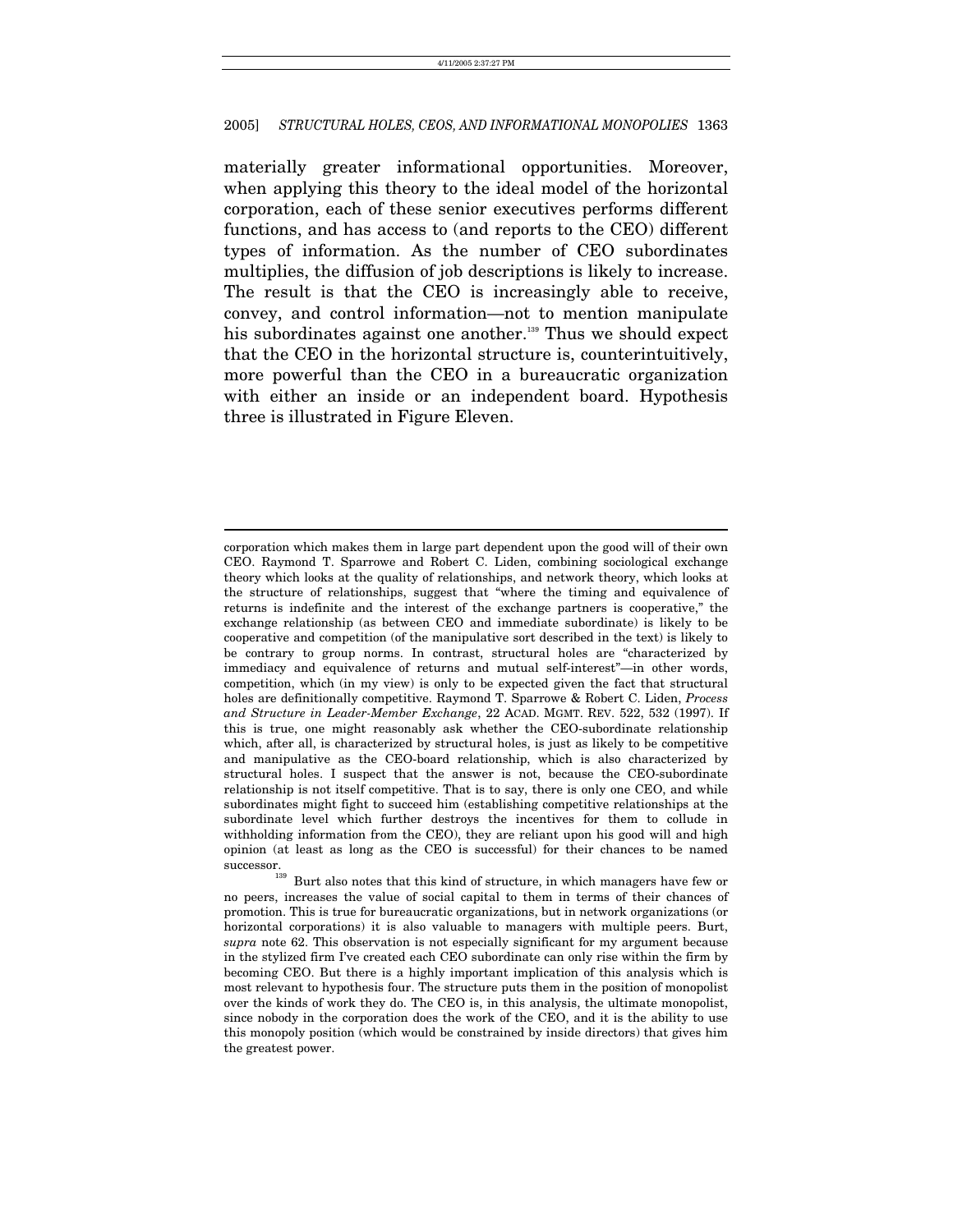materially greater informational opportunities. Moreover, when applying this theory to the ideal model of the horizontal corporation, each of these senior executives performs different functions, and has access to (and reports to the CEO) different types of information. As the number of CEO subordinates multiplies, the diffusion of job descriptions is likely to increase. The result is that the CEO is increasingly able to receive, convey, and control information—not to mention manipulate his subordinates against one another.[139] Thus we should expect that the CEO in the horizontal structure is, counterintuitively, more powerful than the CEO in a bureaucratic organization with either an inside or an independent board. Hypothesis three is illustrated in Figure Eleven.

---

corporation which makes them in large part dependent upon the good will of their own CEO. Raymond T. Sparrowe and Robert C. Liden, combining sociological exchange theory which looks at the quality of relationships, and network theory, which looks at the structure of relationships, suggest that "where the timing and equivalence of returns is indefinite and the interest of the exchange partners is cooperative," the exchange relationship (as between CEO and immediate subordinate) is likely to be cooperative and competition (of the manipulative sort described in the text) is likely to be contrary to group norms. In contrast, structural holes are "characterized by immediacy and equivalence of returns and mutual self-interest"—in other words, competition, which (in my view) is only to be expected given the fact that structural holes are definitionally competitive. Raymond T. Sparrowe & Robert C. Liden, *Process and Structure in Leader-Member Exchange*, 22 ACAD. MGMT. REV. 522, 532 (1997). If this is true, one might reasonably ask whether the CEO-subordinate relationship which, after all, is characterized by structural holes, is just as likely to be competitive and manipulative as the CEO-board relationship, which is also characterized by structural holes. I suspect that the answer is not, because the CEO-subordinate relationship is not itself competitive. That is to say, there is only one CEO, and while subordinates might fight to succeed him (establishing competitive relationships at the subordinate level which further destroys the incentives for them to collude in withholding information from the CEO), they are reliant upon his good will and high opinion (at least as long as the CEO is successful) for their chances to be named successor.

[139] Burt also notes that this kind of structure, in which managers have few or no peers, increases the value of social capital to them in terms of their chances of promotion. This is true for bureaucratic organizations, but in network organizations (or horizontal corporations) it is also valuable to managers with multiple peers. Burt, *supra* note 62. This observation is not especially significant for my argument because in the stylized firm I've created each CEO subordinate can only rise within the firm by becoming CEO. But there is a highly important implication of this analysis which is most relevant to hypothesis four. The structure puts them in the position of monopolist over the kinds of work they do. The CEO is, in this analysis, the ultimate monopolist, since nobody in the corporation does the work of the CEO, and it is the ability to use this monopoly position (which would be constrained by inside directors) that gives him the greatest power.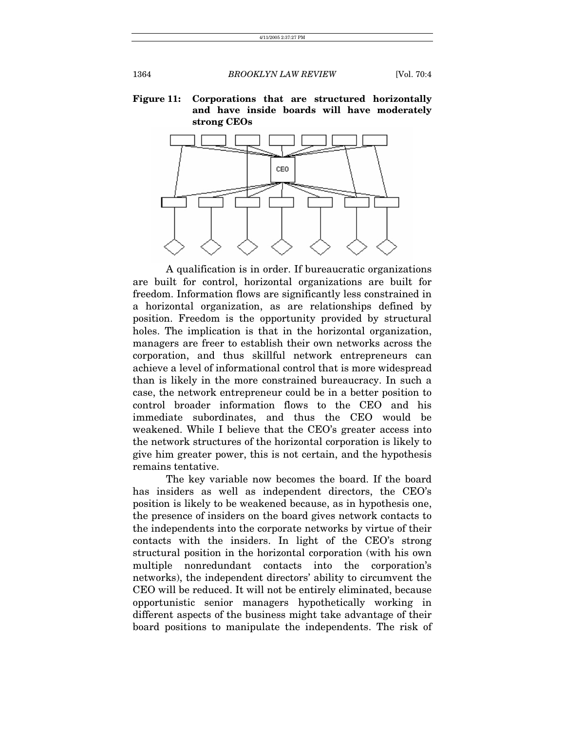**Figure 11: Corporations that are structured horizontally and have inside boards will have moderately strong CEOs**

A qualification is in order. If bureaucratic organizations are built for control, horizontal organizations are built for freedom. Information flows are significantly less constrained in a horizontal organization, as are relationships defined by position. Freedom is the opportunity provided by structural holes. The implication is that in the horizontal organization, managers are freer to establish their own networks across the corporation, and thus skillful network entrepreneurs can achieve a level of informational control that is more widespread than is likely in the more constrained bureaucracy. In such a case, the network entrepreneur could be in a better position to control broader information flows to the CEO and his immediate subordinates, and thus the CEO would be weakened. While I believe that the CEO's greater access into the network structures of the horizontal corporation is likely to give him greater power, this is not certain, and the hypothesis remains tentative.

The key variable now becomes the board. If the board has insiders as well as independent directors, the CEO's position is likely to be weakened because, as in hypothesis one, the presence of insiders on the board gives network contacts to the independents into the corporate networks by virtue of their contacts with the insiders. In light of the CEO's strong structural position in the horizontal corporation (with his own multiple nonredundant contacts into the corporation's networks), the independent directors' ability to circumvent the CEO will be reduced. It will not be entirely eliminated, because opportunistic senior managers hypothetically working in different aspects of the business might take advantage of their board positions to manipulate the independents. The risk of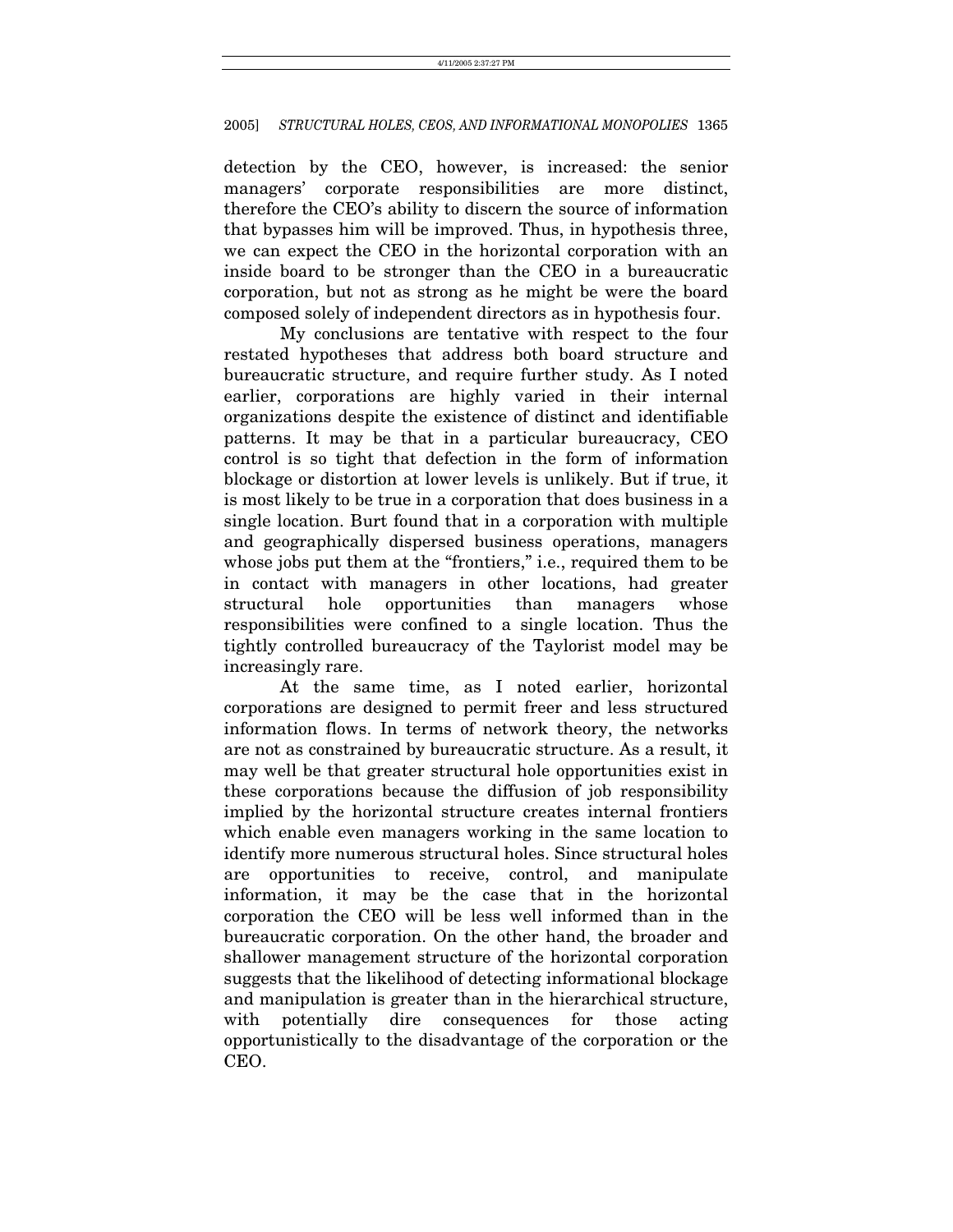detection by the CEO, however, is increased: the senior managers' corporate responsibilities are more distinct, therefore the CEO's ability to discern the source of information that bypasses him will be improved. Thus, in hypothesis three, we can expect the CEO in the horizontal corporation with an inside board to be stronger than the CEO in a bureaucratic corporation, but not as strong as he might be were the board composed solely of independent directors as in hypothesis four.

My conclusions are tentative with respect to the four restated hypotheses that address both board structure and bureaucratic structure, and require further study. As I noted earlier, corporations are highly varied in their internal organizations despite the existence of distinct and identifiable patterns. It may be that in a particular bureaucracy, CEO control is so tight that defection in the form of information blockage or distortion at lower levels is unlikely. But if true, it is most likely to be true in a corporation that does business in a single location. Burt found that in a corporation with multiple and geographically dispersed business operations, managers whose jobs put them at the "frontiers," i.e., required them to be in contact with managers in other locations, had greater structural hole opportunities than managers whose responsibilities were confined to a single location. Thus the tightly controlled bureaucracy of the Taylorist model may be increasingly rare.

At the same time, as I noted earlier, horizontal corporations are designed to permit freer and less structured information flows. In terms of network theory, the networks are not as constrained by bureaucratic structure. As a result, it may well be that greater structural hole opportunities exist in these corporations because the diffusion of job responsibility implied by the horizontal structure creates internal frontiers which enable even managers working in the same location to identify more numerous structural holes. Since structural holes are opportunities to receive, control, and manipulate information, it may be the case that in the horizontal corporation the CEO will be less well informed than in the bureaucratic corporation. On the other hand, the broader and shallower management structure of the horizontal corporation suggests that the likelihood of detecting informational blockage and manipulation is greater than in the hierarchical structure, with potentially dire consequences for those acting opportunistically to the disadvantage of the corporation or the CEO.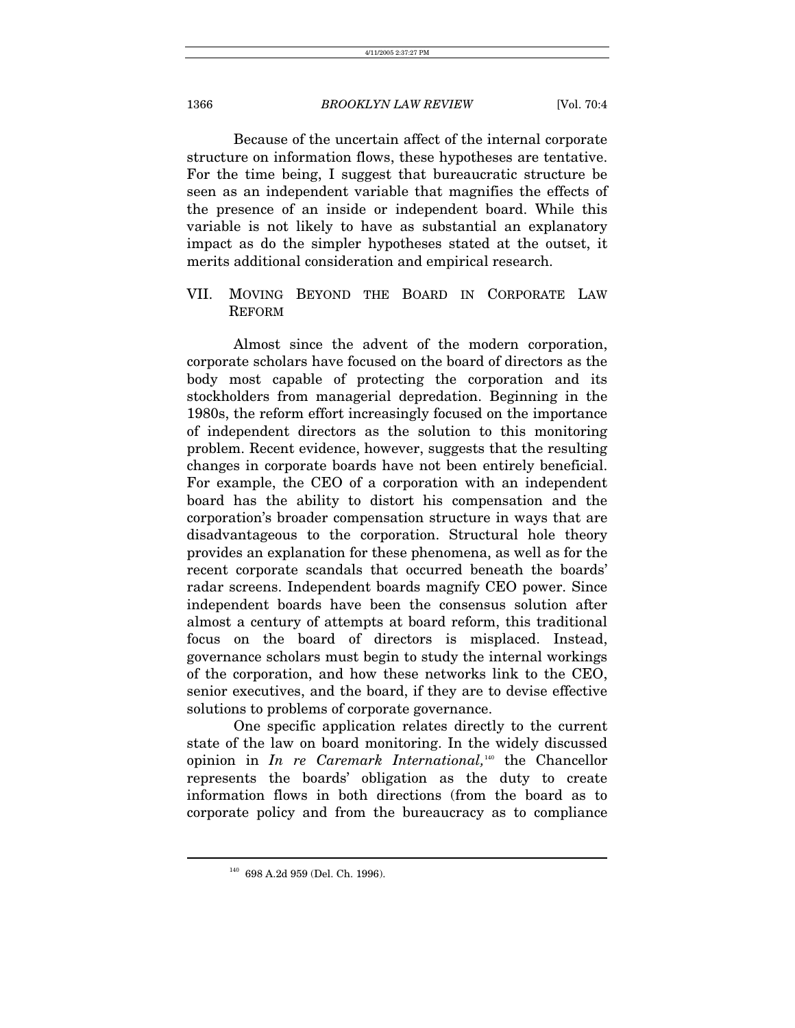Because of the uncertain affect of the internal corporate structure on information flows, these hypotheses are tentative. For the time being, I suggest that bureaucratic structure be seen as an independent variable that magnifies the effects of the presence of an inside or independent board. While this variable is not likely to have as substantial an explanatory impact as do the simpler hypotheses stated at the outset, it merits additional consideration and empirical research.

## VII. MOVING BEYOND THE BOARD IN CORPORATE LAW REFORM

Almost since the advent of the modern corporation, corporate scholars have focused on the board of directors as the body most capable of protecting the corporation and its stockholders from managerial depredation. Beginning in the 1980s, the reform effort increasingly focused on the importance of independent directors as the solution to this monitoring problem. Recent evidence, however, suggests that the resulting changes in corporate boards have not been entirely beneficial. For example, the CEO of a corporation with an independent board has the ability to distort his compensation and the corporation's broader compensation structure in ways that are disadvantageous to the corporation. Structural hole theory provides an explanation for these phenomena, as well as for the recent corporate scandals that occurred beneath the boards' radar screens. Independent boards magnify CEO power. Since independent boards have been the consensus solution after almost a century of attempts at board reform, this traditional focus on the board of directors is misplaced. Instead, governance scholars must begin to study the internal workings of the corporation, and how these networks link to the CEO, senior executives, and the board, if they are to devise effective solutions to problems of corporate governance.

One specific application relates directly to the current state of the law on board monitoring. In the widely discussed opinion in *In re Caremark International*,[140] the Chancellor represents the boards' obligation as the duty to create information flows in both directions (from the board as to corporate policy and from the bureaucracy as to compliance

---

[140] 698 A.2d 959 (Del. Ch. 1996).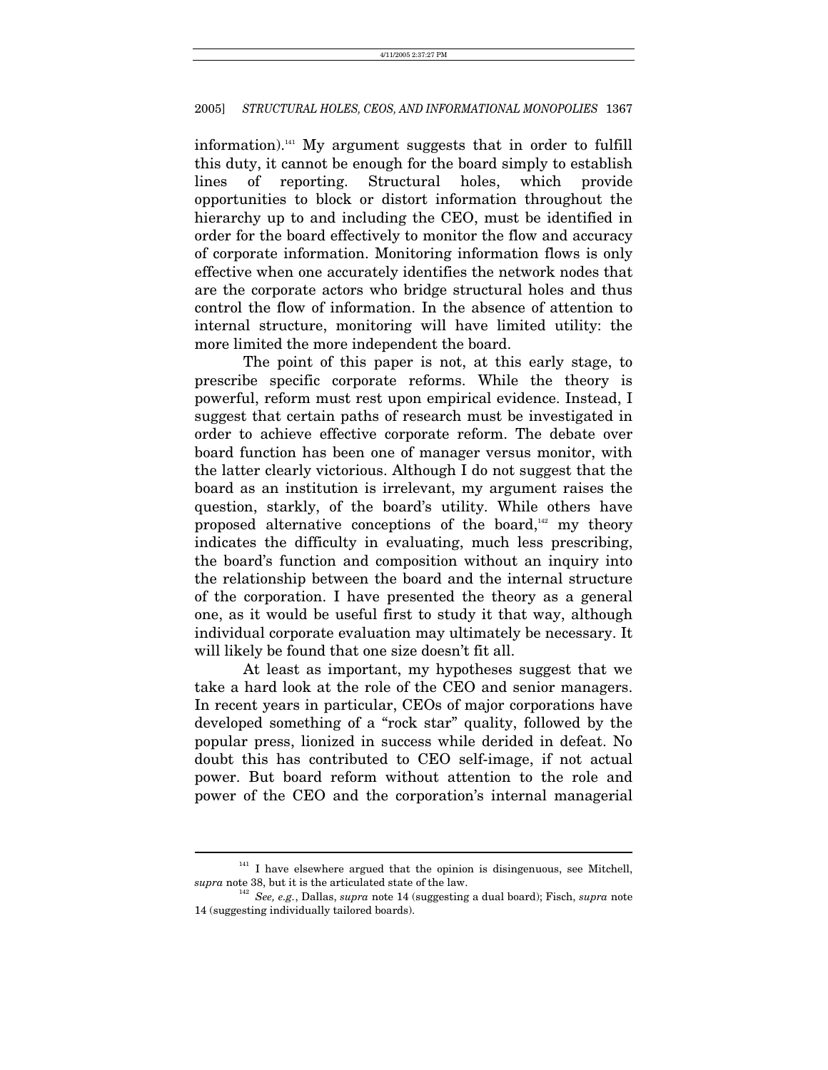information).[141] My argument suggests that in order to fulfill this duty, it cannot be enough for the board simply to establish lines of reporting. Structural holes, which provide opportunities to block or distort information throughout the hierarchy up to and including the CEO, must be identified in order for the board effectively to monitor the flow and accuracy of corporate information. Monitoring information flows is only effective when one accurately identifies the network nodes that are the corporate actors who bridge structural holes and thus control the flow of information. In the absence of attention to internal structure, monitoring will have limited utility: the more limited the more independent the board.

The point of this paper is not, at this early stage, to prescribe specific corporate reforms. While the theory is powerful, reform must rest upon empirical evidence. Instead, I suggest that certain paths of research must be investigated in order to achieve effective corporate reform. The debate over board function has been one of manager versus monitor, with the latter clearly victorious. Although I do not suggest that the board as an institution is irrelevant, my argument raises the question, starkly, of the board's utility. While others have proposed alternative conceptions of the board,[142] my theory indicates the difficulty in evaluating, much less prescribing, the board's function and composition without an inquiry into the relationship between the board and the internal structure of the corporation. I have presented the theory as a general one, as it would be useful first to study it that way, although individual corporate evaluation may ultimately be necessary. It will likely be found that one size doesn't fit all.

At least as important, my hypotheses suggest that we take a hard look at the role of the CEO and senior managers. In recent years in particular, CEOs of major corporations have developed something of a "rock star" quality, followed by the popular press, lionized in success while derided in defeat. No doubt this has contributed to CEO self-image, if not actual power. But board reform without attention to the role and power of the CEO and the corporation's internal managerial

---

[141] I have elsewhere argued that the opinion is disingenuous, see Mitchell, *supra* note 38, but it is the articulated state of the law.

[142] *See, e.g.*, Dallas, *supra* note 14 (suggesting a dual board); Fisch, *supra* note 14 (suggesting individually tailored boards).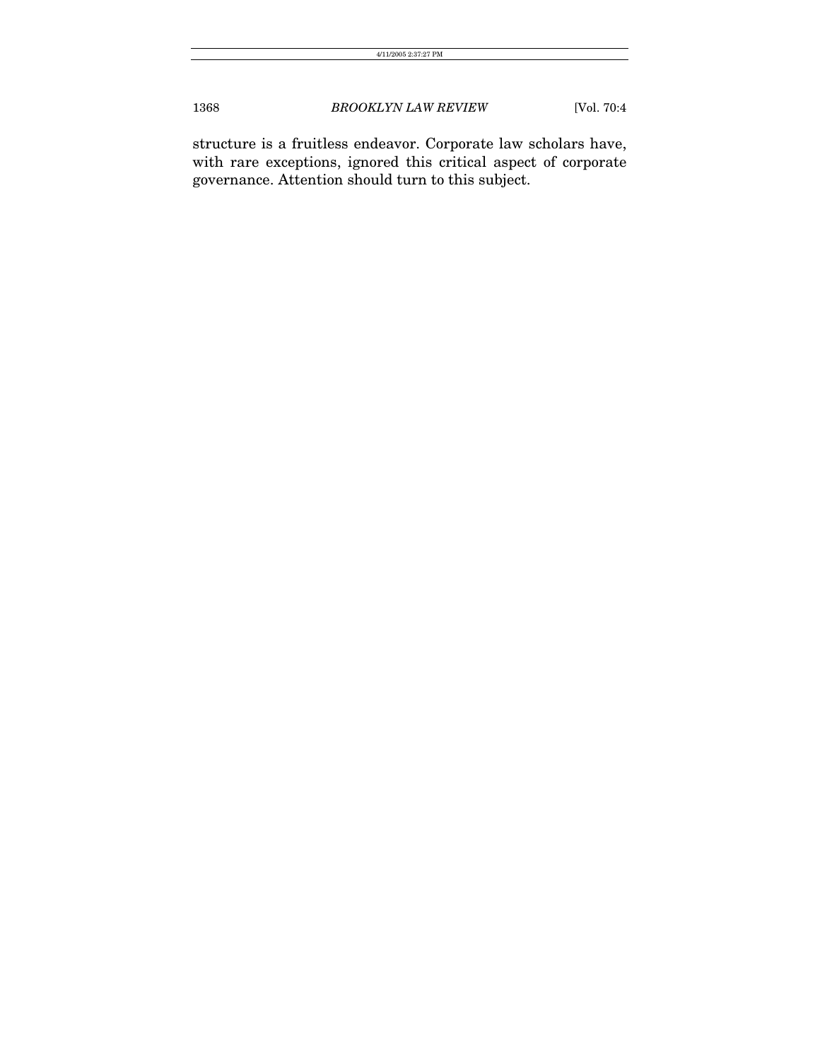structure is a fruitless endeavor. Corporate law scholars have, with rare exceptions, ignored this critical aspect of corporate governance. Attention should turn to this subject.